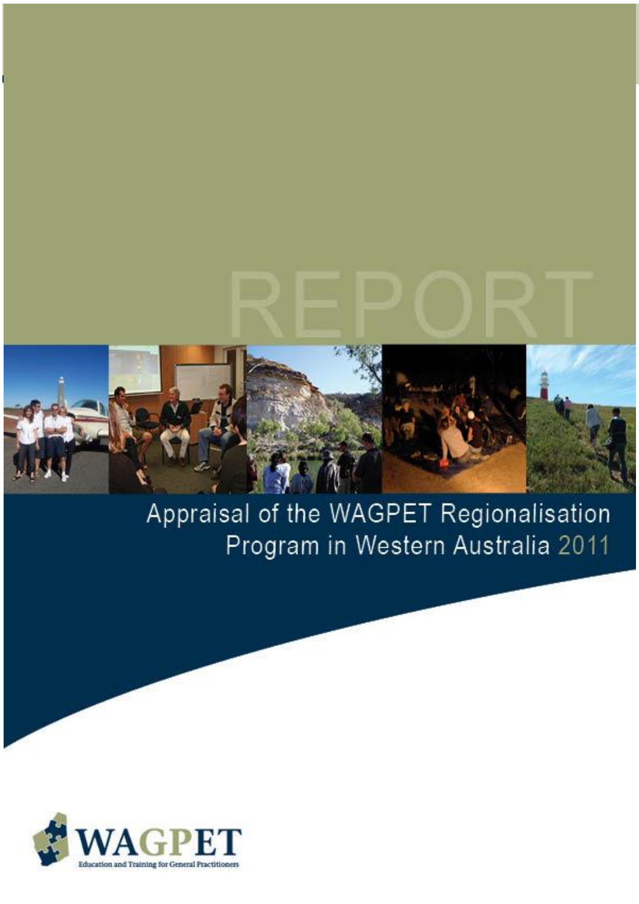REPORT

# Appraisal of the WAGPET Regionalisation Program in Western Australia 2011

WAGPET

Education and Training for General Practitioners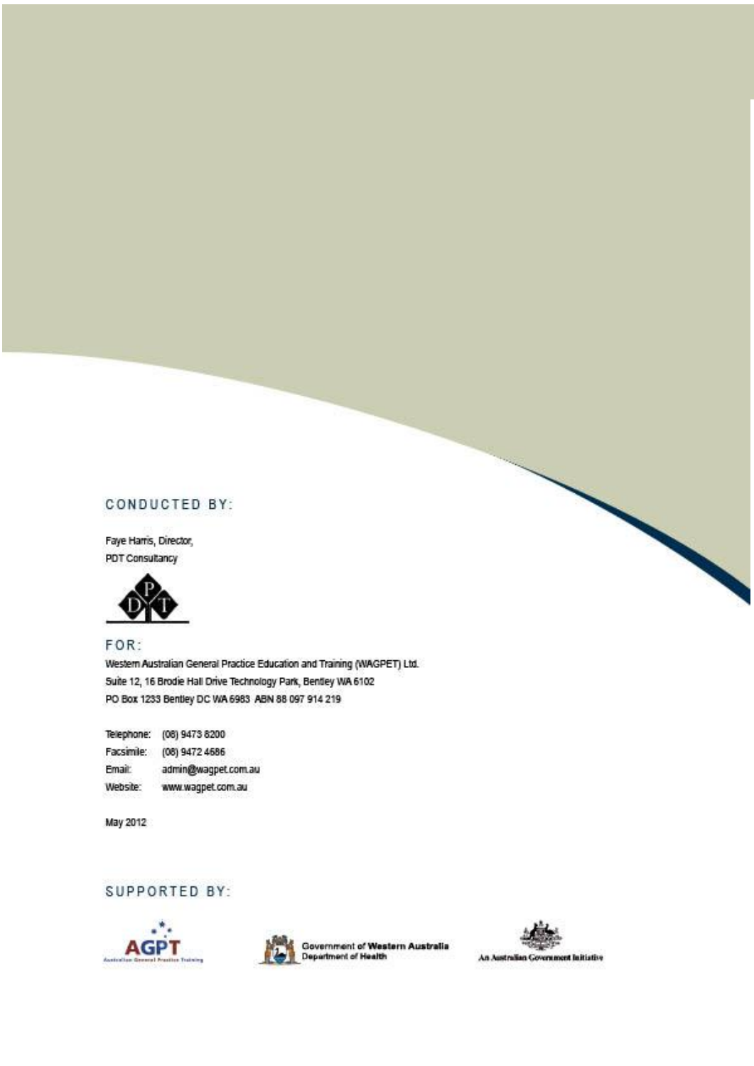## CONDUCTED BY:

Faye Harris, Director,
PDT Consultancy

## FOR:

Western Australian General Practice Education and Training (WAGPET) Ltd.
Suite 12, 16 Brodie Hall Drive Technology Park, Bentley WA 6102
PO Box 1233 Bentley DC WA 6983 ABN 88 097 914 219

Telephone: (08) 9473 8200
Facsimile: (08) 9472 4686
Email: admin@wagpet.com.au
Website: www.wagpet.com.au

May 2012

## SUPPORTED BY:

AGPT Australian General Practice Training

Government of Western Australia Department of Health

An Australian Government Initiative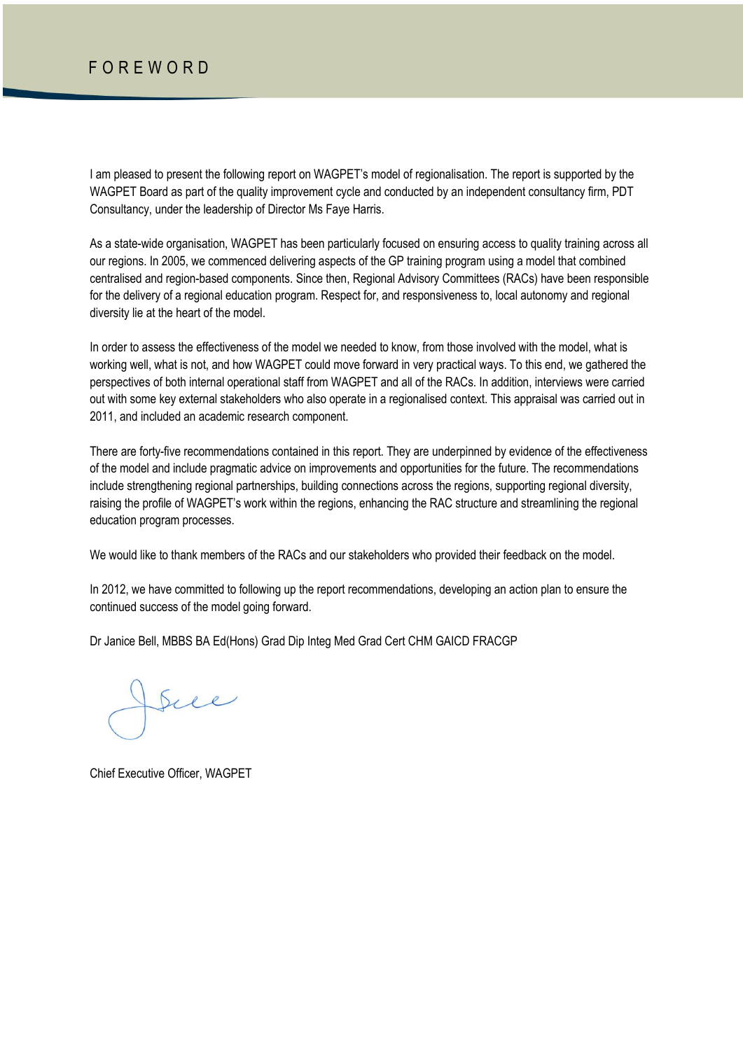# FOREWORD

I am pleased to present the following report on WAGPET's model of regionalisation. The report is supported by the WAGPET Board as part of the quality improvement cycle and conducted by an independent consultancy firm, PDT Consultancy, under the leadership of Director Ms Faye Harris.

As a state-wide organisation, WAGPET has been particularly focused on ensuring access to quality training across all our regions. In 2005, we commenced delivering aspects of the GP training program using a model that combined centralised and region-based components. Since then, Regional Advisory Committees (RACs) have been responsible for the delivery of a regional education program. Respect for, and responsiveness to, local autonomy and regional diversity lie at the heart of the model.

In order to assess the effectiveness of the model we needed to know, from those involved with the model, what is working well, what is not, and how WAGPET could move forward in very practical ways. To this end, we gathered the perspectives of both internal operational staff from WAGPET and all of the RACs. In addition, interviews were carried out with some key external stakeholders who also operate in a regionalised context. This appraisal was carried out in 2011, and included an academic research component.

There are forty-five recommendations contained in this report. They are underpinned by evidence of the effectiveness of the model and include pragmatic advice on improvements and opportunities for the future. The recommendations include strengthening regional partnerships, building connections across the regions, supporting regional diversity, raising the profile of WAGPET's work within the regions, enhancing the RAC structure and streamlining the regional education program processes.

We would like to thank members of the RACs and our stakeholders who provided their feedback on the model.

In 2012, we have committed to following up the report recommendations, developing an action plan to ensure the continued success of the model going forward.

Dr Janice Bell, MBBS BA Ed(Hons) Grad Dip Integ Med Grad Cert CHM GAICD FRACGP

Chief Executive Officer, WAGPET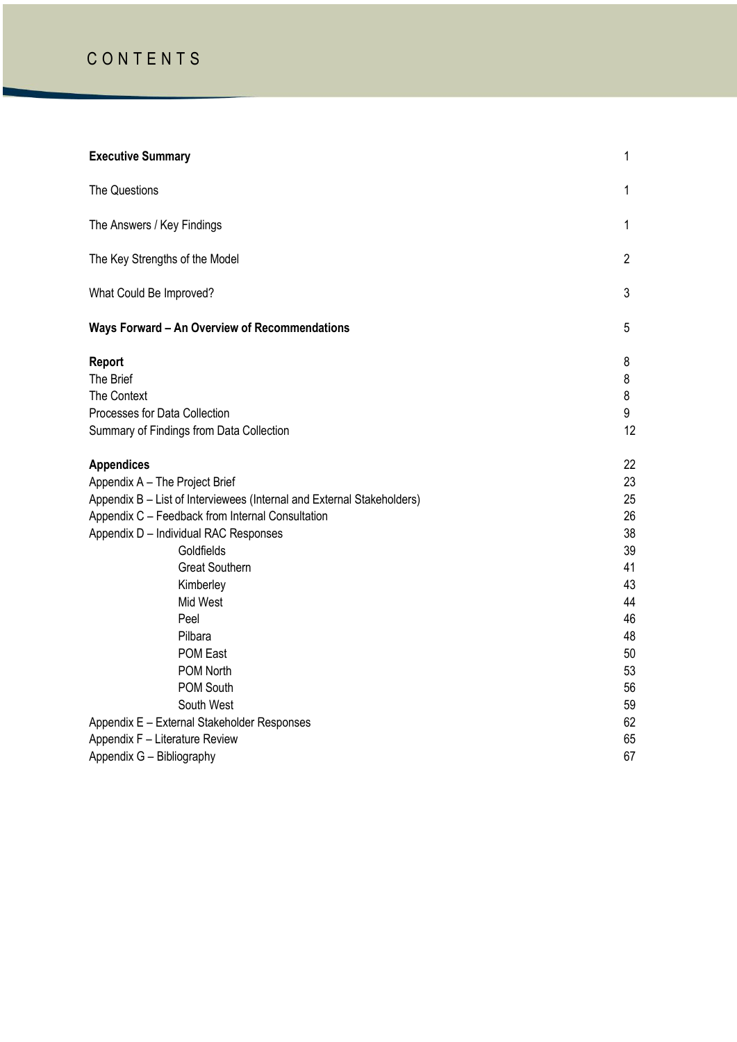# CONTENTS

| | |
|---|---|
| **Executive Summary** | 1 |
| The Questions | 1 |
| The Answers / Key Findings | 1 |
| The Key Strengths of the Model | 2 |
| What Could Be Improved? | 3 |
| **Ways Forward – An Overview of Recommendations** | 5 |
| **Report** | 8 |
| The Brief | 8 |
| The Context | 8 |
| Processes for Data Collection | 9 |
| Summary of Findings from Data Collection | 12 |
| **Appendices** | 22 |
| Appendix A – The Project Brief | 23 |
| Appendix B – List of Interviewees (Internal and External Stakeholders) | 25 |
| Appendix C – Feedback from Internal Consultation | 26 |
| Appendix D – Individual RAC Responses | 38 |
| Goldfields | 39 |
| Great Southern | 41 |
| Kimberley | 43 |
| Mid West | 44 |
| Peel | 46 |
| Pilbara | 48 |
| POM East | 50 |
| POM North | 53 |
| POM South | 56 |
| South West | 59 |
| Appendix E – External Stakeholder Responses | 62 |
| Appendix F – Literature Review | 65 |
| Appendix G – Bibliography | 67 |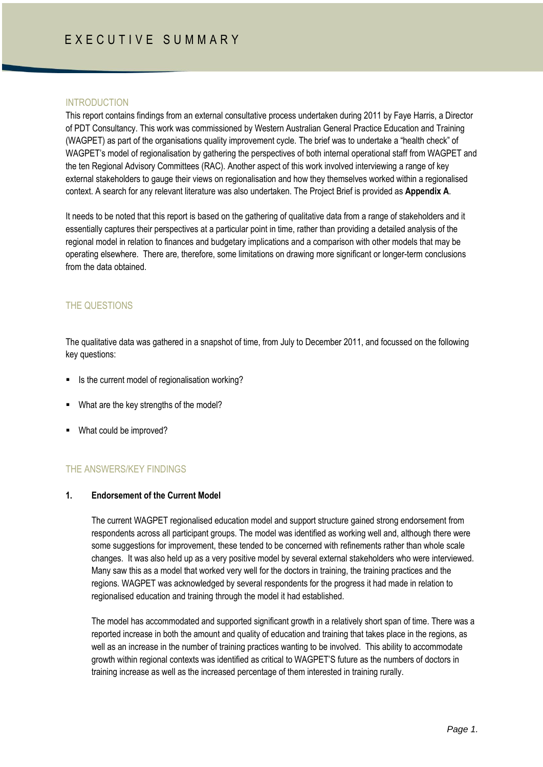# EXECUTIVE SUMMARY

## INTRODUCTION

This report contains findings from an external consultative process undertaken during 2011 by Faye Harris, a Director of PDT Consultancy. This work was commissioned by Western Australian General Practice Education and Training (WAGPET) as part of the organisations quality improvement cycle. The brief was to undertake a "health check" of WAGPET's model of regionalisation by gathering the perspectives of both internal operational staff from WAGPET and the ten Regional Advisory Committees (RAC). Another aspect of this work involved interviewing a range of key external stakeholders to gauge their views on regionalisation and how they themselves worked within a regionalised context. A search for any relevant literature was also undertaken. The Project Brief is provided as **Appendix A**.

It needs to be noted that this report is based on the gathering of qualitative data from a range of stakeholders and it essentially captures their perspectives at a particular point in time, rather than providing a detailed analysis of the regional model in relation to finances and budgetary implications and a comparison with other models that may be operating elsewhere. There are, therefore, some limitations on drawing more significant or longer-term conclusions from the data obtained.

## THE QUESTIONS

The qualitative data was gathered in a snapshot of time, from July to December 2011, and focussed on the following key questions:

- Is the current model of regionalisation working?
- What are the key strengths of the model?
- What could be improved?

## THE ANSWERS/KEY FINDINGS

### 1. Endorsement of the Current Model

The current WAGPET regionalised education model and support structure gained strong endorsement from respondents across all participant groups. The model was identified as working well and, although there were some suggestions for improvement, these tended to be concerned with refinements rather than whole scale changes. It was also held up as a very positive model by several external stakeholders who were interviewed. Many saw this as a model that worked very well for the doctors in training, the training practices and the regions. WAGPET was acknowledged by several respondents for the progress it had made in relation to regionalised education and training through the model it had established.

The model has accommodated and supported significant growth in a relatively short span of time. There was a reported increase in both the amount and quality of education and training that takes place in the regions, as well as an increase in the number of training practices wanting to be involved. This ability to accommodate growth within regional contexts was identified as critical to WAGPET'S future as the numbers of doctors in training increase as well as the increased percentage of them interested in training rurally.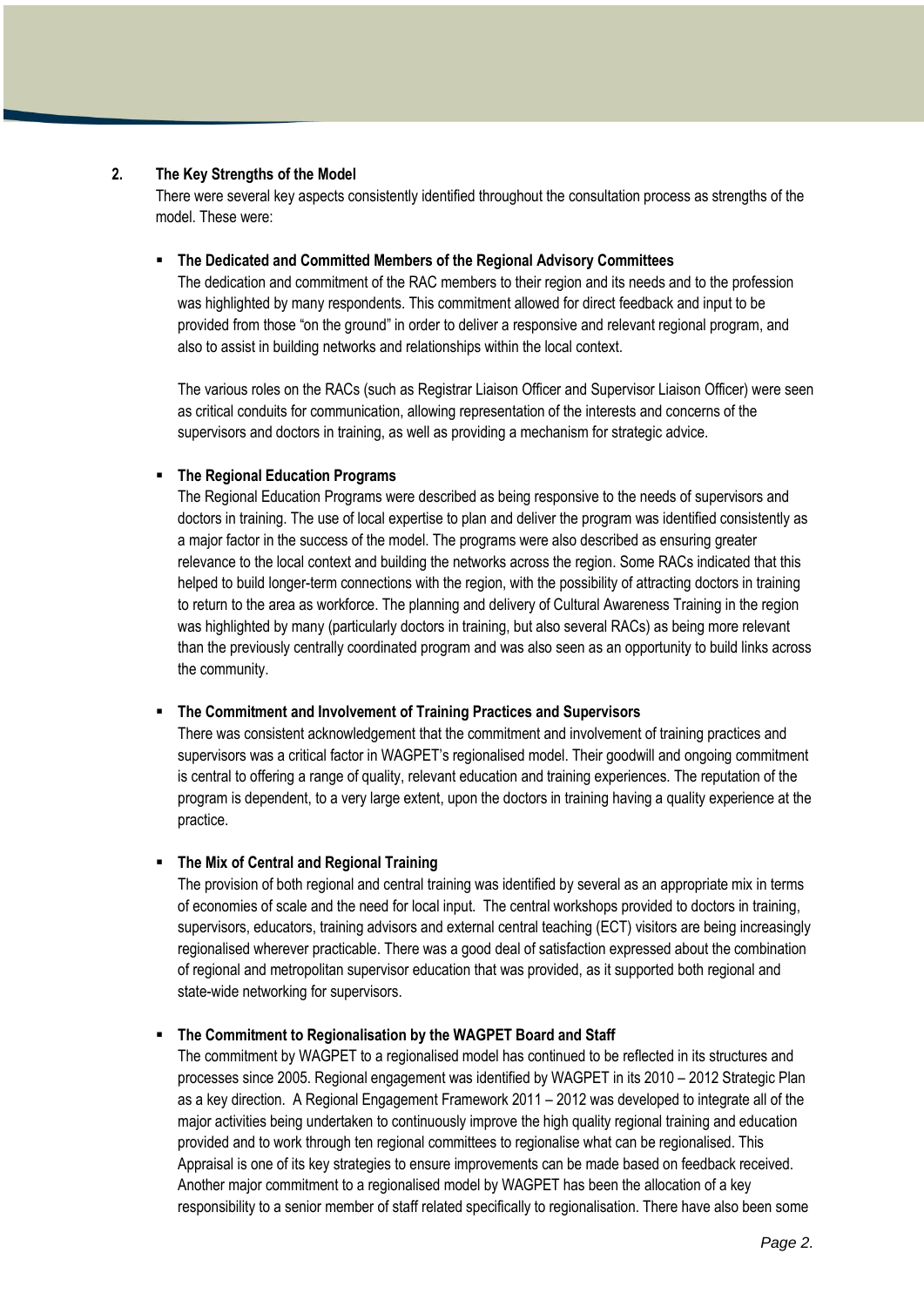## 2. The Key Strengths of the Model

There were several key aspects consistently identified throughout the consultation process as strengths of the model. These were:

- **The Dedicated and Committed Members of the Regional Advisory Committees**

  The dedication and commitment of the RAC members to their region and its needs and to the profession was highlighted by many respondents. This commitment allowed for direct feedback and input to be provided from those "on the ground" in order to deliver a responsive and relevant regional program, and also to assist in building networks and relationships within the local context.

  The various roles on the RACs (such as Registrar Liaison Officer and Supervisor Liaison Officer) were seen as critical conduits for communication, allowing representation of the interests and concerns of the supervisors and doctors in training, as well as providing a mechanism for strategic advice.

- **The Regional Education Programs**

  The Regional Education Programs were described as being responsive to the needs of supervisors and doctors in training. The use of local expertise to plan and deliver the program was identified consistently as a major factor in the success of the model. The programs were also described as ensuring greater relevance to the local context and building the networks across the region. Some RACs indicated that this helped to build longer-term connections with the region, with the possibility of attracting doctors in training to return to the area as workforce. The planning and delivery of Cultural Awareness Training in the region was highlighted by many (particularly doctors in training, but also several RACs) as being more relevant than the previously centrally coordinated program and was also seen as an opportunity to build links across the community.

- **The Commitment and Involvement of Training Practices and Supervisors**

  There was consistent acknowledgement that the commitment and involvement of training practices and supervisors was a critical factor in WAGPET's regionalised model. Their goodwill and ongoing commitment is central to offering a range of quality, relevant education and training experiences. The reputation of the program is dependent, to a very large extent, upon the doctors in training having a quality experience at the practice.

- **The Mix of Central and Regional Training**

  The provision of both regional and central training was identified by several as an appropriate mix in terms of economies of scale and the need for local input. The central workshops provided to doctors in training, supervisors, educators, training advisors and external central teaching (ECT) visitors are being increasingly regionalised wherever practicable. There was a good deal of satisfaction expressed about the combination of regional and metropolitan supervisor education that was provided, as it supported both regional and state-wide networking for supervisors.

- **The Commitment to Regionalisation by the WAGPET Board and Staff**

  The commitment by WAGPET to a regionalised model has continued to be reflected in its structures and processes since 2005. Regional engagement was identified by WAGPET in its 2010 – 2012 Strategic Plan as a key direction. A Regional Engagement Framework 2011 – 2012 was developed to integrate all of the major activities being undertaken to continuously improve the high quality regional training and education provided and to work through ten regional committees to regionalise what can be regionalised. This Appraisal is one of its key strategies to ensure improvements can be made based on feedback received. Another major commitment to a regionalised model by WAGPET has been the allocation of a key responsibility to a senior member of staff related specifically to regionalisation. There have also been some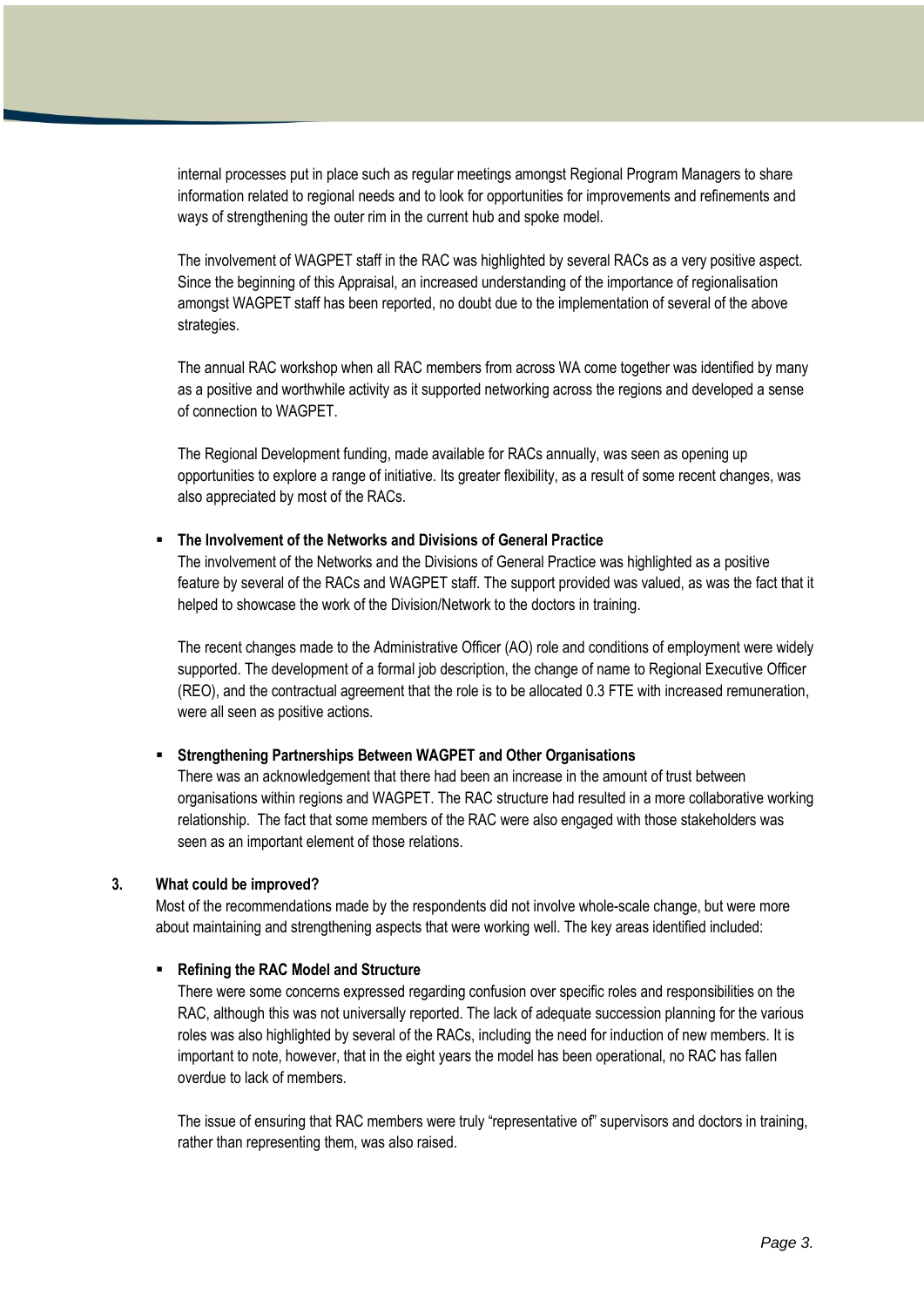internal processes put in place such as regular meetings amongst Regional Program Managers to share information related to regional needs and to look for opportunities for improvements and refinements and ways of strengthening the outer rim in the current hub and spoke model.

The involvement of WAGPET staff in the RAC was highlighted by several RACs as a very positive aspect. Since the beginning of this Appraisal, an increased understanding of the importance of regionalisation amongst WAGPET staff has been reported, no doubt due to the implementation of several of the above strategies.

The annual RAC workshop when all RAC members from across WA come together was identified by many as a positive and worthwhile activity as it supported networking across the regions and developed a sense of connection to WAGPET.

The Regional Development funding, made available for RACs annually, was seen as opening up opportunities to explore a range of initiative. Its greater flexibility, as a result of some recent changes, was also appreciated by most of the RACs.

- **The Involvement of the Networks and Divisions of General Practice**

  The involvement of the Networks and the Divisions of General Practice was highlighted as a positive feature by several of the RACs and WAGPET staff. The support provided was valued, as was the fact that it helped to showcase the work of the Division/Network to the doctors in training.

  The recent changes made to the Administrative Officer (AO) role and conditions of employment were widely supported. The development of a formal job description, the change of name to Regional Executive Officer (REO), and the contractual agreement that the role is to be allocated 0.3 FTE with increased remuneration, were all seen as positive actions.

- **Strengthening Partnerships Between WAGPET and Other Organisations**

  There was an acknowledgement that there had been an increase in the amount of trust between organisations within regions and WAGPET. The RAC structure had resulted in a more collaborative working relationship. The fact that some members of the RAC were also engaged with those stakeholders was seen as an important element of those relations.

**3. What could be improved?**

Most of the recommendations made by the respondents did not involve whole-scale change, but were more about maintaining and strengthening aspects that were working well. The key areas identified included:

- **Refining the RAC Model and Structure**

  There were some concerns expressed regarding confusion over specific roles and responsibilities on the RAC, although this was not universally reported. The lack of adequate succession planning for the various roles was also highlighted by several of the RACs, including the need for induction of new members. It is important to note, however, that in the eight years the model has been operational, no RAC has fallen overdue to lack of members.

  The issue of ensuring that RAC members were truly "representative of" supervisors and doctors in training, rather than representing them, was also raised.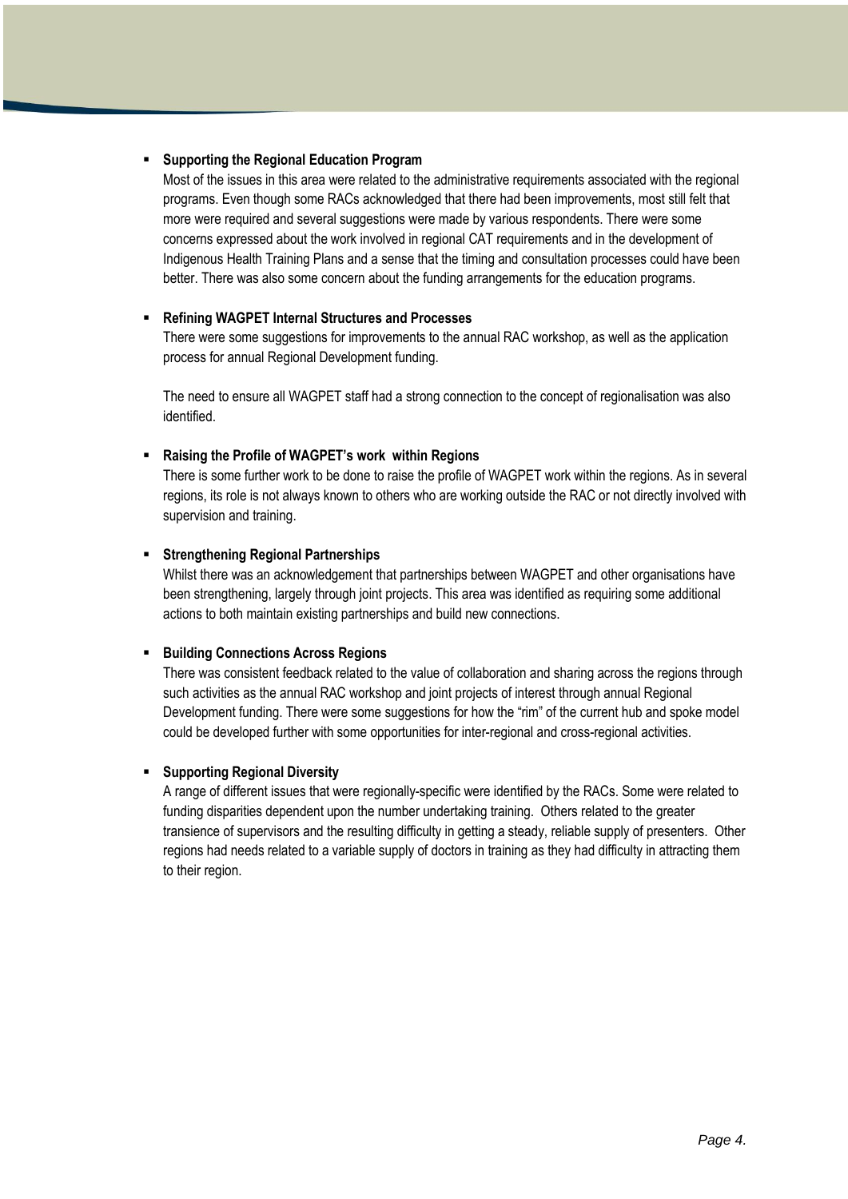- **Supporting the Regional Education Program**

  Most of the issues in this area were related to the administrative requirements associated with the regional programs. Even though some RACs acknowledged that there had been improvements, most still felt that more were required and several suggestions were made by various respondents. There were some concerns expressed about the work involved in regional CAT requirements and in the development of Indigenous Health Training Plans and a sense that the timing and consultation processes could have been better. There was also some concern about the funding arrangements for the education programs.

- **Refining WAGPET Internal Structures and Processes**

  There were some suggestions for improvements to the annual RAC workshop, as well as the application process for annual Regional Development funding.

  The need to ensure all WAGPET staff had a strong connection to the concept of regionalisation was also identified.

- **Raising the Profile of WAGPET's work within Regions**

  There is some further work to be done to raise the profile of WAGPET work within the regions. As in several regions, its role is not always known to others who are working outside the RAC or not directly involved with supervision and training.

- **Strengthening Regional Partnerships**

  Whilst there was an acknowledgement that partnerships between WAGPET and other organisations have been strengthening, largely through joint projects. This area was identified as requiring some additional actions to both maintain existing partnerships and build new connections.

- **Building Connections Across Regions**

  There was consistent feedback related to the value of collaboration and sharing across the regions through such activities as the annual RAC workshop and joint projects of interest through annual Regional Development funding. There were some suggestions for how the "rim" of the current hub and spoke model could be developed further with some opportunities for inter-regional and cross-regional activities.

- **Supporting Regional Diversity**

  A range of different issues that were regionally-specific were identified by the RACs. Some were related to funding disparities dependent upon the number undertaking training. Others related to the greater transience of supervisors and the resulting difficulty in getting a steady, reliable supply of presenters. Other regions had needs related to a variable supply of doctors in training as they had difficulty in attracting them to their region.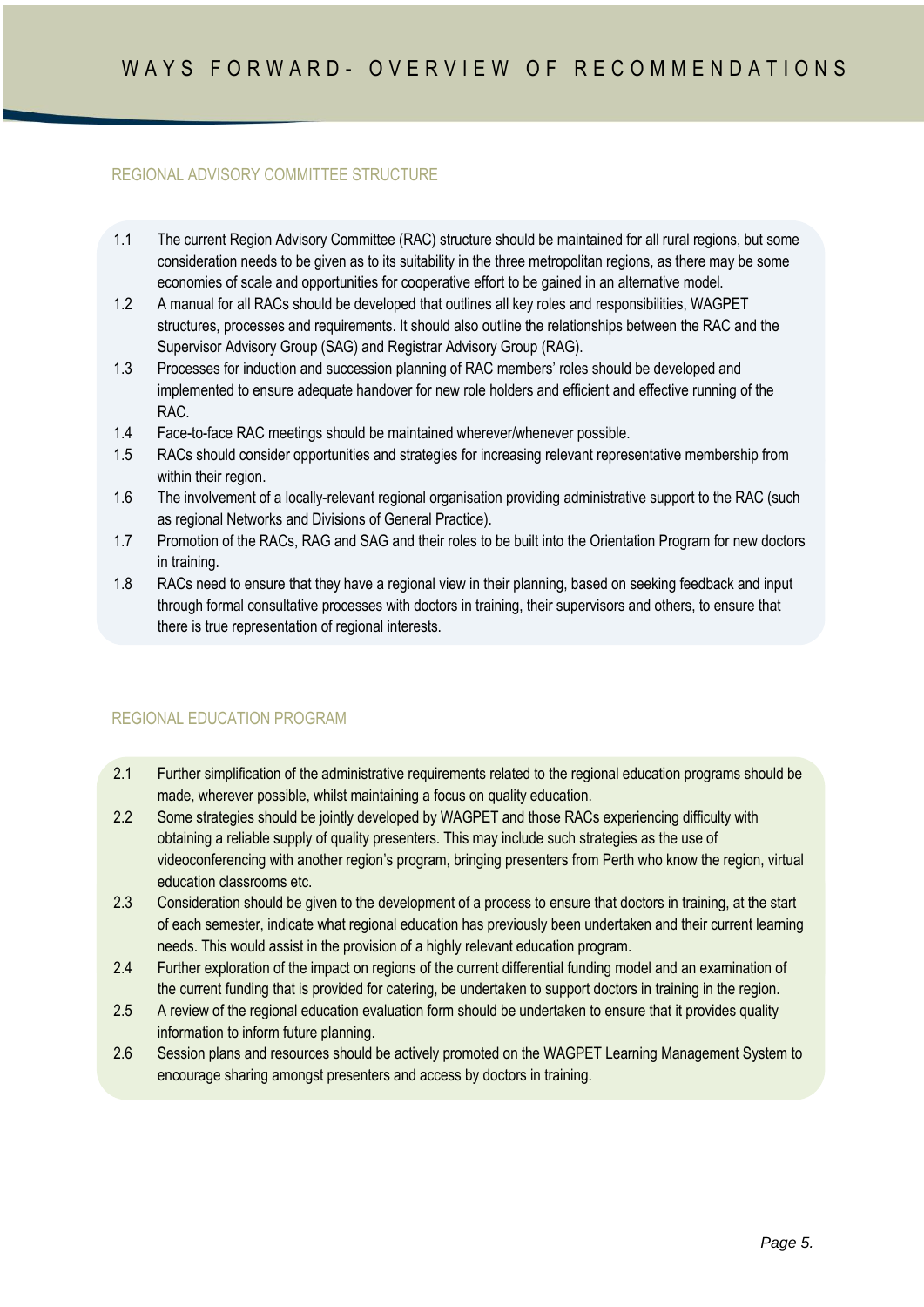# WAYS FORWARD- OVERVIEW OF RECOMMENDATIONS

## REGIONAL ADVISORY COMMITTEE STRUCTURE

1.1 The current Region Advisory Committee (RAC) structure should be maintained for all rural regions, but some consideration needs to be given as to its suitability in the three metropolitan regions, as there may be some economies of scale and opportunities for cooperative effort to be gained in an alternative model.

1.2 A manual for all RACs should be developed that outlines all key roles and responsibilities, WAGPET structures, processes and requirements. It should also outline the relationships between the RAC and the Supervisor Advisory Group (SAG) and Registrar Advisory Group (RAG).

1.3 Processes for induction and succession planning of RAC members' roles should be developed and implemented to ensure adequate handover for new role holders and efficient and effective running of the RAC.

1.4 Face-to-face RAC meetings should be maintained wherever/whenever possible.

1.5 RACs should consider opportunities and strategies for increasing relevant representative membership from within their region.

1.6 The involvement of a locally-relevant regional organisation providing administrative support to the RAC (such as regional Networks and Divisions of General Practice).

1.7 Promotion of the RACs, RAG and SAG and their roles to be built into the Orientation Program for new doctors in training.

1.8 RACs need to ensure that they have a regional view in their planning, based on seeking feedback and input through formal consultative processes with doctors in training, their supervisors and others, to ensure that there is true representation of regional interests.

## REGIONAL EDUCATION PROGRAM

2.1 Further simplification of the administrative requirements related to the regional education programs should be made, wherever possible, whilst maintaining a focus on quality education.

2.2 Some strategies should be jointly developed by WAGPET and those RACs experiencing difficulty with obtaining a reliable supply of quality presenters. This may include such strategies as the use of videoconferencing with another region's program, bringing presenters from Perth who know the region, virtual education classrooms etc.

2.3 Consideration should be given to the development of a process to ensure that doctors in training, at the start of each semester, indicate what regional education has previously been undertaken and their current learning needs. This would assist in the provision of a highly relevant education program.

2.4 Further exploration of the impact on regions of the current differential funding model and an examination of the current funding that is provided for catering, be undertaken to support doctors in training in the region.

2.5 A review of the regional education evaluation form should be undertaken to ensure that it provides quality information to inform future planning.

2.6 Session plans and resources should be actively promoted on the WAGPET Learning Management System to encourage sharing amongst presenters and access by doctors in training.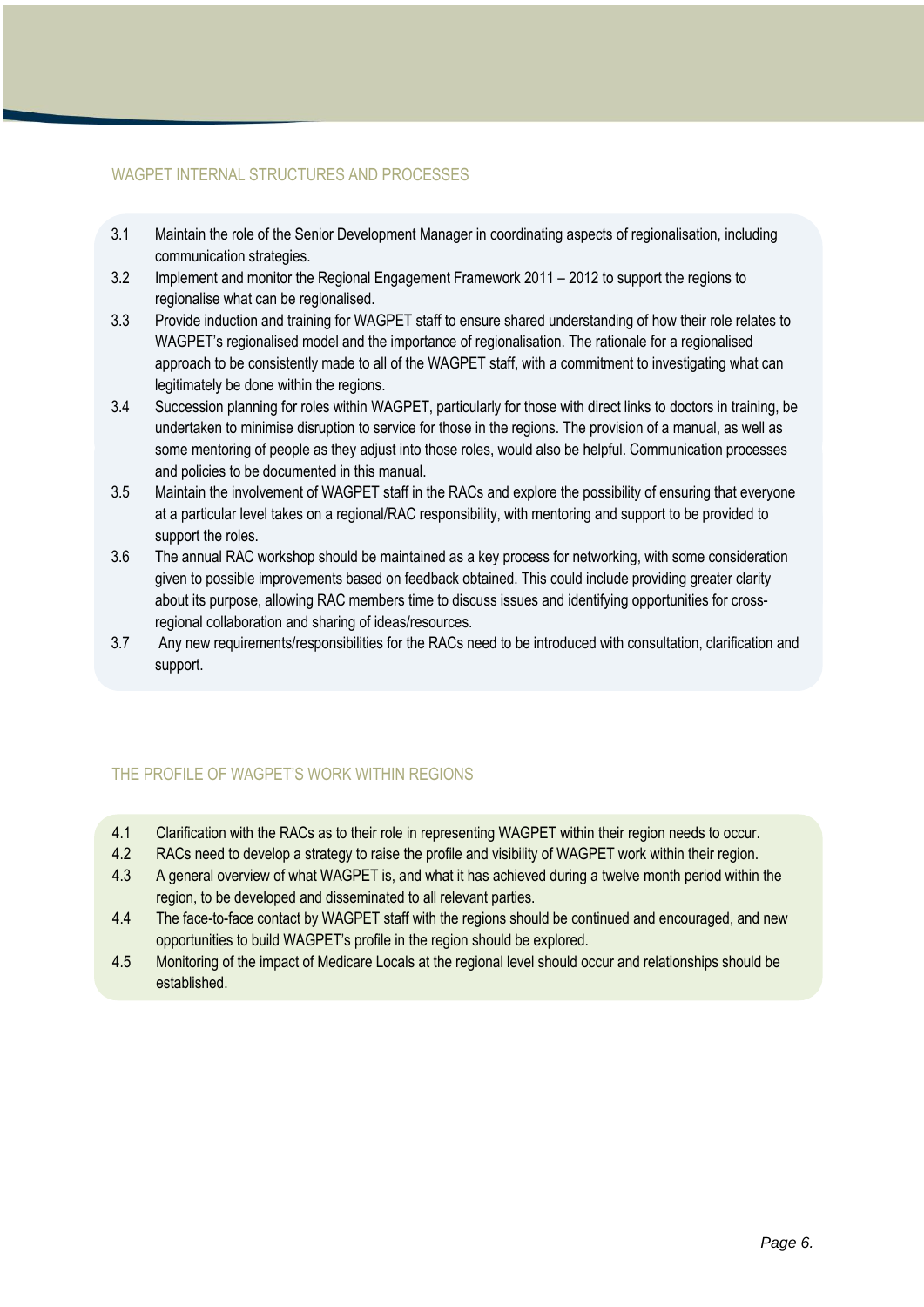## WAGPET INTERNAL STRUCTURES AND PROCESSES

3.1 Maintain the role of the Senior Development Manager in coordinating aspects of regionalisation, including communication strategies.

3.2 Implement and monitor the Regional Engagement Framework 2011 – 2012 to support the regions to regionalise what can be regionalised.

3.3 Provide induction and training for WAGPET staff to ensure shared understanding of how their role relates to WAGPET's regionalised model and the importance of regionalisation. The rationale for a regionalised approach to be consistently made to all of the WAGPET staff, with a commitment to investigating what can legitimately be done within the regions.

3.4 Succession planning for roles within WAGPET, particularly for those with direct links to doctors in training, be undertaken to minimise disruption to service for those in the regions. The provision of a manual, as well as some mentoring of people as they adjust into those roles, would also be helpful. Communication processes and policies to be documented in this manual.

3.5 Maintain the involvement of WAGPET staff in the RACs and explore the possibility of ensuring that everyone at a particular level takes on a regional/RAC responsibility, with mentoring and support to be provided to support the roles.

3.6 The annual RAC workshop should be maintained as a key process for networking, with some consideration given to possible improvements based on feedback obtained. This could include providing greater clarity about its purpose, allowing RAC members time to discuss issues and identifying opportunities for cross-regional collaboration and sharing of ideas/resources.

3.7 Any new requirements/responsibilities for the RACs need to be introduced with consultation, clarification and support.

## THE PROFILE OF WAGPET'S WORK WITHIN REGIONS

4.1 Clarification with the RACs as to their role in representing WAGPET within their region needs to occur.

4.2 RACs need to develop a strategy to raise the profile and visibility of WAGPET work within their region.

4.3 A general overview of what WAGPET is, and what it has achieved during a twelve month period within the region, to be developed and disseminated to all relevant parties.

4.4 The face-to-face contact by WAGPET staff with the regions should be continued and encouraged, and new opportunities to build WAGPET's profile in the region should be explored.

4.5 Monitoring of the impact of Medicare Locals at the regional level should occur and relationships should be established.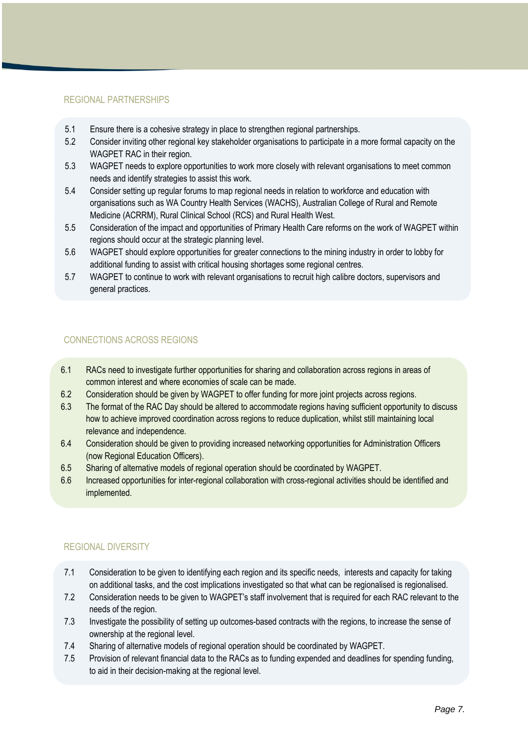## REGIONAL PARTNERSHIPS

5.1 Ensure there is a cohesive strategy in place to strengthen regional partnerships.

5.2 Consider inviting other regional key stakeholder organisations to participate in a more formal capacity on the WAGPET RAC in their region.

5.3 WAGPET needs to explore opportunities to work more closely with relevant organisations to meet common needs and identify strategies to assist this work.

5.4 Consider setting up regular forums to map regional needs in relation to workforce and education with organisations such as WA Country Health Services (WACHS), Australian College of Rural and Remote Medicine (ACRRM), Rural Clinical School (RCS) and Rural Health West.

5.5 Consideration of the impact and opportunities of Primary Health Care reforms on the work of WAGPET within regions should occur at the strategic planning level.

5.6 WAGPET should explore opportunities for greater connections to the mining industry in order to lobby for additional funding to assist with critical housing shortages some regional centres.

5.7 WAGPET to continue to work with relevant organisations to recruit high calibre doctors, supervisors and general practices.

## CONNECTIONS ACROSS REGIONS

6.1 RACs need to investigate further opportunities for sharing and collaboration across regions in areas of common interest and where economies of scale can be made.

6.2 Consideration should be given by WAGPET to offer funding for more joint projects across regions.

6.3 The format of the RAC Day should be altered to accommodate regions having sufficient opportunity to discuss how to achieve improved coordination across regions to reduce duplication, whilst still maintaining local relevance and independence.

6.4 Consideration should be given to providing increased networking opportunities for Administration Officers (now Regional Education Officers).

6.5 Sharing of alternative models of regional operation should be coordinated by WAGPET.

6.6 Increased opportunities for inter-regional collaboration with cross-regional activities should be identified and implemented.

## REGIONAL DIVERSITY

7.1 Consideration to be given to identifying each region and its specific needs, interests and capacity for taking on additional tasks, and the cost implications investigated so that what can be regionalised is regionalised.

7.2 Consideration needs to be given to WAGPET's staff involvement that is required for each RAC relevant to the needs of the region.

7.3 Investigate the possibility of setting up outcomes-based contracts with the regions, to increase the sense of ownership at the regional level.

7.4 Sharing of alternative models of regional operation should be coordinated by WAGPET.

7.5 Provision of relevant financial data to the RACs as to funding expended and deadlines for spending funding, to aid in their decision-making at the regional level.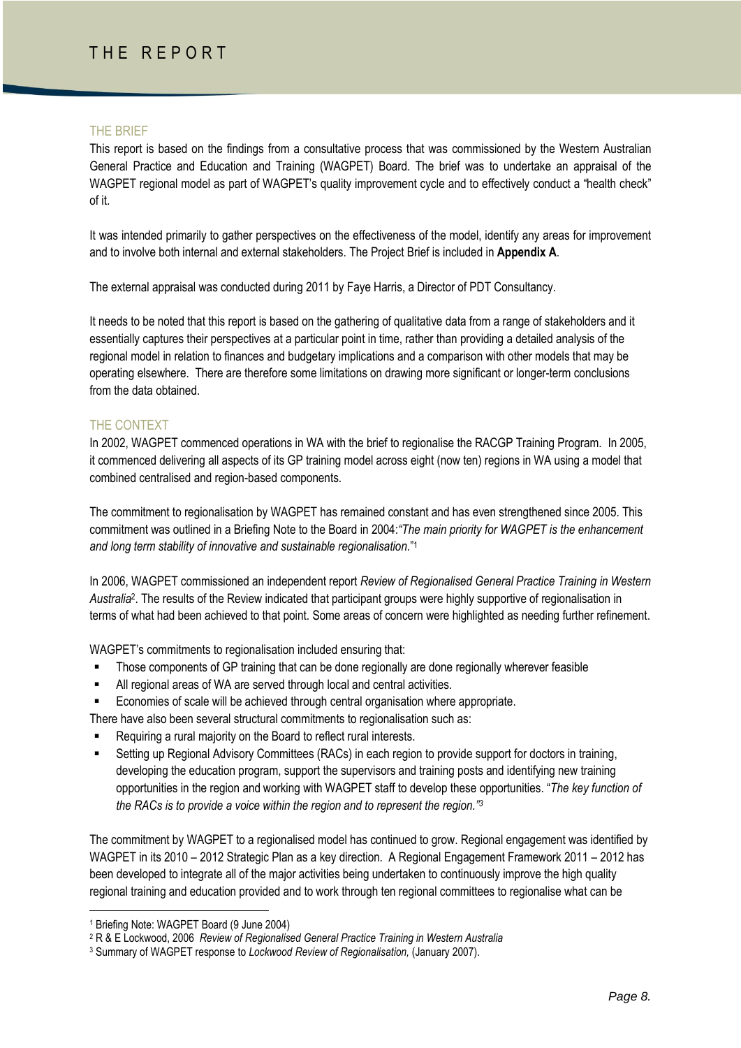# THE REPORT

## THE BRIEF

This report is based on the findings from a consultative process that was commissioned by the Western Australian General Practice and Education and Training (WAGPET) Board. The brief was to undertake an appraisal of the WAGPET regional model as part of WAGPET's quality improvement cycle and to effectively conduct a "health check" of it.

It was intended primarily to gather perspectives on the effectiveness of the model, identify any areas for improvement and to involve both internal and external stakeholders. The Project Brief is included in **Appendix A**.

The external appraisal was conducted during 2011 by Faye Harris, a Director of PDT Consultancy.

It needs to be noted that this report is based on the gathering of qualitative data from a range of stakeholders and it essentially captures their perspectives at a particular point in time, rather than providing a detailed analysis of the regional model in relation to finances and budgetary implications and a comparison with other models that may be operating elsewhere. There are therefore some limitations on drawing more significant or longer-term conclusions from the data obtained.

## THE CONTEXT

In 2002, WAGPET commenced operations in WA with the brief to regionalise the RACGP Training Program. In 2005, it commenced delivering all aspects of its GP training model across eight (now ten) regions in WA using a model that combined centralised and region-based components.

The commitment to regionalisation by WAGPET has remained constant and has even strengthened since 2005. This commitment was outlined in a Briefing Note to the Board in 2004:*"The main priority for WAGPET is the enhancement and long term stability of innovative and sustainable regionalisation."*[1]

In 2006, WAGPET commissioned an independent report *Review of Regionalised General Practice Training in Western Australia*[2]. The results of the Review indicated that participant groups were highly supportive of regionalisation in terms of what had been achieved to that point. Some areas of concern were highlighted as needing further refinement.

WAGPET's commitments to regionalisation included ensuring that:

- Those components of GP training that can be done regionally are done regionally wherever feasible
- All regional areas of WA are served through local and central activities.
- Economies of scale will be achieved through central organisation where appropriate.

There have also been several structural commitments to regionalisation such as:

- Requiring a rural majority on the Board to reflect rural interests.
- Setting up Regional Advisory Committees (RACs) in each region to provide support for doctors in training, developing the education program, support the supervisors and training posts and identifying new training opportunities in the region and working with WAGPET staff to develop these opportunities. "*The key function of the RACs is to provide a voice within the region and to represent the region."*[3]

The commitment by WAGPET to a regionalised model has continued to grow. Regional engagement was identified by WAGPET in its 2010 – 2012 Strategic Plan as a key direction. A Regional Engagement Framework 2011 – 2012 has been developed to integrate all of the major activities being undertaken to continuously improve the high quality regional training and education provided and to work through ten regional committees to regionalise what can be

---

[1] Briefing Note: WAGPET Board (9 June 2004)

[2] R & E Lockwood, 2006 *Review of Regionalised General Practice Training in Western Australia*

[3] Summary of WAGPET response to *Lockwood Review of Regionalisation,* (January 2007).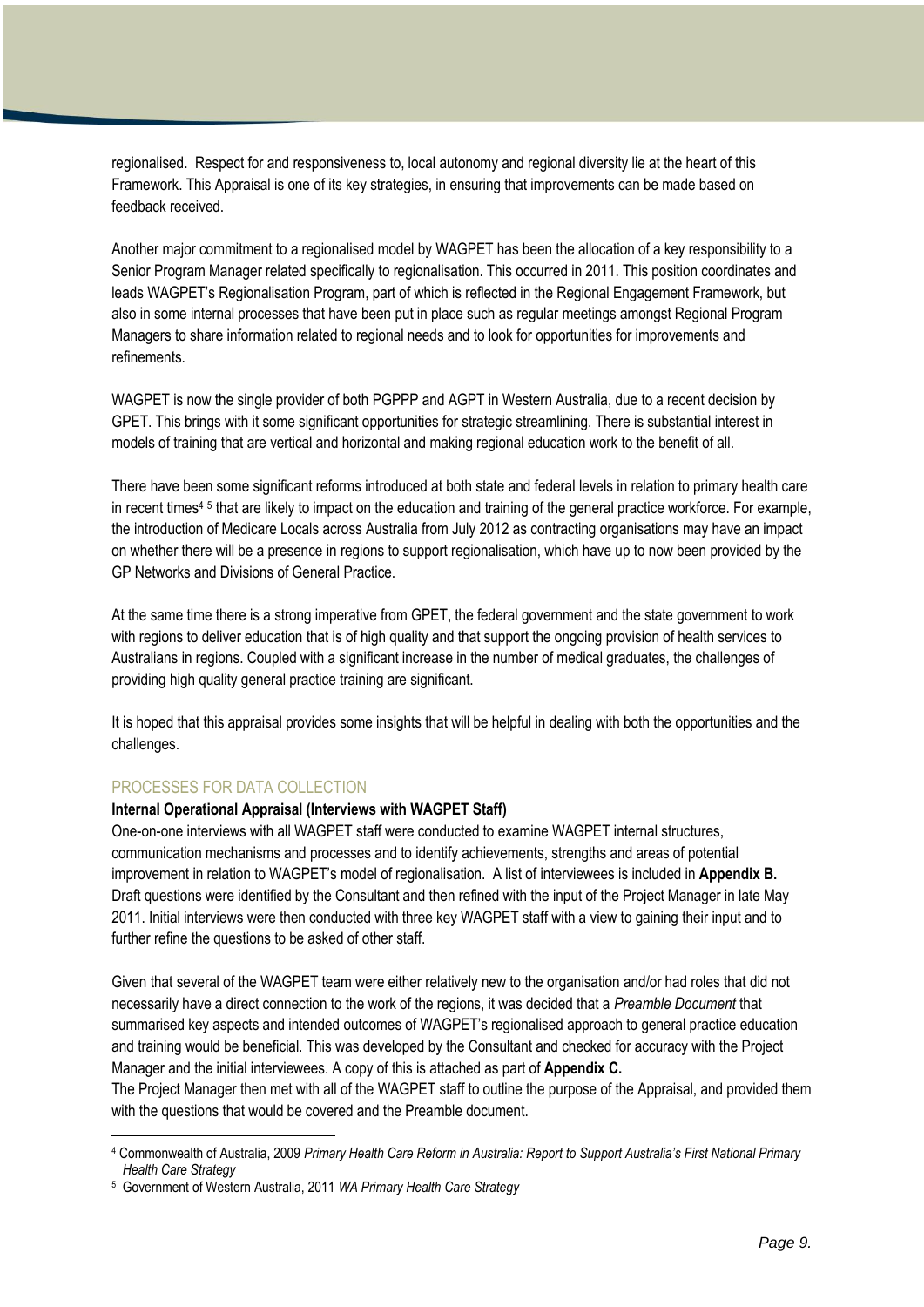regionalised. Respect for and responsiveness to, local autonomy and regional diversity lie at the heart of this Framework. This Appraisal is one of its key strategies, in ensuring that improvements can be made based on feedback received.

Another major commitment to a regionalised model by WAGPET has been the allocation of a key responsibility to a Senior Program Manager related specifically to regionalisation. This occurred in 2011. This position coordinates and leads WAGPET's Regionalisation Program, part of which is reflected in the Regional Engagement Framework, but also in some internal processes that have been put in place such as regular meetings amongst Regional Program Managers to share information related to regional needs and to look for opportunities for improvements and refinements.

WAGPET is now the single provider of both PGPPP and AGPT in Western Australia, due to a recent decision by GPET. This brings with it some significant opportunities for strategic streamlining. There is substantial interest in models of training that are vertical and horizontal and making regional education work to the benefit of all.

There have been some significant reforms introduced at both state and federal levels in relation to primary health care in recent times[4] [5] that are likely to impact on the education and training of the general practice workforce. For example, the introduction of Medicare Locals across Australia from July 2012 as contracting organisations may have an impact on whether there will be a presence in regions to support regionalisation, which have up to now been provided by the GP Networks and Divisions of General Practice.

At the same time there is a strong imperative from GPET, the federal government and the state government to work with regions to deliver education that is of high quality and that support the ongoing provision of health services to Australians in regions. Coupled with a significant increase in the number of medical graduates, the challenges of providing high quality general practice training are significant.

It is hoped that this appraisal provides some insights that will be helpful in dealing with both the opportunities and the challenges.

## PROCESSES FOR DATA COLLECTION

**Internal Operational Appraisal (Interviews with WAGPET Staff)**

One-on-one interviews with all WAGPET staff were conducted to examine WAGPET internal structures, communication mechanisms and processes and to identify achievements, strengths and areas of potential improvement in relation to WAGPET's model of regionalisation. A list of interviewees is included in **Appendix B.** Draft questions were identified by the Consultant and then refined with the input of the Project Manager in late May 2011. Initial interviews were then conducted with three key WAGPET staff with a view to gaining their input and to further refine the questions to be asked of other staff.

Given that several of the WAGPET team were either relatively new to the organisation and/or had roles that did not necessarily have a direct connection to the work of the regions, it was decided that a *Preamble Document* that summarised key aspects and intended outcomes of WAGPET's regionalised approach to general practice education and training would be beneficial. This was developed by the Consultant and checked for accuracy with the Project Manager and the initial interviewees. A copy of this is attached as part of **Appendix C.**

The Project Manager then met with all of the WAGPET staff to outline the purpose of the Appraisal, and provided them with the questions that would be covered and the Preamble document.

---

[4] Commonwealth of Australia, 2009 *Primary Health Care Reform in Australia: Report to Support Australia's First National Primary Health Care Strategy*

[5] Government of Western Australia, 2011 *WA Primary Health Care Strategy*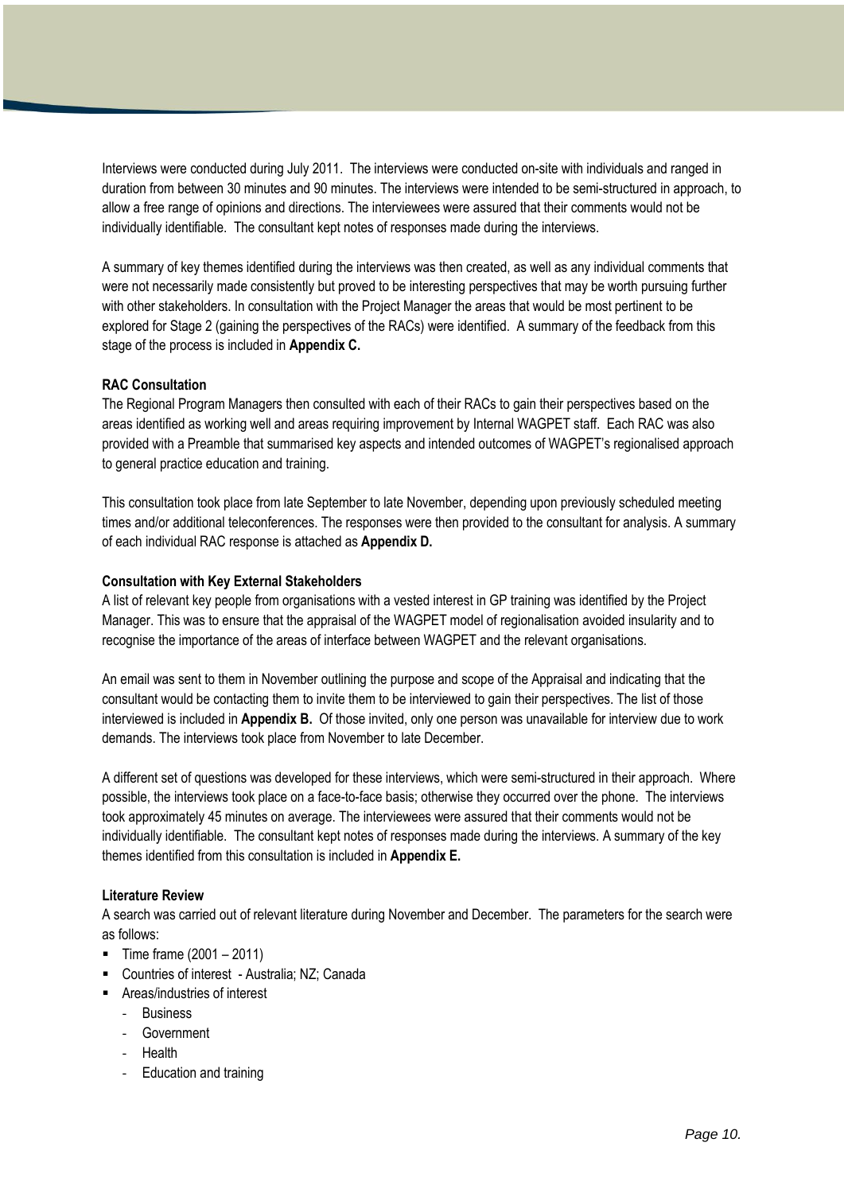Interviews were conducted during July 2011. The interviews were conducted on-site with individuals and ranged in duration from between 30 minutes and 90 minutes. The interviews were intended to be semi-structured in approach, to allow a free range of opinions and directions. The interviewees were assured that their comments would not be individually identifiable. The consultant kept notes of responses made during the interviews.

A summary of key themes identified during the interviews was then created, as well as any individual comments that were not necessarily made consistently but proved to be interesting perspectives that may be worth pursuing further with other stakeholders. In consultation with the Project Manager the areas that would be most pertinent to be explored for Stage 2 (gaining the perspectives of the RACs) were identified. A summary of the feedback from this stage of the process is included in **Appendix C.**

**RAC Consultation**

The Regional Program Managers then consulted with each of their RACs to gain their perspectives based on the areas identified as working well and areas requiring improvement by Internal WAGPET staff. Each RAC was also provided with a Preamble that summarised key aspects and intended outcomes of WAGPET's regionalised approach to general practice education and training.

This consultation took place from late September to late November, depending upon previously scheduled meeting times and/or additional teleconferences. The responses were then provided to the consultant for analysis. A summary of each individual RAC response is attached as **Appendix D.**

**Consultation with Key External Stakeholders**

A list of relevant key people from organisations with a vested interest in GP training was identified by the Project Manager. This was to ensure that the appraisal of the WAGPET model of regionalisation avoided insularity and to recognise the importance of the areas of interface between WAGPET and the relevant organisations.

An email was sent to them in November outlining the purpose and scope of the Appraisal and indicating that the consultant would be contacting them to invite them to be interviewed to gain their perspectives. The list of those interviewed is included in **Appendix B.** Of those invited, only one person was unavailable for interview due to work demands. The interviews took place from November to late December.

A different set of questions was developed for these interviews, which were semi-structured in their approach. Where possible, the interviews took place on a face-to-face basis; otherwise they occurred over the phone. The interviews took approximately 45 minutes on average. The interviewees were assured that their comments would not be individually identifiable. The consultant kept notes of responses made during the interviews. A summary of the key themes identified from this consultation is included in **Appendix E.**

**Literature Review**

A search was carried out of relevant literature during November and December. The parameters for the search were as follows:

- Time frame (2001 – 2011)
- Countries of interest - Australia; NZ; Canada
- Areas/industries of interest
  - Business
  - Government
  - Health
  - Education and training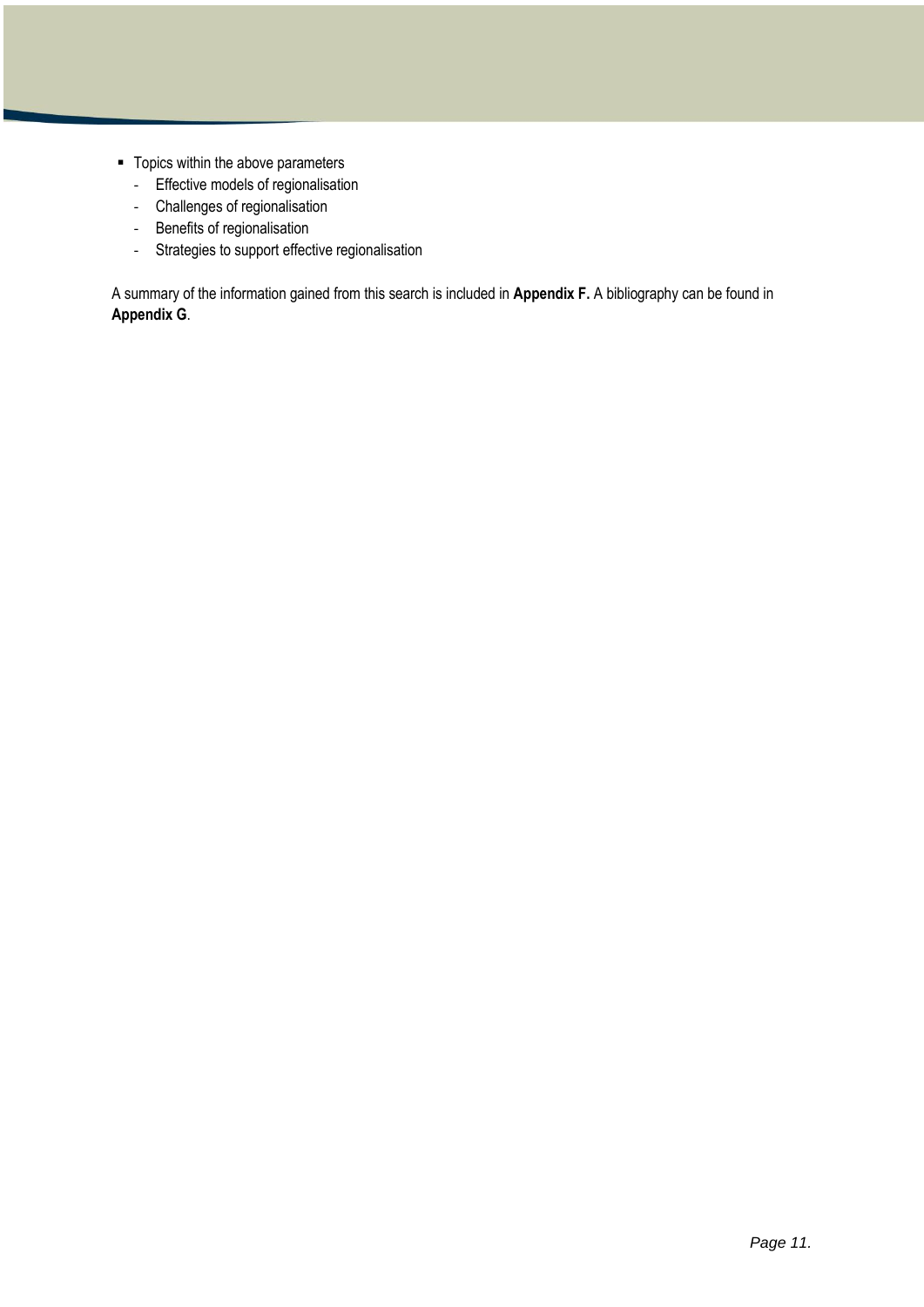- Topics within the above parameters
  - Effective models of regionalisation
  - Challenges of regionalisation
  - Benefits of regionalisation
  - Strategies to support effective regionalisation

A summary of the information gained from this search is included in **Appendix F.** A bibliography can be found in **Appendix G**.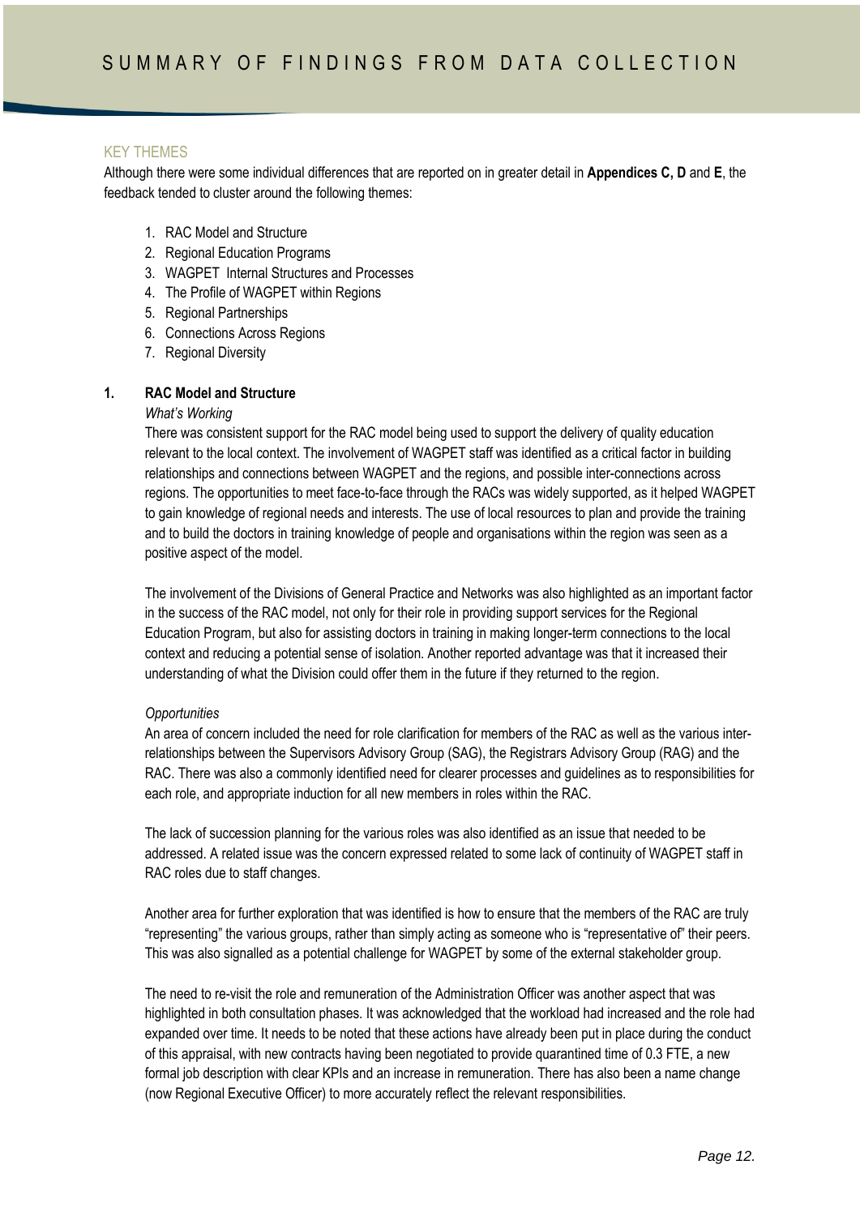# SUMMARY OF FINDINGS FROM DATA COLLECTION

## KEY THEMES

Although there were some individual differences that are reported on in greater detail in **Appendices C, D** and **E**, the feedback tended to cluster around the following themes:

1. RAC Model and Structure
2. Regional Education Programs
3. WAGPET Internal Structures and Processes
4. The Profile of WAGPET within Regions
5. Regional Partnerships
6. Connections Across Regions
7. Regional Diversity

### 1. RAC Model and Structure

*What's Working*

There was consistent support for the RAC model being used to support the delivery of quality education relevant to the local context. The involvement of WAGPET staff was identified as a critical factor in building relationships and connections between WAGPET and the regions, and possible inter-connections across regions. The opportunities to meet face-to-face through the RACs was widely supported, as it helped WAGPET to gain knowledge of regional needs and interests. The use of local resources to plan and provide the training and to build the doctors in training knowledge of people and organisations within the region was seen as a positive aspect of the model.

The involvement of the Divisions of General Practice and Networks was also highlighted as an important factor in the success of the RAC model, not only for their role in providing support services for the Regional Education Program, but also for assisting doctors in training in making longer-term connections to the local context and reducing a potential sense of isolation. Another reported advantage was that it increased their understanding of what the Division could offer them in the future if they returned to the region.

*Opportunities*

An area of concern included the need for role clarification for members of the RAC as well as the various inter-relationships between the Supervisors Advisory Group (SAG), the Registrars Advisory Group (RAG) and the RAC. There was also a commonly identified need for clearer processes and guidelines as to responsibilities for each role, and appropriate induction for all new members in roles within the RAC.

The lack of succession planning for the various roles was also identified as an issue that needed to be addressed. A related issue was the concern expressed related to some lack of continuity of WAGPET staff in RAC roles due to staff changes.

Another area for further exploration that was identified is how to ensure that the members of the RAC are truly "representing" the various groups, rather than simply acting as someone who is "representative of" their peers. This was also signalled as a potential challenge for WAGPET by some of the external stakeholder group.

The need to re-visit the role and remuneration of the Administration Officer was another aspect that was highlighted in both consultation phases. It was acknowledged that the workload had increased and the role had expanded over time. It needs to be noted that these actions have already been put in place during the conduct of this appraisal, with new contracts having been negotiated to provide quarantined time of 0.3 FTE, a new formal job description with clear KPIs and an increase in remuneration. There has also been a name change (now Regional Executive Officer) to more accurately reflect the relevant responsibilities.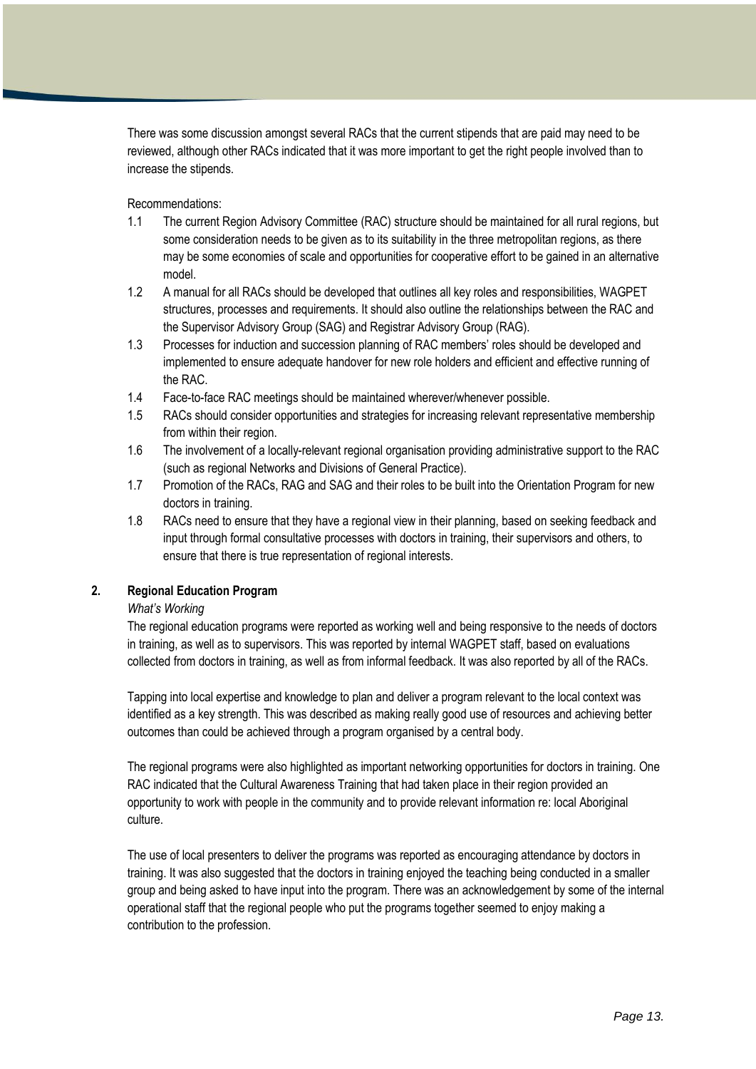There was some discussion amongst several RACs that the current stipends that are paid may need to be reviewed, although other RACs indicated that it was more important to get the right people involved than to increase the stipends.

Recommendations:

1.1 The current Region Advisory Committee (RAC) structure should be maintained for all rural regions, but some consideration needs to be given as to its suitability in the three metropolitan regions, as there may be some economies of scale and opportunities for cooperative effort to be gained in an alternative model.

1.2 A manual for all RACs should be developed that outlines all key roles and responsibilities, WAGPET structures, processes and requirements. It should also outline the relationships between the RAC and the Supervisor Advisory Group (SAG) and Registrar Advisory Group (RAG).

1.3 Processes for induction and succession planning of RAC members' roles should be developed and implemented to ensure adequate handover for new role holders and efficient and effective running of the RAC.

1.4 Face-to-face RAC meetings should be maintained wherever/whenever possible.

1.5 RACs should consider opportunities and strategies for increasing relevant representative membership from within their region.

1.6 The involvement of a locally-relevant regional organisation providing administrative support to the RAC (such as regional Networks and Divisions of General Practice).

1.7 Promotion of the RACs, RAG and SAG and their roles to be built into the Orientation Program for new doctors in training.

1.8 RACs need to ensure that they have a regional view in their planning, based on seeking feedback and input through formal consultative processes with doctors in training, their supervisors and others, to ensure that there is true representation of regional interests.

## 2. Regional Education Program

*What's Working*

The regional education programs were reported as working well and being responsive to the needs of doctors in training, as well as to supervisors. This was reported by internal WAGPET staff, based on evaluations collected from doctors in training, as well as from informal feedback. It was also reported by all of the RACs.

Tapping into local expertise and knowledge to plan and deliver a program relevant to the local context was identified as a key strength. This was described as making really good use of resources and achieving better outcomes than could be achieved through a program organised by a central body.

The regional programs were also highlighted as important networking opportunities for doctors in training. One RAC indicated that the Cultural Awareness Training that had taken place in their region provided an opportunity to work with people in the community and to provide relevant information re: local Aboriginal culture.

The use of local presenters to deliver the programs was reported as encouraging attendance by doctors in training. It was also suggested that the doctors in training enjoyed the teaching being conducted in a smaller group and being asked to have input into the program. There was an acknowledgement by some of the internal operational staff that the regional people who put the programs together seemed to enjoy making a contribution to the profession.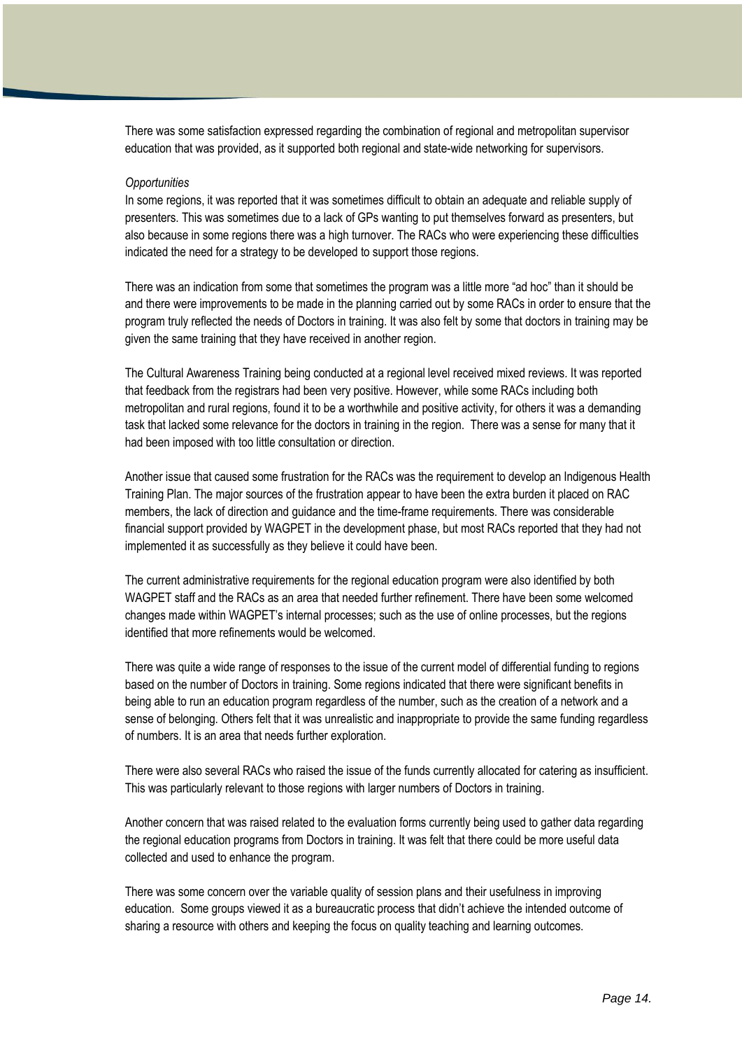There was some satisfaction expressed regarding the combination of regional and metropolitan supervisor education that was provided, as it supported both regional and state-wide networking for supervisors.

*Opportunities*

In some regions, it was reported that it was sometimes difficult to obtain an adequate and reliable supply of presenters. This was sometimes due to a lack of GPs wanting to put themselves forward as presenters, but also because in some regions there was a high turnover. The RACs who were experiencing these difficulties indicated the need for a strategy to be developed to support those regions.

There was an indication from some that sometimes the program was a little more "ad hoc" than it should be and there were improvements to be made in the planning carried out by some RACs in order to ensure that the program truly reflected the needs of Doctors in training. It was also felt by some that doctors in training may be given the same training that they have received in another region.

The Cultural Awareness Training being conducted at a regional level received mixed reviews. It was reported that feedback from the registrars had been very positive. However, while some RACs including both metropolitan and rural regions, found it to be a worthwhile and positive activity, for others it was a demanding task that lacked some relevance for the doctors in training in the region. There was a sense for many that it had been imposed with too little consultation or direction.

Another issue that caused some frustration for the RACs was the requirement to develop an Indigenous Health Training Plan. The major sources of the frustration appear to have been the extra burden it placed on RAC members, the lack of direction and guidance and the time-frame requirements. There was considerable financial support provided by WAGPET in the development phase, but most RACs reported that they had not implemented it as successfully as they believe it could have been.

The current administrative requirements for the regional education program were also identified by both WAGPET staff and the RACs as an area that needed further refinement. There have been some welcomed changes made within WAGPET's internal processes; such as the use of online processes, but the regions identified that more refinements would be welcomed.

There was quite a wide range of responses to the issue of the current model of differential funding to regions based on the number of Doctors in training. Some regions indicated that there were significant benefits in being able to run an education program regardless of the number, such as the creation of a network and a sense of belonging. Others felt that it was unrealistic and inappropriate to provide the same funding regardless of numbers. It is an area that needs further exploration.

There were also several RACs who raised the issue of the funds currently allocated for catering as insufficient. This was particularly relevant to those regions with larger numbers of Doctors in training.

Another concern that was raised related to the evaluation forms currently being used to gather data regarding the regional education programs from Doctors in training. It was felt that there could be more useful data collected and used to enhance the program.

There was some concern over the variable quality of session plans and their usefulness in improving education. Some groups viewed it as a bureaucratic process that didn't achieve the intended outcome of sharing a resource with others and keeping the focus on quality teaching and learning outcomes.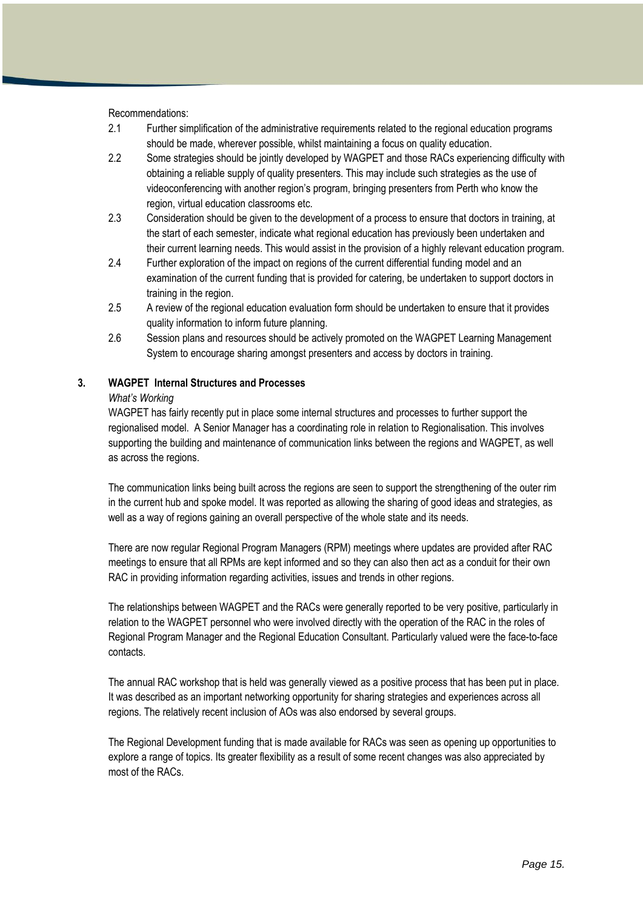Recommendations:

2.1 Further simplification of the administrative requirements related to the regional education programs should be made, wherever possible, whilst maintaining a focus on quality education.

2.2 Some strategies should be jointly developed by WAGPET and those RACs experiencing difficulty with obtaining a reliable supply of quality presenters. This may include such strategies as the use of videoconferencing with another region's program, bringing presenters from Perth who know the region, virtual education classrooms etc.

2.3 Consideration should be given to the development of a process to ensure that doctors in training, at the start of each semester, indicate what regional education has previously been undertaken and their current learning needs. This would assist in the provision of a highly relevant education program.

2.4 Further exploration of the impact on regions of the current differential funding model and an examination of the current funding that is provided for catering, be undertaken to support doctors in training in the region.

2.5 A review of the regional education evaluation form should be undertaken to ensure that it provides quality information to inform future planning.

2.6 Session plans and resources should be actively promoted on the WAGPET Learning Management System to encourage sharing amongst presenters and access by doctors in training.

## 3. WAGPET Internal Structures and Processes

*What's Working*

WAGPET has fairly recently put in place some internal structures and processes to further support the regionalised model. A Senior Manager has a coordinating role in relation to Regionalisation. This involves supporting the building and maintenance of communication links between the regions and WAGPET, as well as across the regions.

The communication links being built across the regions are seen to support the strengthening of the outer rim in the current hub and spoke model. It was reported as allowing the sharing of good ideas and strategies, as well as a way of regions gaining an overall perspective of the whole state and its needs.

There are now regular Regional Program Managers (RPM) meetings where updates are provided after RAC meetings to ensure that all RPMs are kept informed and so they can also then act as a conduit for their own RAC in providing information regarding activities, issues and trends in other regions.

The relationships between WAGPET and the RACs were generally reported to be very positive, particularly in relation to the WAGPET personnel who were involved directly with the operation of the RAC in the roles of Regional Program Manager and the Regional Education Consultant. Particularly valued were the face-to-face contacts.

The annual RAC workshop that is held was generally viewed as a positive process that has been put in place. It was described as an important networking opportunity for sharing strategies and experiences across all regions. The relatively recent inclusion of AOs was also endorsed by several groups.

The Regional Development funding that is made available for RACs was seen as opening up opportunities to explore a range of topics. Its greater flexibility as a result of some recent changes was also appreciated by most of the RACs.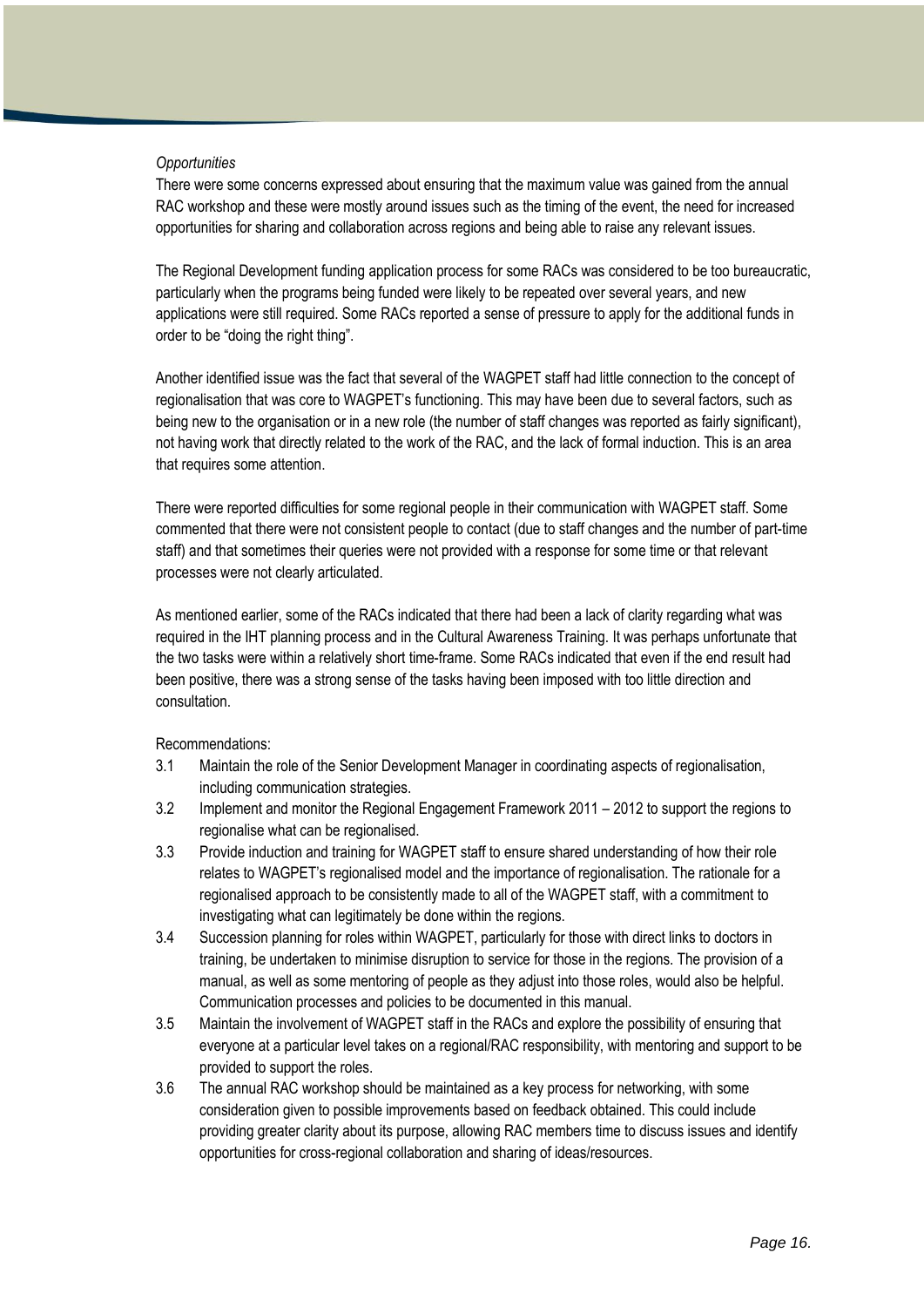*Opportunities*

There were some concerns expressed about ensuring that the maximum value was gained from the annual RAC workshop and these were mostly around issues such as the timing of the event, the need for increased opportunities for sharing and collaboration across regions and being able to raise any relevant issues.

The Regional Development funding application process for some RACs was considered to be too bureaucratic, particularly when the programs being funded were likely to be repeated over several years, and new applications were still required. Some RACs reported a sense of pressure to apply for the additional funds in order to be "doing the right thing".

Another identified issue was the fact that several of the WAGPET staff had little connection to the concept of regionalisation that was core to WAGPET's functioning. This may have been due to several factors, such as being new to the organisation or in a new role (the number of staff changes was reported as fairly significant), not having work that directly related to the work of the RAC, and the lack of formal induction. This is an area that requires some attention.

There were reported difficulties for some regional people in their communication with WAGPET staff. Some commented that there were not consistent people to contact (due to staff changes and the number of part-time staff) and that sometimes their queries were not provided with a response for some time or that relevant processes were not clearly articulated.

As mentioned earlier, some of the RACs indicated that there had been a lack of clarity regarding what was required in the IHT planning process and in the Cultural Awareness Training. It was perhaps unfortunate that the two tasks were within a relatively short time-frame. Some RACs indicated that even if the end result had been positive, there was a strong sense of the tasks having been imposed with too little direction and consultation.

Recommendations:

- 3.1 Maintain the role of the Senior Development Manager in coordinating aspects of regionalisation, including communication strategies.
- 3.2 Implement and monitor the Regional Engagement Framework 2011 – 2012 to support the regions to regionalise what can be regionalised.
- 3.3 Provide induction and training for WAGPET staff to ensure shared understanding of how their role relates to WAGPET's regionalised model and the importance of regionalisation. The rationale for a regionalised approach to be consistently made to all of the WAGPET staff, with a commitment to investigating what can legitimately be done within the regions.
- 3.4 Succession planning for roles within WAGPET, particularly for those with direct links to doctors in training, be undertaken to minimise disruption to service for those in the regions. The provision of a manual, as well as some mentoring of people as they adjust into those roles, would also be helpful. Communication processes and policies to be documented in this manual.
- 3.5 Maintain the involvement of WAGPET staff in the RACs and explore the possibility of ensuring that everyone at a particular level takes on a regional/RAC responsibility, with mentoring and support to be provided to support the roles.
- 3.6 The annual RAC workshop should be maintained as a key process for networking, with some consideration given to possible improvements based on feedback obtained. This could include providing greater clarity about its purpose, allowing RAC members time to discuss issues and identify opportunities for cross-regional collaboration and sharing of ideas/resources.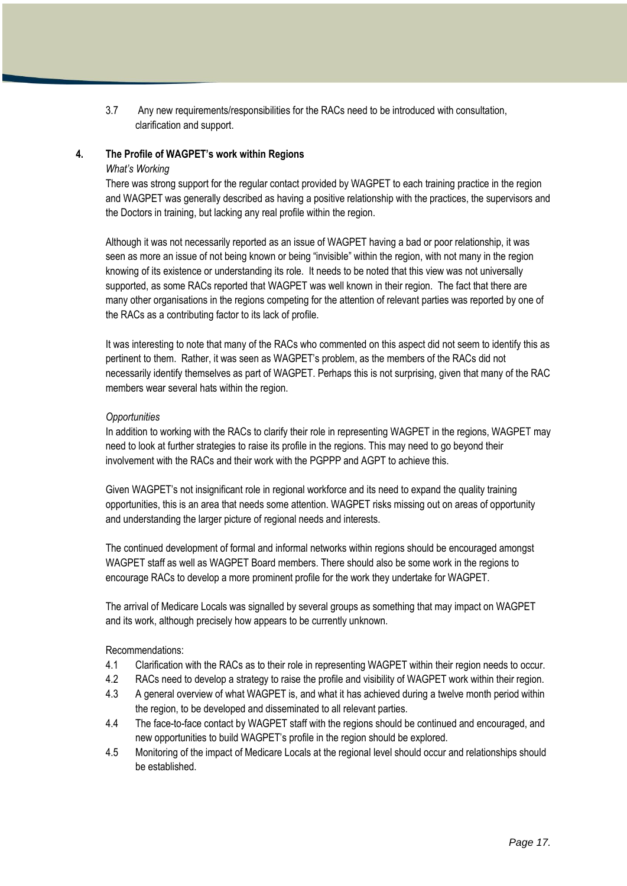3.7 Any new requirements/responsibilities for the RACs need to be introduced with consultation, clarification and support.

## 4. The Profile of WAGPET's work within Regions

*What's Working*

There was strong support for the regular contact provided by WAGPET to each training practice in the region and WAGPET was generally described as having a positive relationship with the practices, the supervisors and the Doctors in training, but lacking any real profile within the region.

Although it was not necessarily reported as an issue of WAGPET having a bad or poor relationship, it was seen as more an issue of not being known or being "invisible" within the region, with not many in the region knowing of its existence or understanding its role. It needs to be noted that this view was not universally supported, as some RACs reported that WAGPET was well known in their region. The fact that there are many other organisations in the regions competing for the attention of relevant parties was reported by one of the RACs as a contributing factor to its lack of profile.

It was interesting to note that many of the RACs who commented on this aspect did not seem to identify this as pertinent to them. Rather, it was seen as WAGPET's problem, as the members of the RACs did not necessarily identify themselves as part of WAGPET. Perhaps this is not surprising, given that many of the RAC members wear several hats within the region.

*Opportunities*

In addition to working with the RACs to clarify their role in representing WAGPET in the regions, WAGPET may need to look at further strategies to raise its profile in the regions. This may need to go beyond their involvement with the RACs and their work with the PGPPP and AGPT to achieve this.

Given WAGPET's not insignificant role in regional workforce and its need to expand the quality training opportunities, this is an area that needs some attention. WAGPET risks missing out on areas of opportunity and understanding the larger picture of regional needs and interests.

The continued development of formal and informal networks within regions should be encouraged amongst WAGPET staff as well as WAGPET Board members. There should also be some work in the regions to encourage RACs to develop a more prominent profile for the work they undertake for WAGPET.

The arrival of Medicare Locals was signalled by several groups as something that may impact on WAGPET and its work, although precisely how appears to be currently unknown.

Recommendations:

4.1 Clarification with the RACs as to their role in representing WAGPET within their region needs to occur.

4.2 RACs need to develop a strategy to raise the profile and visibility of WAGPET work within their region.

4.3 A general overview of what WAGPET is, and what it has achieved during a twelve month period within the region, to be developed and disseminated to all relevant parties.

4.4 The face-to-face contact by WAGPET staff with the regions should be continued and encouraged, and new opportunities to build WAGPET's profile in the region should be explored.

4.5 Monitoring of the impact of Medicare Locals at the regional level should occur and relationships should be established.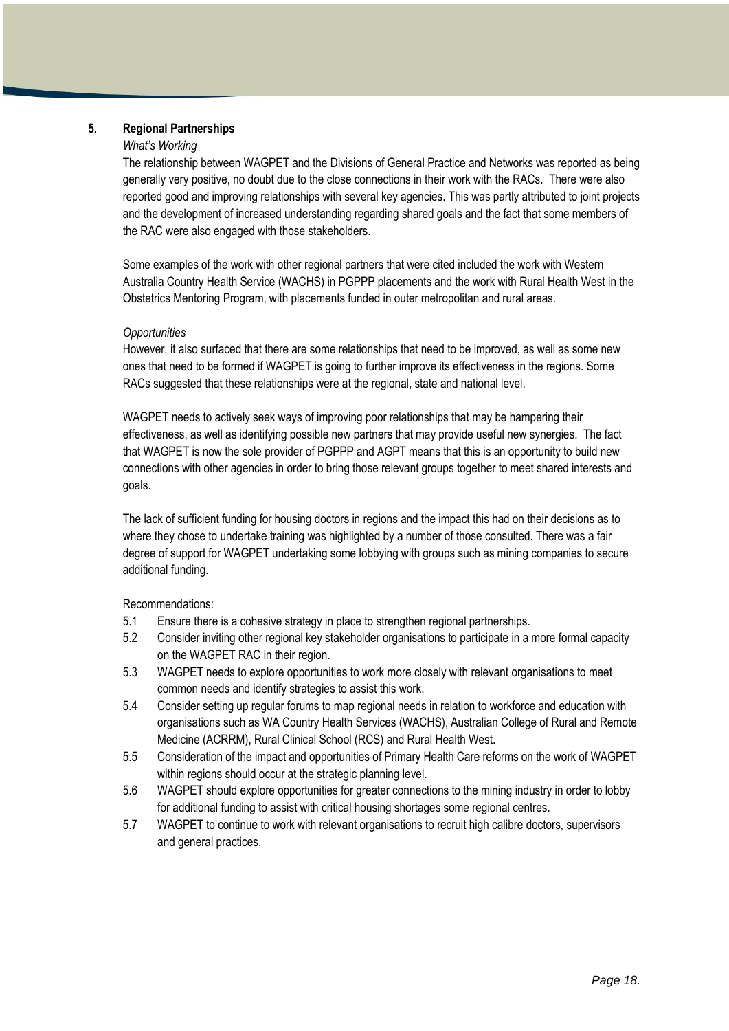## 5. Regional Partnerships

*What's Working*

The relationship between WAGPET and the Divisions of General Practice and Networks was reported as being generally very positive, no doubt due to the close connections in their work with the RACs. There were also reported good and improving relationships with several key agencies. This was partly attributed to joint projects and the development of increased understanding regarding shared goals and the fact that some members of the RAC were also engaged with those stakeholders.

Some examples of the work with other regional partners that were cited included the work with Western Australia Country Health Service (WACHS) in PGPPP placements and the work with Rural Health West in the Obstetrics Mentoring Program, with placements funded in outer metropolitan and rural areas.

*Opportunities*

However, it also surfaced that there are some relationships that need to be improved, as well as some new ones that need to be formed if WAGPET is going to further improve its effectiveness in the regions. Some RACs suggested that these relationships were at the regional, state and national level.

WAGPET needs to actively seek ways of improving poor relationships that may be hampering their effectiveness, as well as identifying possible new partners that may provide useful new synergies. The fact that WAGPET is now the sole provider of PGPPP and AGPT means that this is an opportunity to build new connections with other agencies in order to bring those relevant groups together to meet shared interests and goals.

The lack of sufficient funding for housing doctors in regions and the impact this had on their decisions as to where they chose to undertake training was highlighted by a number of those consulted. There was a fair degree of support for WAGPET undertaking some lobbying with groups such as mining companies to secure additional funding.

Recommendations:

- 5.1 Ensure there is a cohesive strategy in place to strengthen regional partnerships.
- 5.2 Consider inviting other regional key stakeholder organisations to participate in a more formal capacity on the WAGPET RAC in their region.
- 5.3 WAGPET needs to explore opportunities to work more closely with relevant organisations to meet common needs and identify strategies to assist this work.
- 5.4 Consider setting up regular forums to map regional needs in relation to workforce and education with organisations such as WA Country Health Services (WACHS), Australian College of Rural and Remote Medicine (ACRRM), Rural Clinical School (RCS) and Rural Health West.
- 5.5 Consideration of the impact and opportunities of Primary Health Care reforms on the work of WAGPET within regions should occur at the strategic planning level.
- 5.6 WAGPET should explore opportunities for greater connections to the mining industry in order to lobby for additional funding to assist with critical housing shortages some regional centres.
- 5.7 WAGPET to continue to work with relevant organisations to recruit high calibre doctors, supervisors and general practices.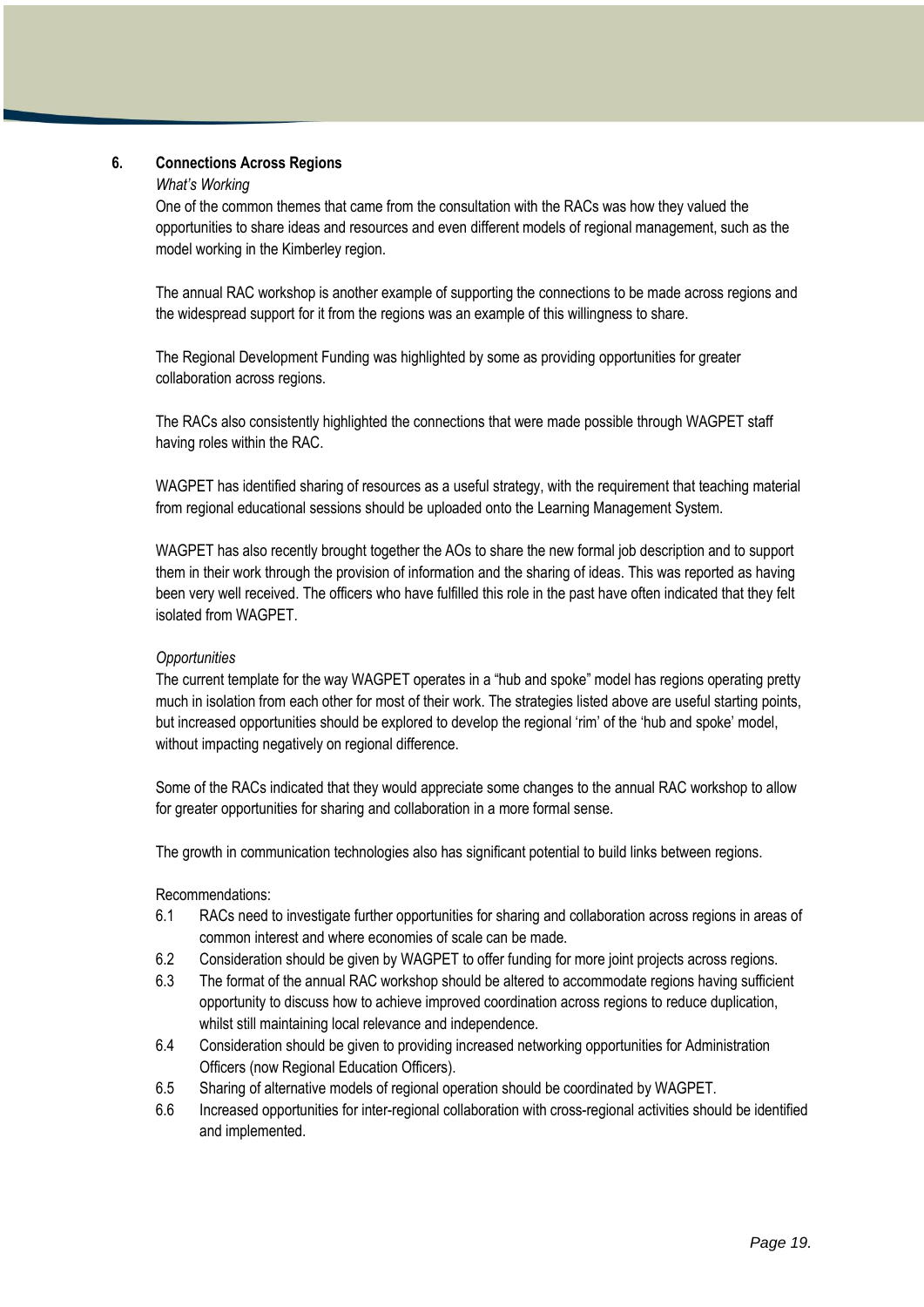## 6. Connections Across Regions

*What's Working*

One of the common themes that came from the consultation with the RACs was how they valued the opportunities to share ideas and resources and even different models of regional management, such as the model working in the Kimberley region.

The annual RAC workshop is another example of supporting the connections to be made across regions and the widespread support for it from the regions was an example of this willingness to share.

The Regional Development Funding was highlighted by some as providing opportunities for greater collaboration across regions.

The RACs also consistently highlighted the connections that were made possible through WAGPET staff having roles within the RAC.

WAGPET has identified sharing of resources as a useful strategy, with the requirement that teaching material from regional educational sessions should be uploaded onto the Learning Management System.

WAGPET has also recently brought together the AOs to share the new formal job description and to support them in their work through the provision of information and the sharing of ideas. This was reported as having been very well received. The officers who have fulfilled this role in the past have often indicated that they felt isolated from WAGPET.

*Opportunities*

The current template for the way WAGPET operates in a "hub and spoke" model has regions operating pretty much in isolation from each other for most of their work. The strategies listed above are useful starting points, but increased opportunities should be explored to develop the regional 'rim' of the 'hub and spoke' model, without impacting negatively on regional difference.

Some of the RACs indicated that they would appreciate some changes to the annual RAC workshop to allow for greater opportunities for sharing and collaboration in a more formal sense.

The growth in communication technologies also has significant potential to build links between regions.

Recommendations:

- 6.1 RACs need to investigate further opportunities for sharing and collaboration across regions in areas of common interest and where economies of scale can be made.
- 6.2 Consideration should be given by WAGPET to offer funding for more joint projects across regions.
- 6.3 The format of the annual RAC workshop should be altered to accommodate regions having sufficient opportunity to discuss how to achieve improved coordination across regions to reduce duplication, whilst still maintaining local relevance and independence.
- 6.4 Consideration should be given to providing increased networking opportunities for Administration Officers (now Regional Education Officers).
- 6.5 Sharing of alternative models of regional operation should be coordinated by WAGPET.
- 6.6 Increased opportunities for inter-regional collaboration with cross-regional activities should be identified and implemented.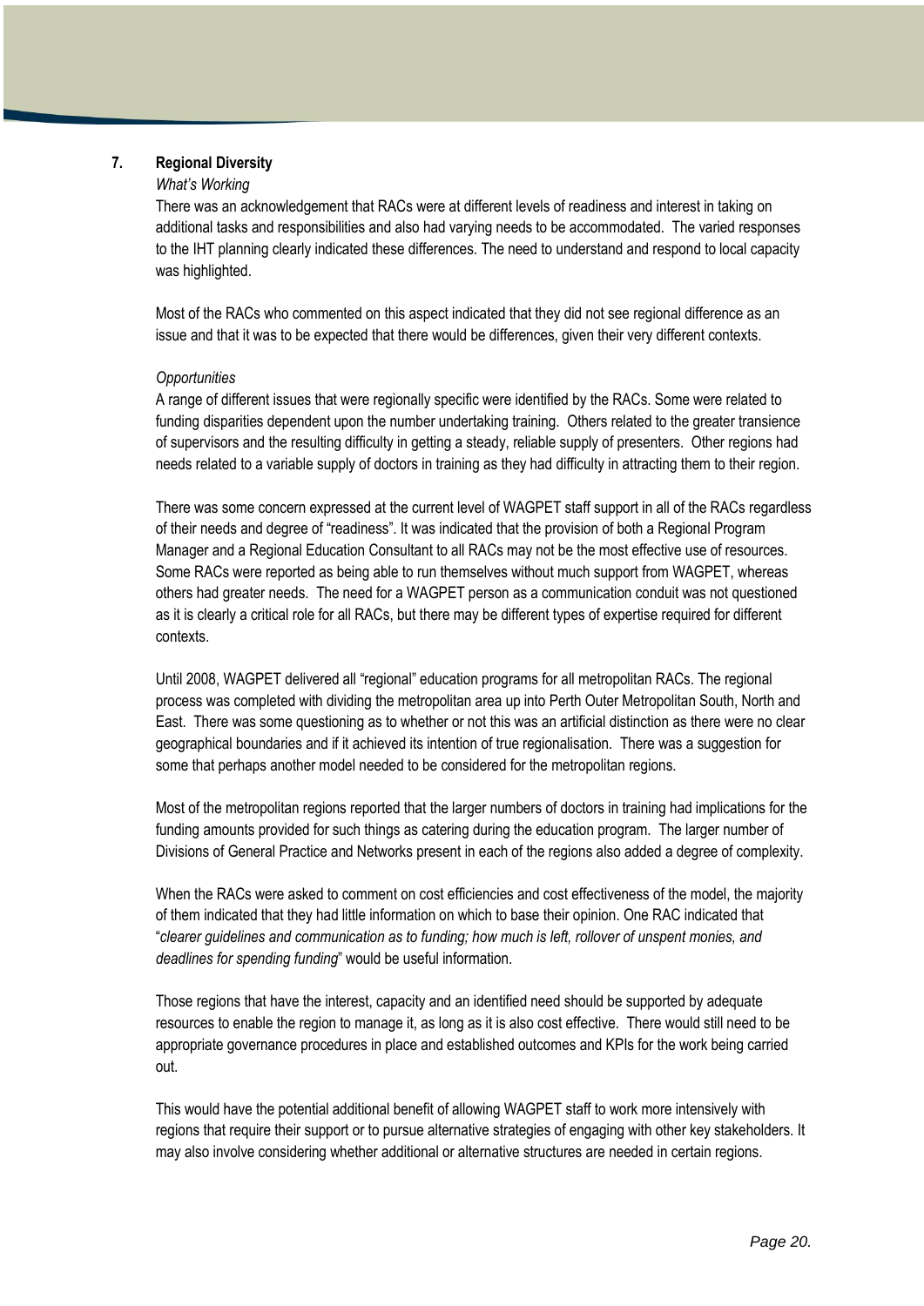## 7. Regional Diversity

*What's Working*

There was an acknowledgement that RACs were at different levels of readiness and interest in taking on additional tasks and responsibilities and also had varying needs to be accommodated. The varied responses to the IHT planning clearly indicated these differences. The need to understand and respond to local capacity was highlighted.

Most of the RACs who commented on this aspect indicated that they did not see regional difference as an issue and that it was to be expected that there would be differences, given their very different contexts.

*Opportunities*

A range of different issues that were regionally specific were identified by the RACs. Some were related to funding disparities dependent upon the number undertaking training. Others related to the greater transience of supervisors and the resulting difficulty in getting a steady, reliable supply of presenters. Other regions had needs related to a variable supply of doctors in training as they had difficulty in attracting them to their region.

There was some concern expressed at the current level of WAGPET staff support in all of the RACs regardless of their needs and degree of "readiness". It was indicated that the provision of both a Regional Program Manager and a Regional Education Consultant to all RACs may not be the most effective use of resources. Some RACs were reported as being able to run themselves without much support from WAGPET, whereas others had greater needs. The need for a WAGPET person as a communication conduit was not questioned as it is clearly a critical role for all RACs, but there may be different types of expertise required for different contexts.

Until 2008, WAGPET delivered all "regional" education programs for all metropolitan RACs. The regional process was completed with dividing the metropolitan area up into Perth Outer Metropolitan South, North and East. There was some questioning as to whether or not this was an artificial distinction as there were no clear geographical boundaries and if it achieved its intention of true regionalisation. There was a suggestion for some that perhaps another model needed to be considered for the metropolitan regions.

Most of the metropolitan regions reported that the larger numbers of doctors in training had implications for the funding amounts provided for such things as catering during the education program. The larger number of Divisions of General Practice and Networks present in each of the regions also added a degree of complexity.

When the RACs were asked to comment on cost efficiencies and cost effectiveness of the model, the majority of them indicated that they had little information on which to base their opinion. One RAC indicated that "*clearer guidelines and communication as to funding; how much is left, rollover of unspent monies, and deadlines for spending funding*" would be useful information.

Those regions that have the interest, capacity and an identified need should be supported by adequate resources to enable the region to manage it, as long as it is also cost effective. There would still need to be appropriate governance procedures in place and established outcomes and KPIs for the work being carried out.

This would have the potential additional benefit of allowing WAGPET staff to work more intensively with regions that require their support or to pursue alternative strategies of engaging with other key stakeholders. It may also involve considering whether additional or alternative structures are needed in certain regions.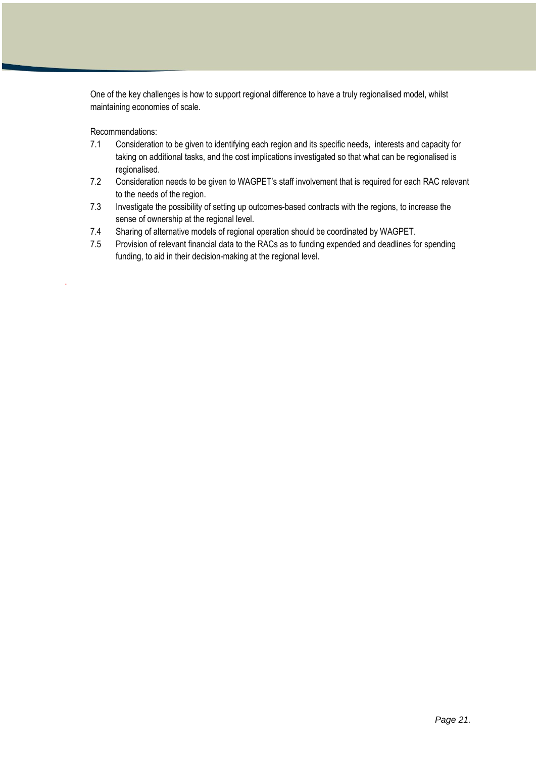One of the key challenges is how to support regional difference to have a truly regionalised model, whilst maintaining economies of scale.

Recommendations:

7.1 Consideration to be given to identifying each region and its specific needs, interests and capacity for taking on additional tasks, and the cost implications investigated so that what can be regionalised is regionalised.

7.2 Consideration needs to be given to WAGPET's staff involvement that is required for each RAC relevant to the needs of the region.

7.3 Investigate the possibility of setting up outcomes-based contracts with the regions, to increase the sense of ownership at the regional level.

7.4 Sharing of alternative models of regional operation should be coordinated by WAGPET.

7.5 Provision of relevant financial data to the RACs as to funding expended and deadlines for spending funding, to aid in their decision-making at the regional level.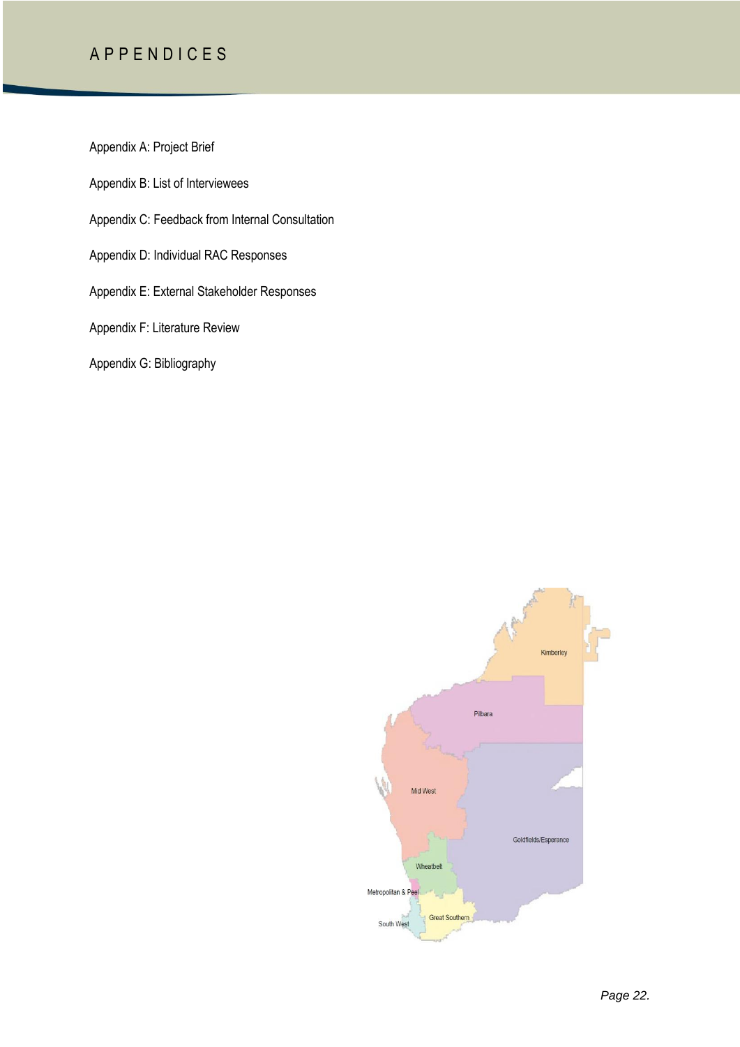# APPENDICES

Appendix A: Project Brief

Appendix B: List of Interviewees

Appendix C: Feedback from Internal Consultation

Appendix D: Individual RAC Responses

Appendix E: External Stakeholder Responses

Appendix F: Literature Review

Appendix G: Bibliography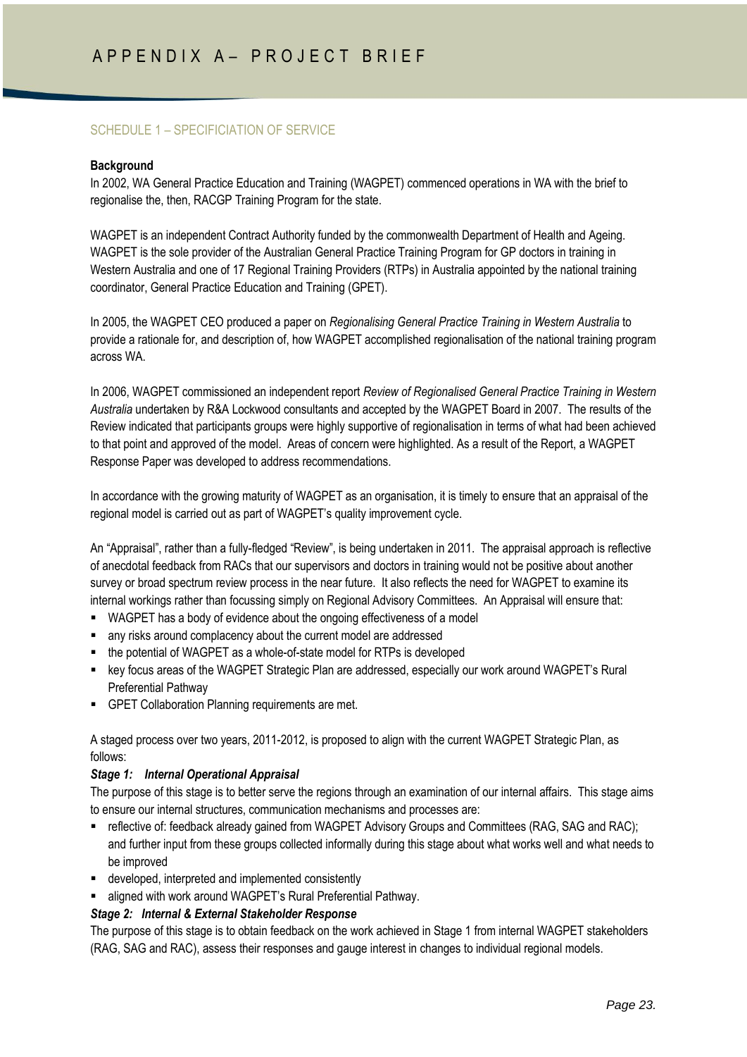# APPENDIX A– PROJECT BRIEF

## SCHEDULE 1 – SPECIFICIATION OF SERVICE

**Background**

In 2002, WA General Practice Education and Training (WAGPET) commenced operations in WA with the brief to regionalise the, then, RACGP Training Program for the state.

WAGPET is an independent Contract Authority funded by the commonwealth Department of Health and Ageing. WAGPET is the sole provider of the Australian General Practice Training Program for GP doctors in training in Western Australia and one of 17 Regional Training Providers (RTPs) in Australia appointed by the national training coordinator, General Practice Education and Training (GPET).

In 2005, the WAGPET CEO produced a paper on *Regionalising General Practice Training in Western Australia* to provide a rationale for, and description of, how WAGPET accomplished regionalisation of the national training program across WA.

In 2006, WAGPET commissioned an independent report *Review of Regionalised General Practice Training in Western Australia* undertaken by R&A Lockwood consultants and accepted by the WAGPET Board in 2007. The results of the Review indicated that participants groups were highly supportive of regionalisation in terms of what had been achieved to that point and approved of the model. Areas of concern were highlighted. As a result of the Report, a WAGPET Response Paper was developed to address recommendations.

In accordance with the growing maturity of WAGPET as an organisation, it is timely to ensure that an appraisal of the regional model is carried out as part of WAGPET's quality improvement cycle.

An "Appraisal", rather than a fully-fledged "Review", is being undertaken in 2011. The appraisal approach is reflective of anecdotal feedback from RACs that our supervisors and doctors in training would not be positive about another survey or broad spectrum review process in the near future. It also reflects the need for WAGPET to examine its internal workings rather than focussing simply on Regional Advisory Committees. An Appraisal will ensure that:

- WAGPET has a body of evidence about the ongoing effectiveness of a model
- any risks around complacency about the current model are addressed
- the potential of WAGPET as a whole-of-state model for RTPs is developed
- key focus areas of the WAGPET Strategic Plan are addressed, especially our work around WAGPET's Rural Preferential Pathway
- GPET Collaboration Planning requirements are met.

A staged process over two years, 2011-2012, is proposed to align with the current WAGPET Strategic Plan, as follows:

***Stage 1: Internal Operational Appraisal***

The purpose of this stage is to better serve the regions through an examination of our internal affairs. This stage aims to ensure our internal structures, communication mechanisms and processes are:

- reflective of: feedback already gained from WAGPET Advisory Groups and Committees (RAG, SAG and RAC); and further input from these groups collected informally during this stage about what works well and what needs to be improved
- developed, interpreted and implemented consistently
- aligned with work around WAGPET's Rural Preferential Pathway.

***Stage 2: Internal & External Stakeholder Response***

The purpose of this stage is to obtain feedback on the work achieved in Stage 1 from internal WAGPET stakeholders (RAG, SAG and RAC), assess their responses and gauge interest in changes to individual regional models.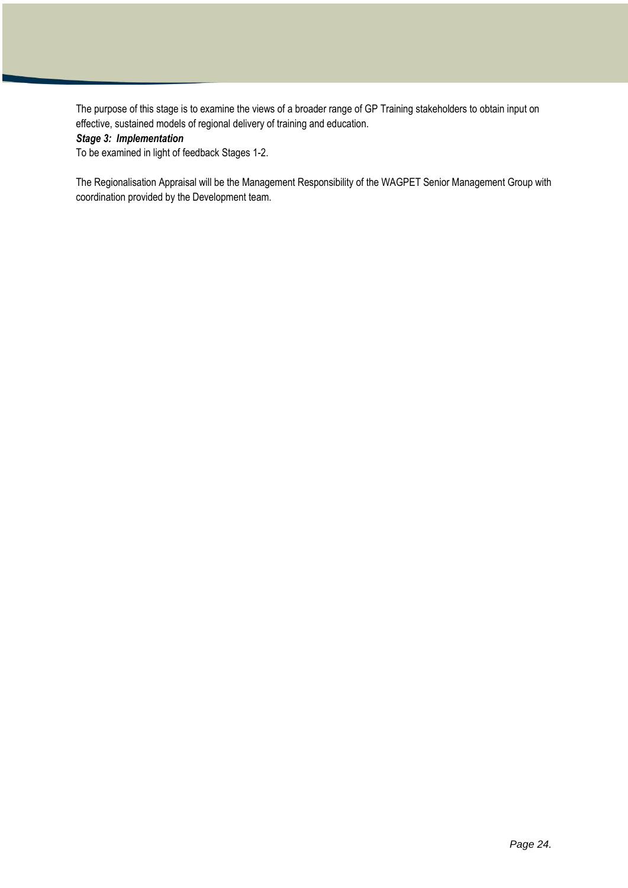The purpose of this stage is to examine the views of a broader range of GP Training stakeholders to obtain input on effective, sustained models of regional delivery of training and education.

***Stage 3: Implementation***

To be examined in light of feedback Stages 1-2.

The Regionalisation Appraisal will be the Management Responsibility of the WAGPET Senior Management Group with coordination provided by the Development team.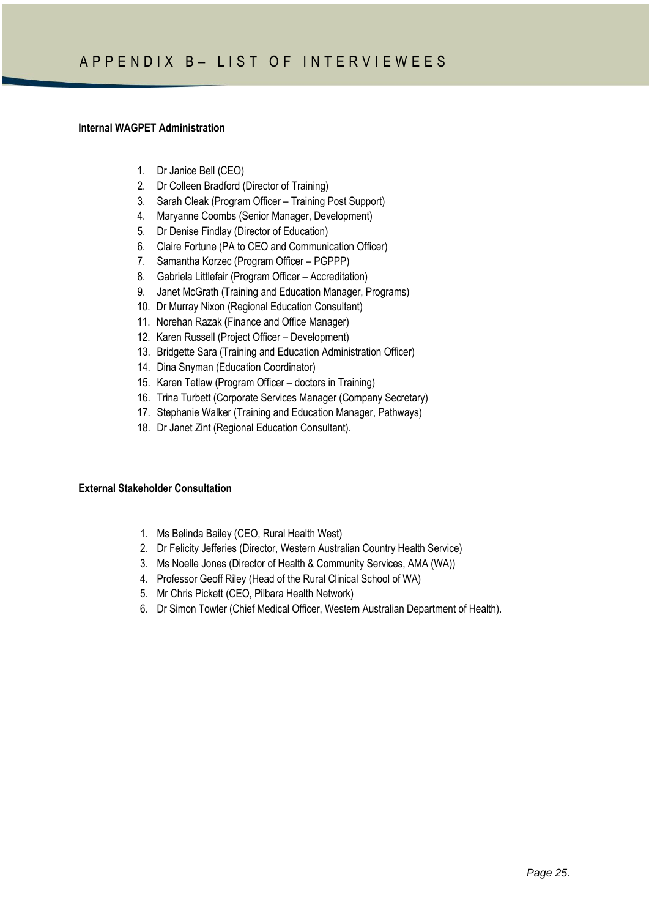# APPENDIX B– LIST OF INTERVIEWEES

**Internal WAGPET Administration**

1. Dr Janice Bell (CEO)
2. Dr Colleen Bradford (Director of Training)
3. Sarah Cleak (Program Officer – Training Post Support)
4. Maryanne Coombs (Senior Manager, Development)
5. Dr Denise Findlay (Director of Education)
6. Claire Fortune (PA to CEO and Communication Officer)
7. Samantha Korzec (Program Officer – PGPPP)
8. Gabriela Littlefair (Program Officer – Accreditation)
9. Janet McGrath (Training and Education Manager, Programs)
10. Dr Murray Nixon (Regional Education Consultant)
11. Norehan Razak (Finance and Office Manager)
12. Karen Russell (Project Officer – Development)
13. Bridgette Sara (Training and Education Administration Officer)
14. Dina Snyman (Education Coordinator)
15. Karen Tetlaw (Program Officer – doctors in Training)
16. Trina Turbett (Corporate Services Manager (Company Secretary)
17. Stephanie Walker (Training and Education Manager, Pathways)
18. Dr Janet Zint (Regional Education Consultant).

**External Stakeholder Consultation**

1. Ms Belinda Bailey (CEO, Rural Health West)
2. Dr Felicity Jefferies (Director, Western Australian Country Health Service)
3. Ms Noelle Jones (Director of Health & Community Services, AMA (WA))
4. Professor Geoff Riley (Head of the Rural Clinical School of WA)
5. Mr Chris Pickett (CEO, Pilbara Health Network)
6. Dr Simon Towler (Chief Medical Officer, Western Australian Department of Health).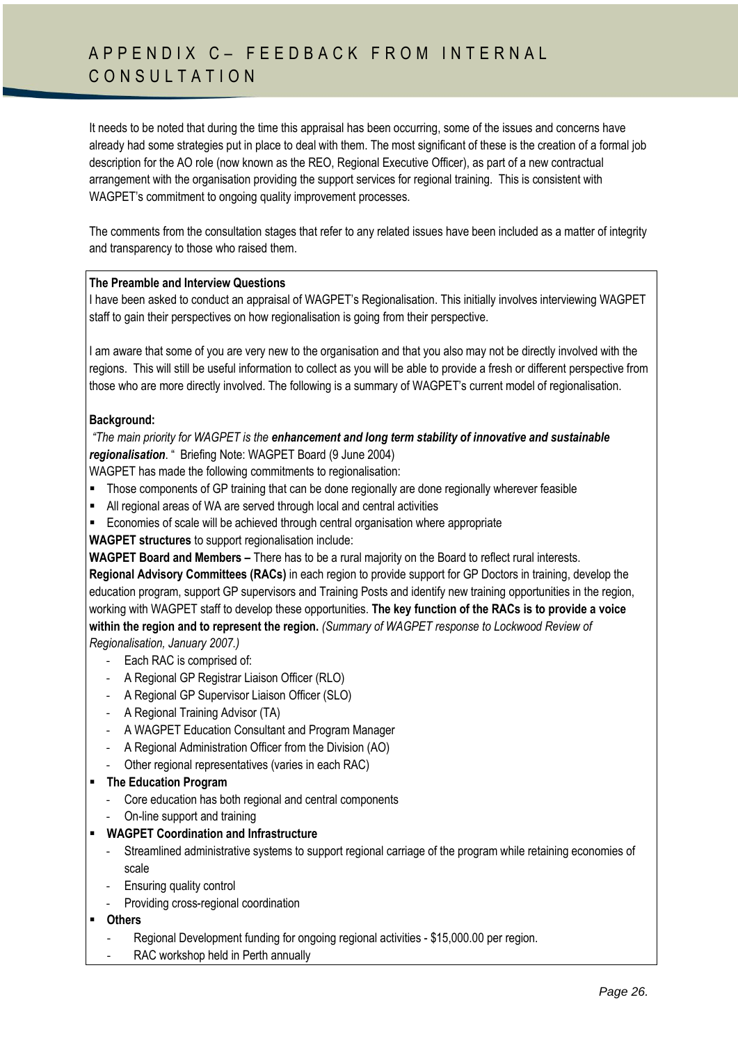# APPENDIX C– FEEDBACK FROM INTERNAL CONSULTATION

It needs to be noted that during the time this appraisal has been occurring, some of the issues and concerns have already had some strategies put in place to deal with them. The most significant of these is the creation of a formal job description for the AO role (now known as the REO, Regional Executive Officer), as part of a new contractual arrangement with the organisation providing the support services for regional training. This is consistent with WAGPET's commitment to ongoing quality improvement processes.

The comments from the consultation stages that refer to any related issues have been included as a matter of integrity and transparency to those who raised them.

**The Preamble and Interview Questions**

I have been asked to conduct an appraisal of WAGPET's Regionalisation. This initially involves interviewing WAGPET staff to gain their perspectives on how regionalisation is going from their perspective.

I am aware that some of you are very new to the organisation and that you also may not be directly involved with the regions. This will still be useful information to collect as you will be able to provide a fresh or different perspective from those who are more directly involved. The following is a summary of WAGPET's current model of regionalisation.

**Background:**

*"The main priority for WAGPET is the* ***enhancement and long term stability of innovative and sustainable regionalisation****.* " Briefing Note: WAGPET Board (9 June 2004)

WAGPET has made the following commitments to regionalisation:

- Those components of GP training that can be done regionally are done regionally wherever feasible
- All regional areas of WA are served through local and central activities
- Economies of scale will be achieved through central organisation where appropriate

**WAGPET structures** to support regionalisation include:

**WAGPET Board and Members –** There has to be a rural majority on the Board to reflect rural interests.

**Regional Advisory Committees (RACs)** in each region to provide support for GP Doctors in training, develop the education program, support GP supervisors and Training Posts and identify new training opportunities in the region, working with WAGPET staff to develop these opportunities. **The key function of the RACs is to provide a voice within the region and to represent the region.** *(Summary of WAGPET response to Lockwood Review of Regionalisation, January 2007.)*

- Each RAC is comprised of:
- A Regional GP Registrar Liaison Officer (RLO)
- A Regional GP Supervisor Liaison Officer (SLO)
- A Regional Training Advisor (TA)
- A WAGPET Education Consultant and Program Manager
- A Regional Administration Officer from the Division (AO)
- Other regional representatives (varies in each RAC)

- **The Education Program**
  - Core education has both regional and central components
  - On-line support and training
- **WAGPET Coordination and Infrastructure**
  - Streamlined administrative systems to support regional carriage of the program while retaining economies of scale
  - Ensuring quality control
  - Providing cross-regional coordination
- **Others**
  - Regional Development funding for ongoing regional activities - $15,000.00 per region.
  - RAC workshop held in Perth annually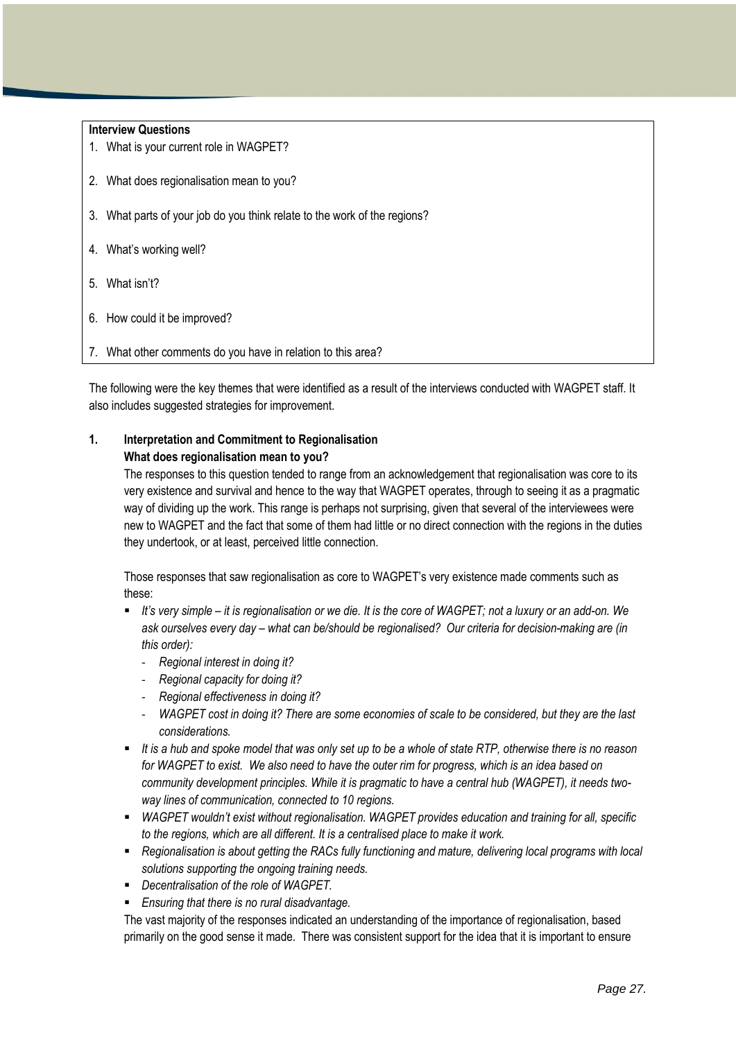**Interview Questions**

1. What is your current role in WAGPET?
2. What does regionalisation mean to you?
3. What parts of your job do you think relate to the work of the regions?
4. What's working well?
5. What isn't?
6. How could it be improved?
7. What other comments do you have in relation to this area?

The following were the key themes that were identified as a result of the interviews conducted with WAGPET staff. It also includes suggested strategies for improvement.

## 1. Interpretation and Commitment to Regionalisation

**What does regionalisation mean to you?**

The responses to this question tended to range from an acknowledgement that regionalisation was core to its very existence and survival and hence to the way that WAGPET operates, through to seeing it as a pragmatic way of dividing up the work. This range is perhaps not surprising, given that several of the interviewees were new to WAGPET and the fact that some of them had little or no direct connection with the regions in the duties they undertook, or at least, perceived little connection.

Those responses that saw regionalisation as core to WAGPET's very existence made comments such as these:

- *It's very simple – it is regionalisation or we die. It is the core of WAGPET; not a luxury or an add-on. We ask ourselves every day – what can be/should be regionalised? Our criteria for decision-making are (in this order):*
  - *Regional interest in doing it?*
  - *Regional capacity for doing it?*
  - *Regional effectiveness in doing it?*
  - *WAGPET cost in doing it? There are some economies of scale to be considered, but they are the last considerations.*
- *It is a hub and spoke model that was only set up to be a whole of state RTP, otherwise there is no reason for WAGPET to exist. We also need to have the outer rim for progress, which is an idea based on community development principles. While it is pragmatic to have a central hub (WAGPET), it needs two-way lines of communication, connected to 10 regions.*
- *WAGPET wouldn't exist without regionalisation. WAGPET provides education and training for all, specific to the regions, which are all different. It is a centralised place to make it work.*
- *Regionalisation is about getting the RACs fully functioning and mature, delivering local programs with local solutions supporting the ongoing training needs.*
- *Decentralisation of the role of WAGPET.*
- *Ensuring that there is no rural disadvantage.*

The vast majority of the responses indicated an understanding of the importance of regionalisation, based primarily on the good sense it made. There was consistent support for the idea that it is important to ensure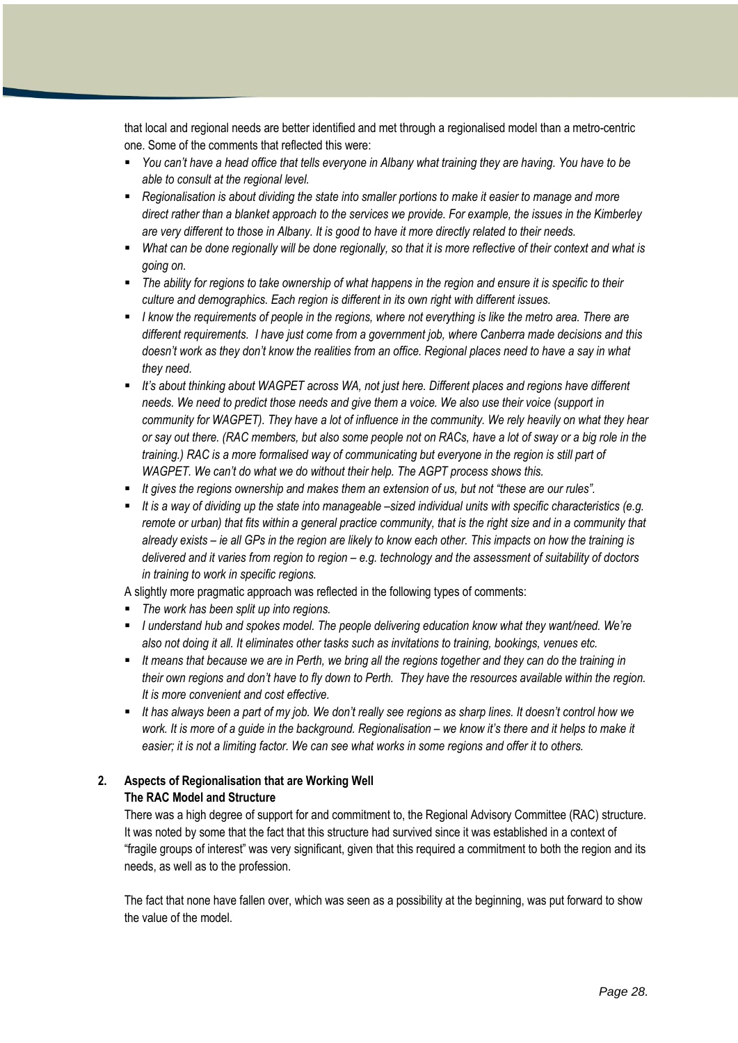that local and regional needs are better identified and met through a regionalised model than a metro-centric one. Some of the comments that reflected this were:

- *You can't have a head office that tells everyone in Albany what training they are having. You have to be able to consult at the regional level.*
- *Regionalisation is about dividing the state into smaller portions to make it easier to manage and more direct rather than a blanket approach to the services we provide. For example, the issues in the Kimberley are very different to those in Albany. It is good to have it more directly related to their needs.*
- *What can be done regionally will be done regionally, so that it is more reflective of their context and what is going on.*
- *The ability for regions to take ownership of what happens in the region and ensure it is specific to their culture and demographics. Each region is different in its own right with different issues.*
- *I know the requirements of people in the regions, where not everything is like the metro area. There are different requirements. I have just come from a government job, where Canberra made decisions and this doesn't work as they don't know the realities from an office. Regional places need to have a say in what they need.*
- *It's about thinking about WAGPET across WA, not just here. Different places and regions have different needs. We need to predict those needs and give them a voice. We also use their voice (support in community for WAGPET). They have a lot of influence in the community. We rely heavily on what they hear or say out there. (RAC members, but also some people not on RACs, have a lot of sway or a big role in the training.) RAC is a more formalised way of communicating but everyone in the region is still part of WAGPET. We can't do what we do without their help. The AGPT process shows this.*
- *It gives the regions ownership and makes them an extension of us, but not "these are our rules".*
- *It is a way of dividing up the state into manageable –sized individual units with specific characteristics (e.g. remote or urban) that fits within a general practice community, that is the right size and in a community that already exists – ie all GPs in the region are likely to know each other. This impacts on how the training is delivered and it varies from region to region – e.g. technology and the assessment of suitability of doctors in training to work in specific regions.*

A slightly more pragmatic approach was reflected in the following types of comments:

- *The work has been split up into regions.*
- *I understand hub and spokes model. The people delivering education know what they want/need. We're also not doing it all. It eliminates other tasks such as invitations to training, bookings, venues etc.*
- *It means that because we are in Perth, we bring all the regions together and they can do the training in their own regions and don't have to fly down to Perth. They have the resources available within the region. It is more convenient and cost effective.*
- *It has always been a part of my job. We don't really see regions as sharp lines. It doesn't control how we work. It is more of a guide in the background. Regionalisation – we know it's there and it helps to make it easier; it is not a limiting factor. We can see what works in some regions and offer it to others.*

## 2. Aspects of Regionalisation that are Working Well

### The RAC Model and Structure

There was a high degree of support for and commitment to, the Regional Advisory Committee (RAC) structure. It was noted by some that the fact that this structure had survived since it was established in a context of "fragile groups of interest" was very significant, given that this required a commitment to both the region and its needs, as well as to the profession.

The fact that none have fallen over, which was seen as a possibility at the beginning, was put forward to show the value of the model.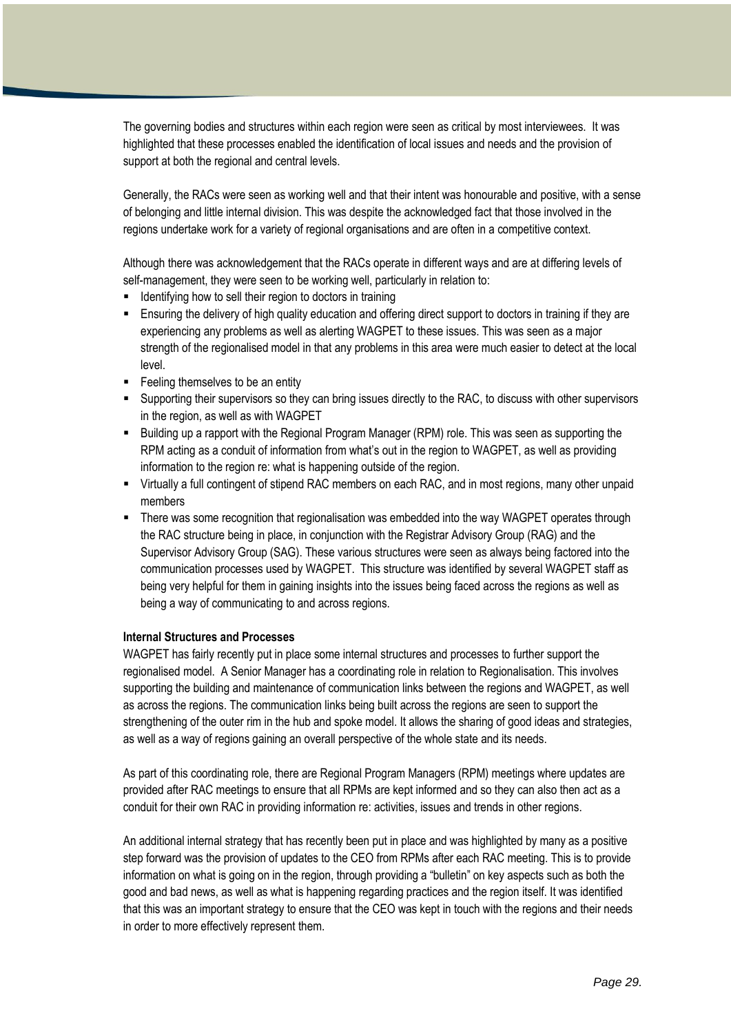The governing bodies and structures within each region were seen as critical by most interviewees. It was highlighted that these processes enabled the identification of local issues and needs and the provision of support at both the regional and central levels.

Generally, the RACs were seen as working well and that their intent was honourable and positive, with a sense of belonging and little internal division. This was despite the acknowledged fact that those involved in the regions undertake work for a variety of regional organisations and are often in a competitive context.

Although there was acknowledgement that the RACs operate in different ways and are at differing levels of self-management, they were seen to be working well, particularly in relation to:

- Identifying how to sell their region to doctors in training
- Ensuring the delivery of high quality education and offering direct support to doctors in training if they are experiencing any problems as well as alerting WAGPET to these issues. This was seen as a major strength of the regionalised model in that any problems in this area were much easier to detect at the local level.
- Feeling themselves to be an entity
- Supporting their supervisors so they can bring issues directly to the RAC, to discuss with other supervisors in the region, as well as with WAGPET
- Building up a rapport with the Regional Program Manager (RPM) role. This was seen as supporting the RPM acting as a conduit of information from what's out in the region to WAGPET, as well as providing information to the region re: what is happening outside of the region.
- Virtually a full contingent of stipend RAC members on each RAC, and in most regions, many other unpaid members
- There was some recognition that regionalisation was embedded into the way WAGPET operates through the RAC structure being in place, in conjunction with the Registrar Advisory Group (RAG) and the Supervisor Advisory Group (SAG). These various structures were seen as always being factored into the communication processes used by WAGPET. This structure was identified by several WAGPET staff as being very helpful for them in gaining insights into the issues being faced across the regions as well as being a way of communicating to and across regions.

**Internal Structures and Processes**

WAGPET has fairly recently put in place some internal structures and processes to further support the regionalised model. A Senior Manager has a coordinating role in relation to Regionalisation. This involves supporting the building and maintenance of communication links between the regions and WAGPET, as well as across the regions. The communication links being built across the regions are seen to support the strengthening of the outer rim in the hub and spoke model. It allows the sharing of good ideas and strategies, as well as a way of regions gaining an overall perspective of the whole state and its needs.

As part of this coordinating role, there are Regional Program Managers (RPM) meetings where updates are provided after RAC meetings to ensure that all RPMs are kept informed and so they can also then act as a conduit for their own RAC in providing information re: activities, issues and trends in other regions.

An additional internal strategy that has recently been put in place and was highlighted by many as a positive step forward was the provision of updates to the CEO from RPMs after each RAC meeting. This is to provide information on what is going on in the region, through providing a "bulletin" on key aspects such as both the good and bad news, as well as what is happening regarding practices and the region itself. It was identified that this was an important strategy to ensure that the CEO was kept in touch with the regions and their needs in order to more effectively represent them.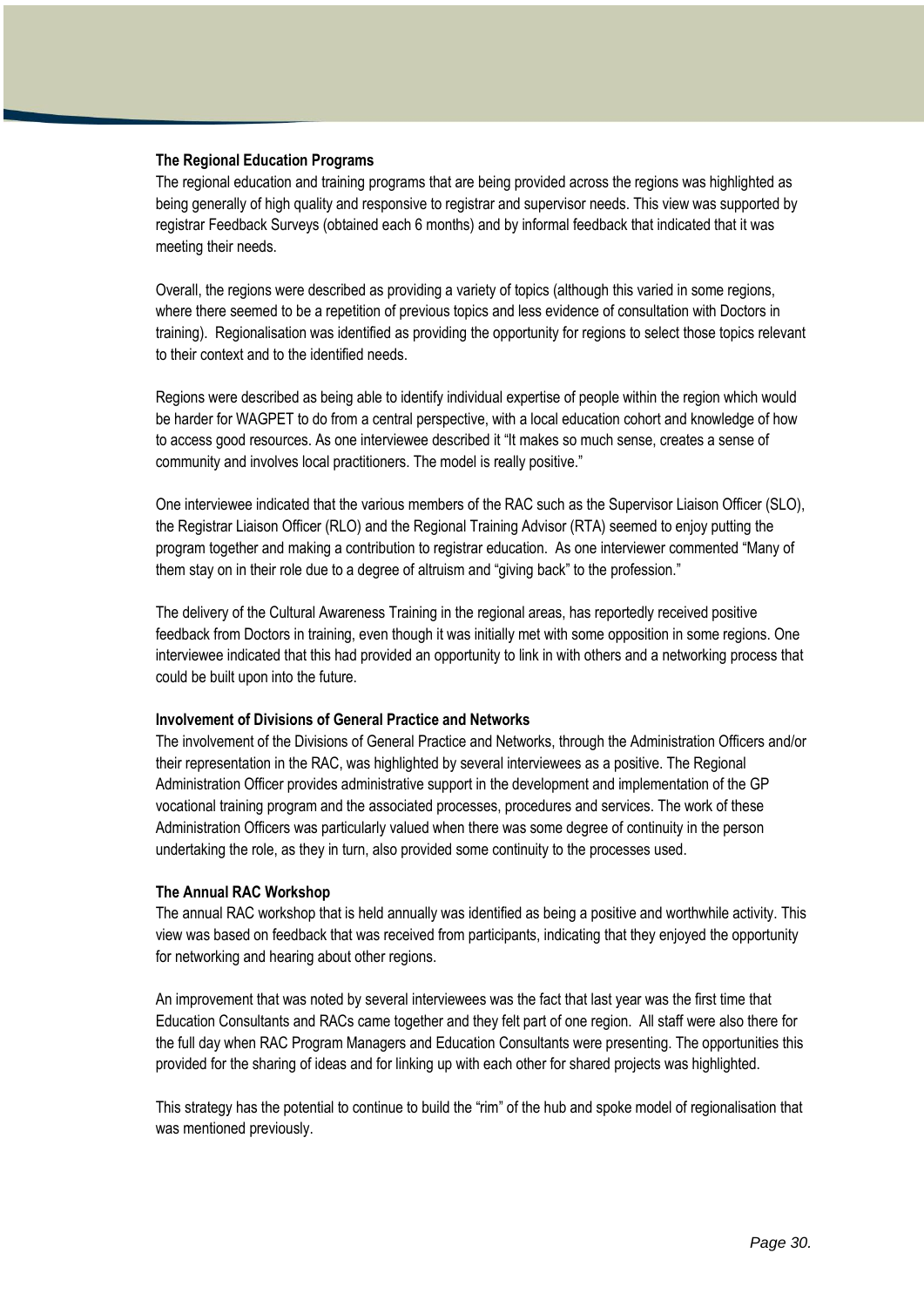**The Regional Education Programs**

The regional education and training programs that are being provided across the regions was highlighted as being generally of high quality and responsive to registrar and supervisor needs. This view was supported by registrar Feedback Surveys (obtained each 6 months) and by informal feedback that indicated that it was meeting their needs.

Overall, the regions were described as providing a variety of topics (although this varied in some regions, where there seemed to be a repetition of previous topics and less evidence of consultation with Doctors in training). Regionalisation was identified as providing the opportunity for regions to select those topics relevant to their context and to the identified needs.

Regions were described as being able to identify individual expertise of people within the region which would be harder for WAGPET to do from a central perspective, with a local education cohort and knowledge of how to access good resources. As one interviewee described it "It makes so much sense, creates a sense of community and involves local practitioners. The model is really positive."

One interviewee indicated that the various members of the RAC such as the Supervisor Liaison Officer (SLO), the Registrar Liaison Officer (RLO) and the Regional Training Advisor (RTA) seemed to enjoy putting the program together and making a contribution to registrar education. As one interviewer commented "Many of them stay on in their role due to a degree of altruism and "giving back" to the profession."

The delivery of the Cultural Awareness Training in the regional areas, has reportedly received positive feedback from Doctors in training, even though it was initially met with some opposition in some regions. One interviewee indicated that this had provided an opportunity to link in with others and a networking process that could be built upon into the future.

**Involvement of Divisions of General Practice and Networks**

The involvement of the Divisions of General Practice and Networks, through the Administration Officers and/or their representation in the RAC, was highlighted by several interviewees as a positive. The Regional Administration Officer provides administrative support in the development and implementation of the GP vocational training program and the associated processes, procedures and services. The work of these Administration Officers was particularly valued when there was some degree of continuity in the person undertaking the role, as they in turn, also provided some continuity to the processes used.

**The Annual RAC Workshop**

The annual RAC workshop that is held annually was identified as being a positive and worthwhile activity. This view was based on feedback that was received from participants, indicating that they enjoyed the opportunity for networking and hearing about other regions.

An improvement that was noted by several interviewees was the fact that last year was the first time that Education Consultants and RACs came together and they felt part of one region. All staff were also there for the full day when RAC Program Managers and Education Consultants were presenting. The opportunities this provided for the sharing of ideas and for linking up with each other for shared projects was highlighted.

This strategy has the potential to continue to build the "rim" of the hub and spoke model of regionalisation that was mentioned previously.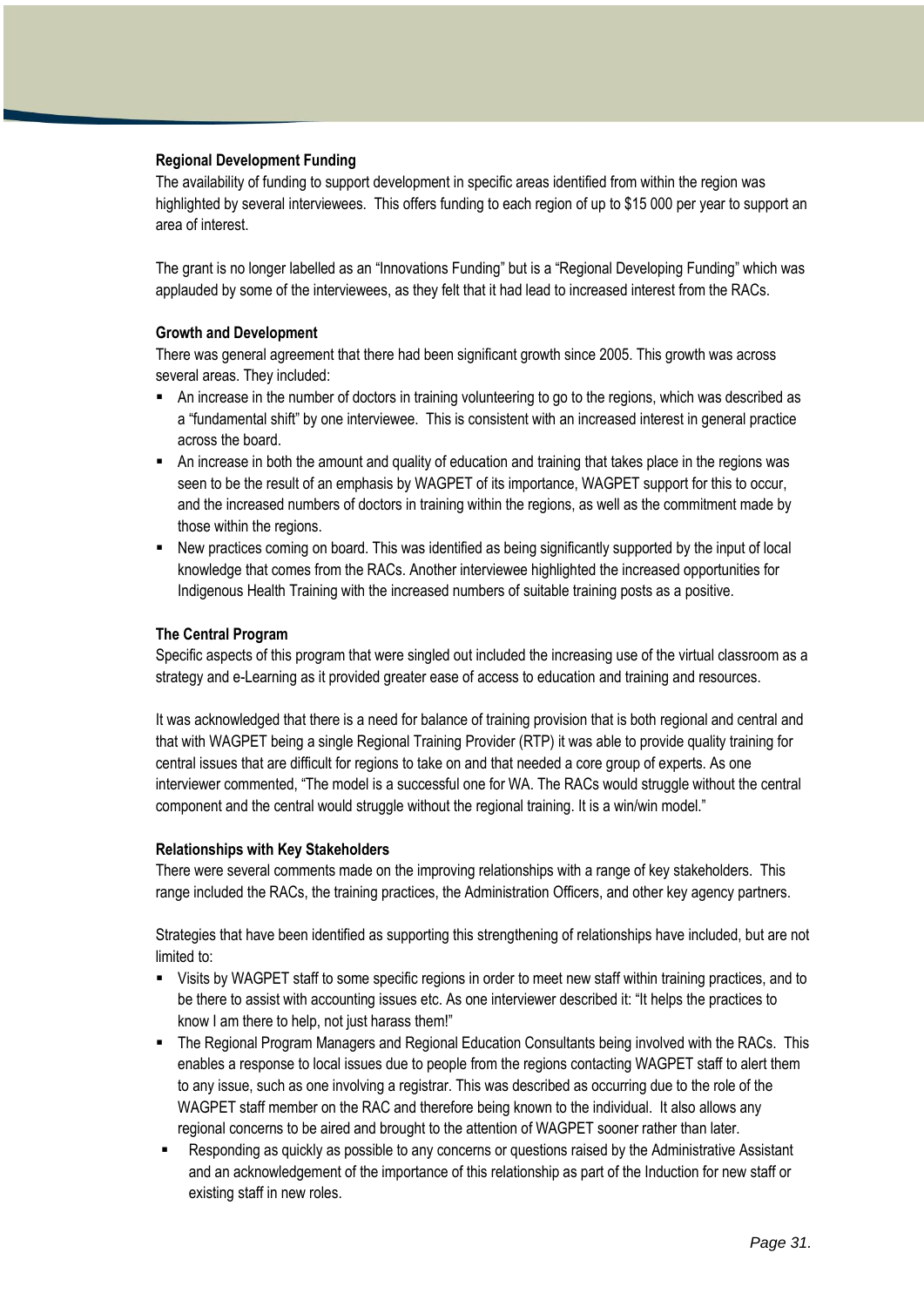**Regional Development Funding**

The availability of funding to support development in specific areas identified from within the region was highlighted by several interviewees. This offers funding to each region of up to $15 000 per year to support an area of interest.

The grant is no longer labelled as an "Innovations Funding" but is a "Regional Developing Funding" which was applauded by some of the interviewees, as they felt that it had lead to increased interest from the RACs.

**Growth and Development**

There was general agreement that there had been significant growth since 2005. This growth was across several areas. They included:

- An increase in the number of doctors in training volunteering to go to the regions, which was described as a "fundamental shift" by one interviewee. This is consistent with an increased interest in general practice across the board.
- An increase in both the amount and quality of education and training that takes place in the regions was seen to be the result of an emphasis by WAGPET of its importance, WAGPET support for this to occur, and the increased numbers of doctors in training within the regions, as well as the commitment made by those within the regions.
- New practices coming on board. This was identified as being significantly supported by the input of local knowledge that comes from the RACs. Another interviewee highlighted the increased opportunities for Indigenous Health Training with the increased numbers of suitable training posts as a positive.

**The Central Program**

Specific aspects of this program that were singled out included the increasing use of the virtual classroom as a strategy and e-Learning as it provided greater ease of access to education and training and resources.

It was acknowledged that there is a need for balance of training provision that is both regional and central and that with WAGPET being a single Regional Training Provider (RTP) it was able to provide quality training for central issues that are difficult for regions to take on and that needed a core group of experts. As one interviewer commented, "The model is a successful one for WA. The RACs would struggle without the central component and the central would struggle without the regional training. It is a win/win model."

**Relationships with Key Stakeholders**

There were several comments made on the improving relationships with a range of key stakeholders. This range included the RACs, the training practices, the Administration Officers, and other key agency partners.

Strategies that have been identified as supporting this strengthening of relationships have included, but are not limited to:

- Visits by WAGPET staff to some specific regions in order to meet new staff within training practices, and to be there to assist with accounting issues etc. As one interviewer described it: "It helps the practices to know I am there to help, not just harass them!"
- The Regional Program Managers and Regional Education Consultants being involved with the RACs. This enables a response to local issues due to people from the regions contacting WAGPET staff to alert them to any issue, such as one involving a registrar. This was described as occurring due to the role of the WAGPET staff member on the RAC and therefore being known to the individual. It also allows any regional concerns to be aired and brought to the attention of WAGPET sooner rather than later.
- Responding as quickly as possible to any concerns or questions raised by the Administrative Assistant and an acknowledgement of the importance of this relationship as part of the Induction for new staff or existing staff in new roles.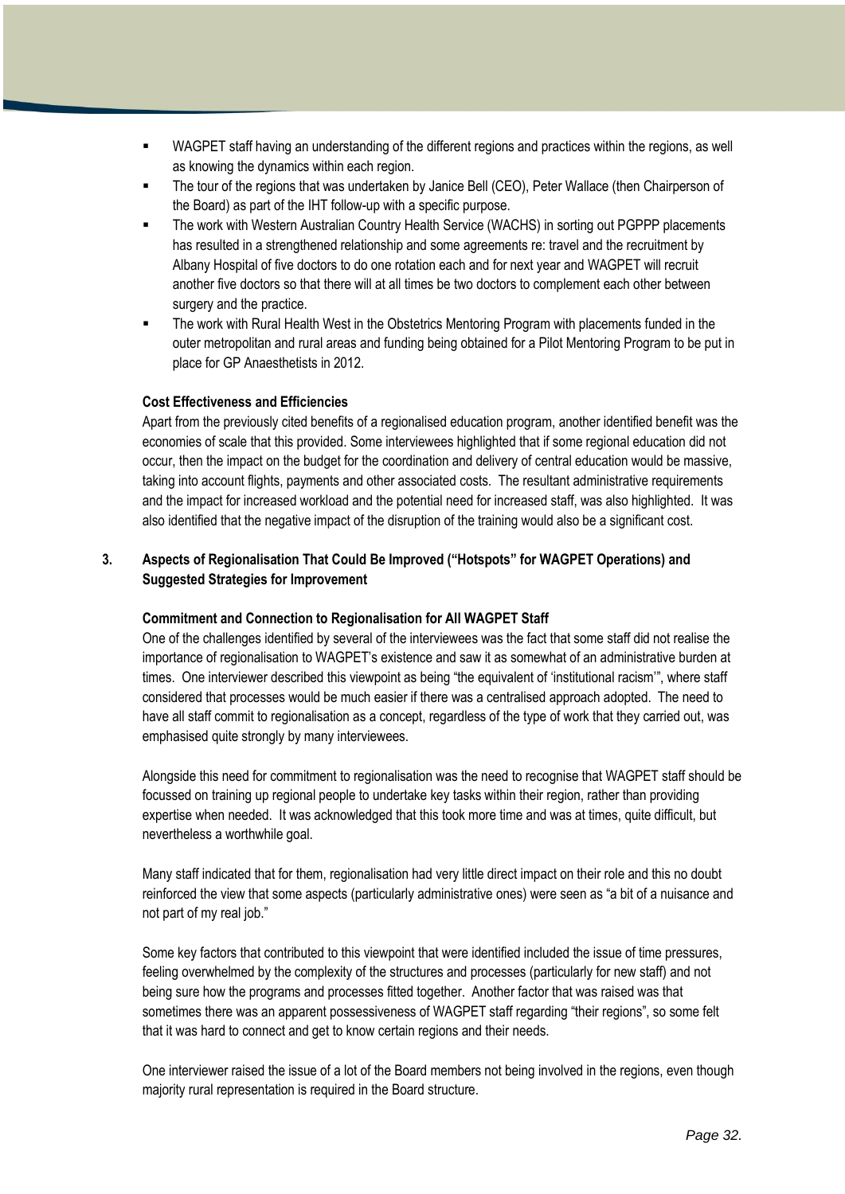- WAGPET staff having an understanding of the different regions and practices within the regions, as well as knowing the dynamics within each region.
- The tour of the regions that was undertaken by Janice Bell (CEO), Peter Wallace (then Chairperson of the Board) as part of the IHT follow-up with a specific purpose.
- The work with Western Australian Country Health Service (WACHS) in sorting out PGPPP placements has resulted in a strengthened relationship and some agreements re: travel and the recruitment by Albany Hospital of five doctors to do one rotation each and for next year and WAGPET will recruit another five doctors so that there will at all times be two doctors to complement each other between surgery and the practice.
- The work with Rural Health West in the Obstetrics Mentoring Program with placements funded in the outer metropolitan and rural areas and funding being obtained for a Pilot Mentoring Program to be put in place for GP Anaesthetists in 2012.

**Cost Effectiveness and Efficiencies**

Apart from the previously cited benefits of a regionalised education program, another identified benefit was the economies of scale that this provided. Some interviewees highlighted that if some regional education did not occur, then the impact on the budget for the coordination and delivery of central education would be massive, taking into account flights, payments and other associated costs. The resultant administrative requirements and the impact for increased workload and the potential need for increased staff, was also highlighted. It was also identified that the negative impact of the disruption of the training would also be a significant cost.

### 3. Aspects of Regionalisation That Could Be Improved ("Hotspots" for WAGPET Operations) and Suggested Strategies for Improvement

**Commitment and Connection to Regionalisation for All WAGPET Staff**

One of the challenges identified by several of the interviewees was the fact that some staff did not realise the importance of regionalisation to WAGPET's existence and saw it as somewhat of an administrative burden at times. One interviewer described this viewpoint as being "the equivalent of 'institutional racism'", where staff considered that processes would be much easier if there was a centralised approach adopted. The need to have all staff commit to regionalisation as a concept, regardless of the type of work that they carried out, was emphasised quite strongly by many interviewees.

Alongside this need for commitment to regionalisation was the need to recognise that WAGPET staff should be focussed on training up regional people to undertake key tasks within their region, rather than providing expertise when needed. It was acknowledged that this took more time and was at times, quite difficult, but nevertheless a worthwhile goal.

Many staff indicated that for them, regionalisation had very little direct impact on their role and this no doubt reinforced the view that some aspects (particularly administrative ones) were seen as "a bit of a nuisance and not part of my real job."

Some key factors that contributed to this viewpoint that were identified included the issue of time pressures, feeling overwhelmed by the complexity of the structures and processes (particularly for new staff) and not being sure how the programs and processes fitted together. Another factor that was raised was that sometimes there was an apparent possessiveness of WAGPET staff regarding "their regions", so some felt that it was hard to connect and get to know certain regions and their needs.

One interviewer raised the issue of a lot of the Board members not being involved in the regions, even though majority rural representation is required in the Board structure.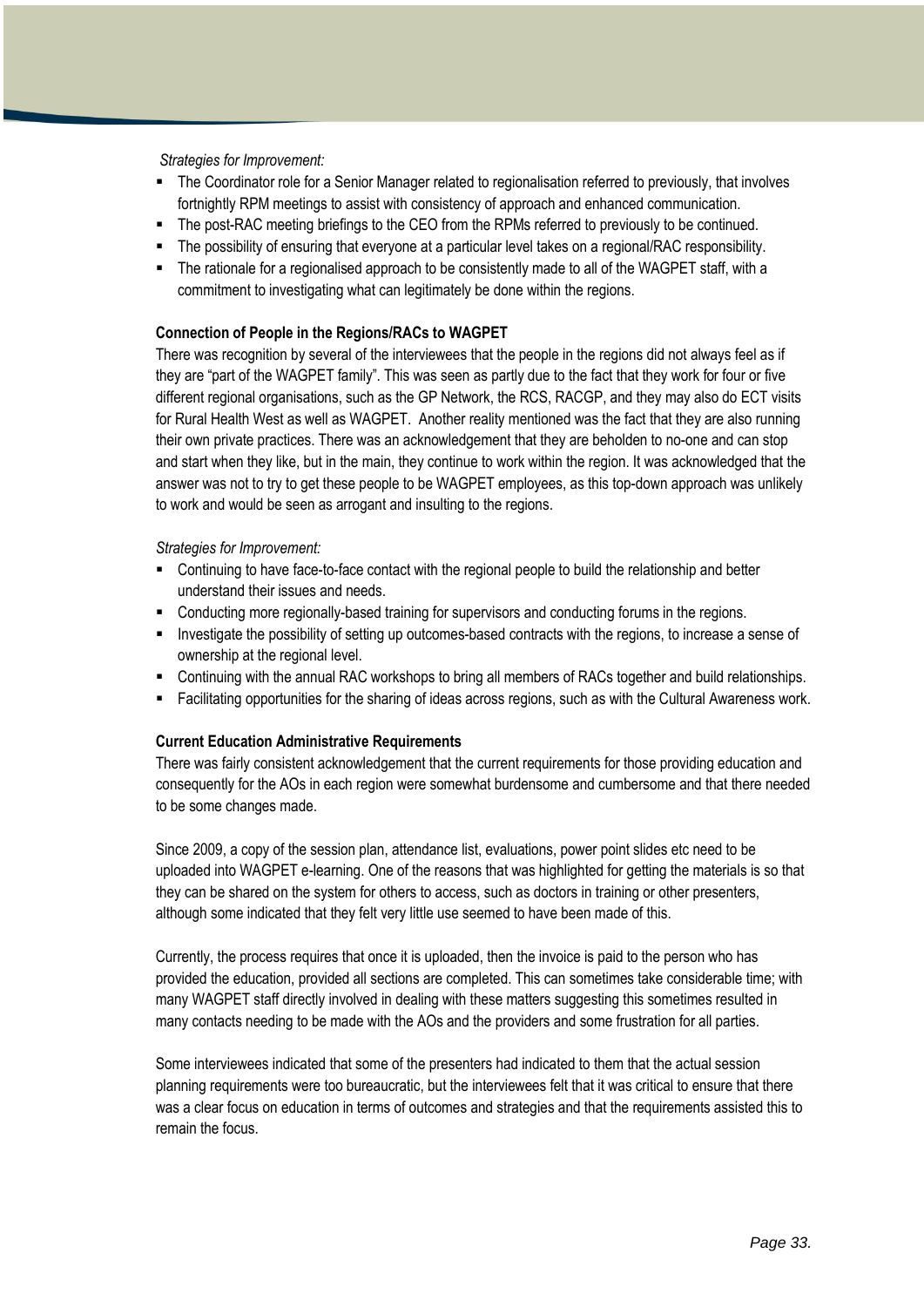*Strategies for Improvement:*

- The Coordinator role for a Senior Manager related to regionalisation referred to previously, that involves fortnightly RPM meetings to assist with consistency of approach and enhanced communication.
- The post-RAC meeting briefings to the CEO from the RPMs referred to previously to be continued.
- The possibility of ensuring that everyone at a particular level takes on a regional/RAC responsibility.
- The rationale for a regionalised approach to be consistently made to all of the WAGPET staff, with a commitment to investigating what can legitimately be done within the regions.

**Connection of People in the Regions/RACs to WAGPET**

There was recognition by several of the interviewees that the people in the regions did not always feel as if they are "part of the WAGPET family". This was seen as partly due to the fact that they work for four or five different regional organisations, such as the GP Network, the RCS, RACGP, and they may also do ECT visits for Rural Health West as well as WAGPET. Another reality mentioned was the fact that they are also running their own private practices. There was an acknowledgement that they are beholden to no-one and can stop and start when they like, but in the main, they continue to work within the region. It was acknowledged that the answer was not to try to get these people to be WAGPET employees, as this top-down approach was unlikely to work and would be seen as arrogant and insulting to the regions.

*Strategies for Improvement:*

- Continuing to have face-to-face contact with the regional people to build the relationship and better understand their issues and needs.
- Conducting more regionally-based training for supervisors and conducting forums in the regions.
- Investigate the possibility of setting up outcomes-based contracts with the regions, to increase a sense of ownership at the regional level.
- Continuing with the annual RAC workshops to bring all members of RACs together and build relationships.
- Facilitating opportunities for the sharing of ideas across regions, such as with the Cultural Awareness work.

**Current Education Administrative Requirements**

There was fairly consistent acknowledgement that the current requirements for those providing education and consequently for the AOs in each region were somewhat burdensome and cumbersome and that there needed to be some changes made.

Since 2009, a copy of the session plan, attendance list, evaluations, power point slides etc need to be uploaded into WAGPET e-learning. One of the reasons that was highlighted for getting the materials is so that they can be shared on the system for others to access, such as doctors in training or other presenters, although some indicated that they felt very little use seemed to have been made of this.

Currently, the process requires that once it is uploaded, then the invoice is paid to the person who has provided the education, provided all sections are completed. This can sometimes take considerable time; with many WAGPET staff directly involved in dealing with these matters suggesting this sometimes resulted in many contacts needing to be made with the AOs and the providers and some frustration for all parties.

Some interviewees indicated that some of the presenters had indicated to them that the actual session planning requirements were too bureaucratic, but the interviewees felt that it was critical to ensure that there was a clear focus on education in terms of outcomes and strategies and that the requirements assisted this to remain the focus.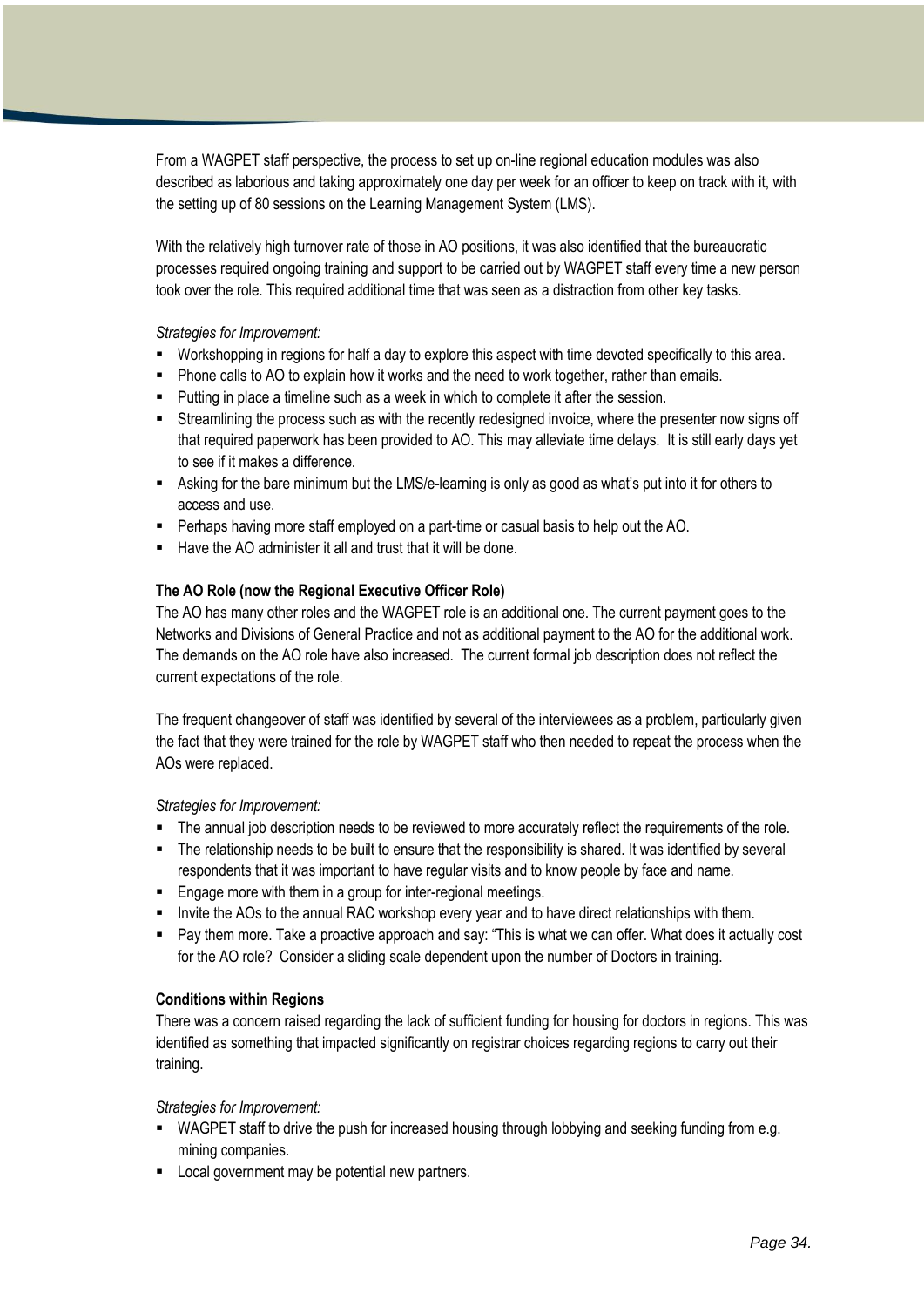From a WAGPET staff perspective, the process to set up on-line regional education modules was also described as laborious and taking approximately one day per week for an officer to keep on track with it, with the setting up of 80 sessions on the Learning Management System (LMS).

With the relatively high turnover rate of those in AO positions, it was also identified that the bureaucratic processes required ongoing training and support to be carried out by WAGPET staff every time a new person took over the role. This required additional time that was seen as a distraction from other key tasks.

*Strategies for Improvement:*

- Workshopping in regions for half a day to explore this aspect with time devoted specifically to this area.
- Phone calls to AO to explain how it works and the need to work together, rather than emails.
- Putting in place a timeline such as a week in which to complete it after the session.
- Streamlining the process such as with the recently redesigned invoice, where the presenter now signs off that required paperwork has been provided to AO. This may alleviate time delays. It is still early days yet to see if it makes a difference.
- Asking for the bare minimum but the LMS/e-learning is only as good as what's put into it for others to access and use.
- Perhaps having more staff employed on a part-time or casual basis to help out the AO.
- Have the AO administer it all and trust that it will be done.

**The AO Role (now the Regional Executive Officer Role)**

The AO has many other roles and the WAGPET role is an additional one. The current payment goes to the Networks and Divisions of General Practice and not as additional payment to the AO for the additional work. The demands on the AO role have also increased. The current formal job description does not reflect the current expectations of the role.

The frequent changeover of staff was identified by several of the interviewees as a problem, particularly given the fact that they were trained for the role by WAGPET staff who then needed to repeat the process when the AOs were replaced.

*Strategies for Improvement:*

- The annual job description needs to be reviewed to more accurately reflect the requirements of the role.
- The relationship needs to be built to ensure that the responsibility is shared. It was identified by several respondents that it was important to have regular visits and to know people by face and name.
- Engage more with them in a group for inter-regional meetings.
- Invite the AOs to the annual RAC workshop every year and to have direct relationships with them.
- Pay them more. Take a proactive approach and say: "This is what we can offer. What does it actually cost for the AO role? Consider a sliding scale dependent upon the number of Doctors in training.

**Conditions within Regions**

There was a concern raised regarding the lack of sufficient funding for housing for doctors in regions. This was identified as something that impacted significantly on registrar choices regarding regions to carry out their training.

*Strategies for Improvement:*

- WAGPET staff to drive the push for increased housing through lobbying and seeking funding from e.g. mining companies.
- Local government may be potential new partners.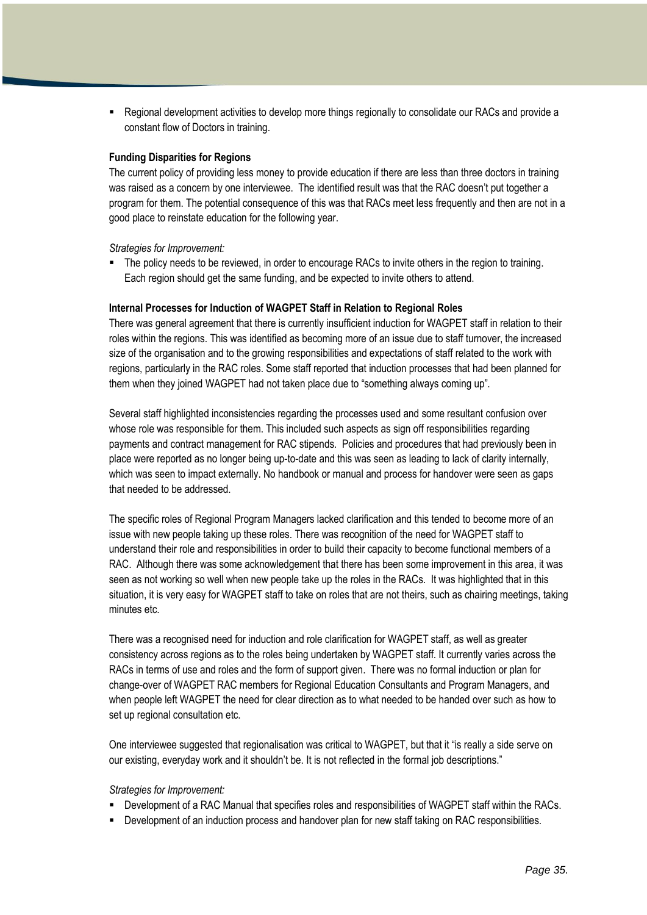- Regional development activities to develop more things regionally to consolidate our RACs and provide a constant flow of Doctors in training.

**Funding Disparities for Regions**

The current policy of providing less money to provide education if there are less than three doctors in training was raised as a concern by one interviewee. The identified result was that the RAC doesn't put together a program for them. The potential consequence of this was that RACs meet less frequently and then are not in a good place to reinstate education for the following year.

*Strategies for Improvement:*

- The policy needs to be reviewed, in order to encourage RACs to invite others in the region to training. Each region should get the same funding, and be expected to invite others to attend.

**Internal Processes for Induction of WAGPET Staff in Relation to Regional Roles**

There was general agreement that there is currently insufficient induction for WAGPET staff in relation to their roles within the regions. This was identified as becoming more of an issue due to staff turnover, the increased size of the organisation and to the growing responsibilities and expectations of staff related to the work with regions, particularly in the RAC roles. Some staff reported that induction processes that had been planned for them when they joined WAGPET had not taken place due to "something always coming up".

Several staff highlighted inconsistencies regarding the processes used and some resultant confusion over whose role was responsible for them. This included such aspects as sign off responsibilities regarding payments and contract management for RAC stipends. Policies and procedures that had previously been in place were reported as no longer being up-to-date and this was seen as leading to lack of clarity internally, which was seen to impact externally. No handbook or manual and process for handover were seen as gaps that needed to be addressed.

The specific roles of Regional Program Managers lacked clarification and this tended to become more of an issue with new people taking up these roles. There was recognition of the need for WAGPET staff to understand their role and responsibilities in order to build their capacity to become functional members of a RAC. Although there was some acknowledgement that there has been some improvement in this area, it was seen as not working so well when new people take up the roles in the RACs. It was highlighted that in this situation, it is very easy for WAGPET staff to take on roles that are not theirs, such as chairing meetings, taking minutes etc.

There was a recognised need for induction and role clarification for WAGPET staff, as well as greater consistency across regions as to the roles being undertaken by WAGPET staff. It currently varies across the RACs in terms of use and roles and the form of support given. There was no formal induction or plan for change-over of WAGPET RAC members for Regional Education Consultants and Program Managers, and when people left WAGPET the need for clear direction as to what needed to be handed over such as how to set up regional consultation etc.

One interviewee suggested that regionalisation was critical to WAGPET, but that it "is really a side serve on our existing, everyday work and it shouldn't be. It is not reflected in the formal job descriptions."

*Strategies for Improvement:*

- Development of a RAC Manual that specifies roles and responsibilities of WAGPET staff within the RACs.
- Development of an induction process and handover plan for new staff taking on RAC responsibilities.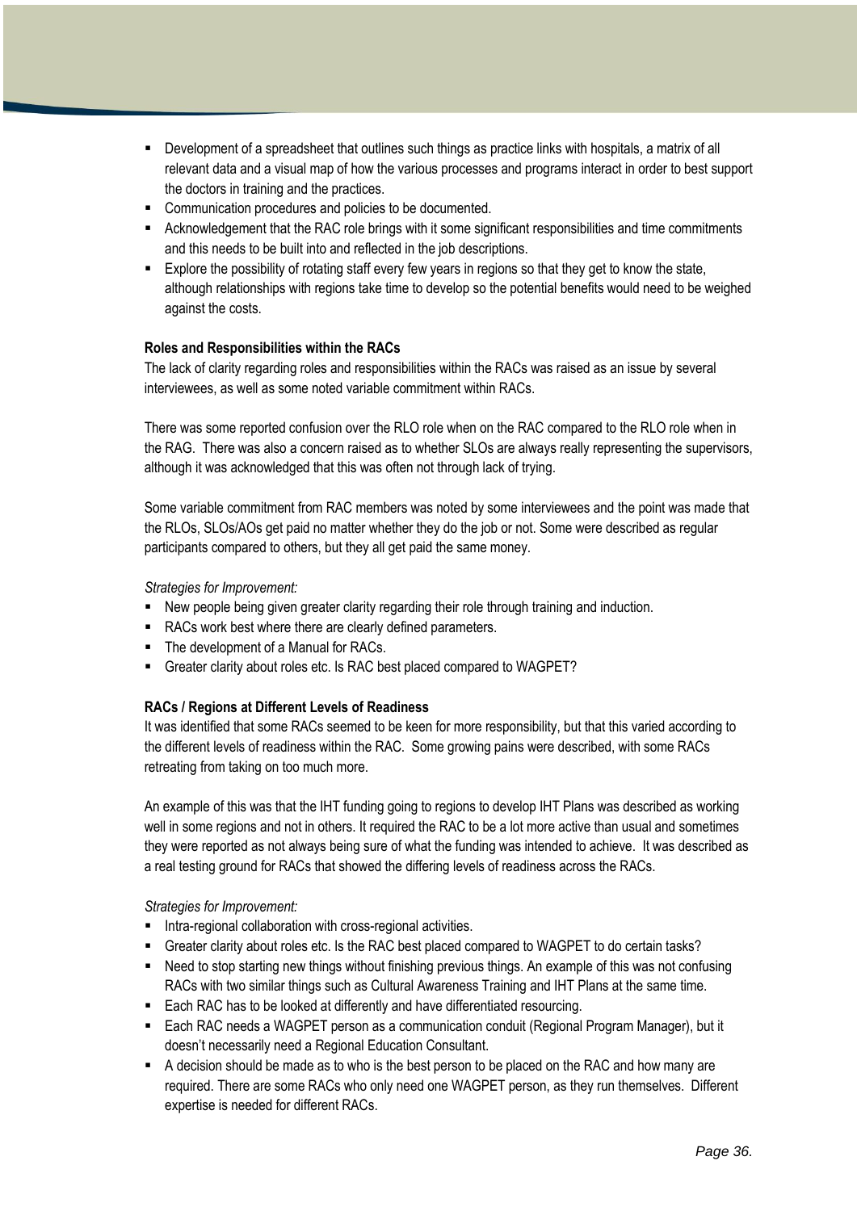- Development of a spreadsheet that outlines such things as practice links with hospitals, a matrix of all relevant data and a visual map of how the various processes and programs interact in order to best support the doctors in training and the practices.
- Communication procedures and policies to be documented.
- Acknowledgement that the RAC role brings with it some significant responsibilities and time commitments and this needs to be built into and reflected in the job descriptions.
- Explore the possibility of rotating staff every few years in regions so that they get to know the state, although relationships with regions take time to develop so the potential benefits would need to be weighed against the costs.

**Roles and Responsibilities within the RACs**

The lack of clarity regarding roles and responsibilities within the RACs was raised as an issue by several interviewees, as well as some noted variable commitment within RACs.

There was some reported confusion over the RLO role when on the RAC compared to the RLO role when in the RAG. There was also a concern raised as to whether SLOs are always really representing the supervisors, although it was acknowledged that this was often not through lack of trying.

Some variable commitment from RAC members was noted by some interviewees and the point was made that the RLOs, SLOs/AOs get paid no matter whether they do the job or not. Some were described as regular participants compared to others, but they all get paid the same money.

*Strategies for Improvement:*

- New people being given greater clarity regarding their role through training and induction.
- RACs work best where there are clearly defined parameters.
- The development of a Manual for RACs.
- Greater clarity about roles etc. Is RAC best placed compared to WAGPET?

**RACs / Regions at Different Levels of Readiness**

It was identified that some RACs seemed to be keen for more responsibility, but that this varied according to the different levels of readiness within the RAC. Some growing pains were described, with some RACs retreating from taking on too much more.

An example of this was that the IHT funding going to regions to develop IHT Plans was described as working well in some regions and not in others. It required the RAC to be a lot more active than usual and sometimes they were reported as not always being sure of what the funding was intended to achieve. It was described as a real testing ground for RACs that showed the differing levels of readiness across the RACs.

*Strategies for Improvement:*

- Intra-regional collaboration with cross-regional activities.
- Greater clarity about roles etc. Is the RAC best placed compared to WAGPET to do certain tasks?
- Need to stop starting new things without finishing previous things. An example of this was not confusing RACs with two similar things such as Cultural Awareness Training and IHT Plans at the same time.
- Each RAC has to be looked at differently and have differentiated resourcing.
- Each RAC needs a WAGPET person as a communication conduit (Regional Program Manager), but it doesn't necessarily need a Regional Education Consultant.
- A decision should be made as to who is the best person to be placed on the RAC and how many are required. There are some RACs who only need one WAGPET person, as they run themselves. Different expertise is needed for different RACs.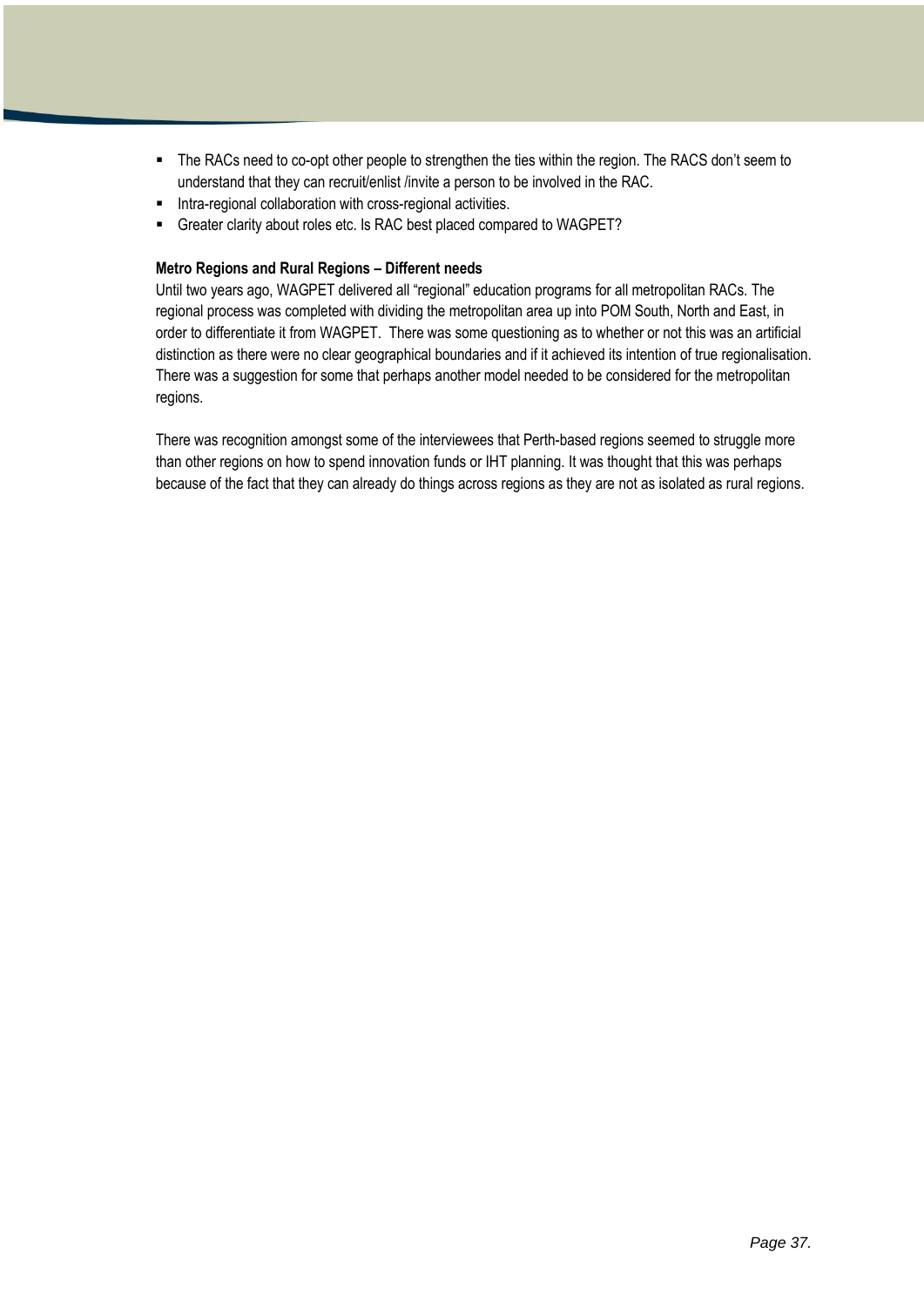- The RACs need to co-opt other people to strengthen the ties within the region. The RACS don't seem to understand that they can recruit/enlist /invite a person to be involved in the RAC.
- Intra-regional collaboration with cross-regional activities.
- Greater clarity about roles etc. Is RAC best placed compared to WAGPET?

**Metro Regions and Rural Regions – Different needs**

Until two years ago, WAGPET delivered all "regional" education programs for all metropolitan RACs. The regional process was completed with dividing the metropolitan area up into POM South, North and East, in order to differentiate it from WAGPET. There was some questioning as to whether or not this was an artificial distinction as there were no clear geographical boundaries and if it achieved its intention of true regionalisation. There was a suggestion for some that perhaps another model needed to be considered for the metropolitan regions.

There was recognition amongst some of the interviewees that Perth-based regions seemed to struggle more than other regions on how to spend innovation funds or IHT planning. It was thought that this was perhaps because of the fact that they can already do things across regions as they are not as isolated as rural regions.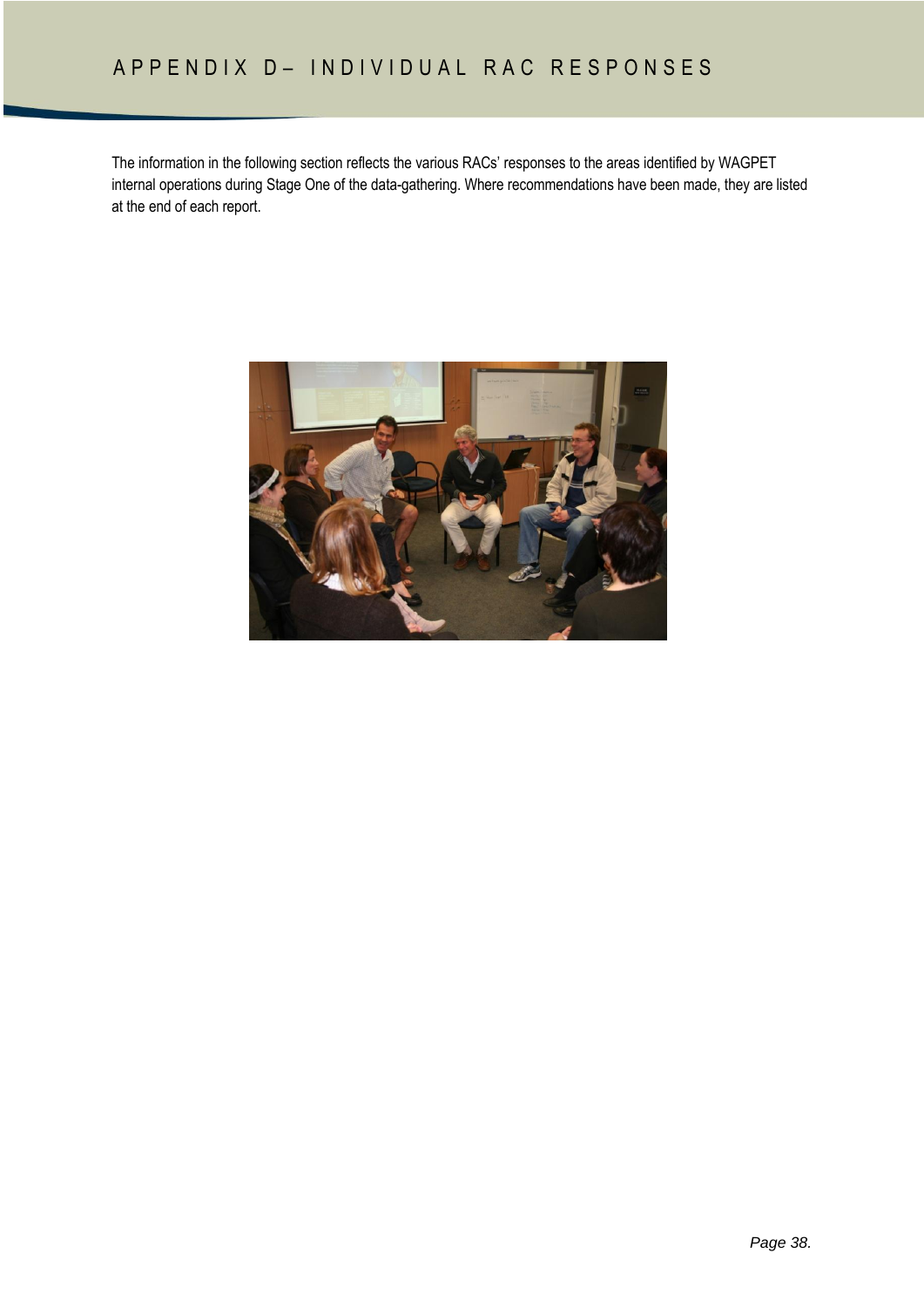# APPENDIX D– INDIVIDUAL RAC RESPONSES

The information in the following section reflects the various RACs' responses to the areas identified by WAGPET internal operations during Stage One of the data-gathering. Where recommendations have been made, they are listed at the end of each report.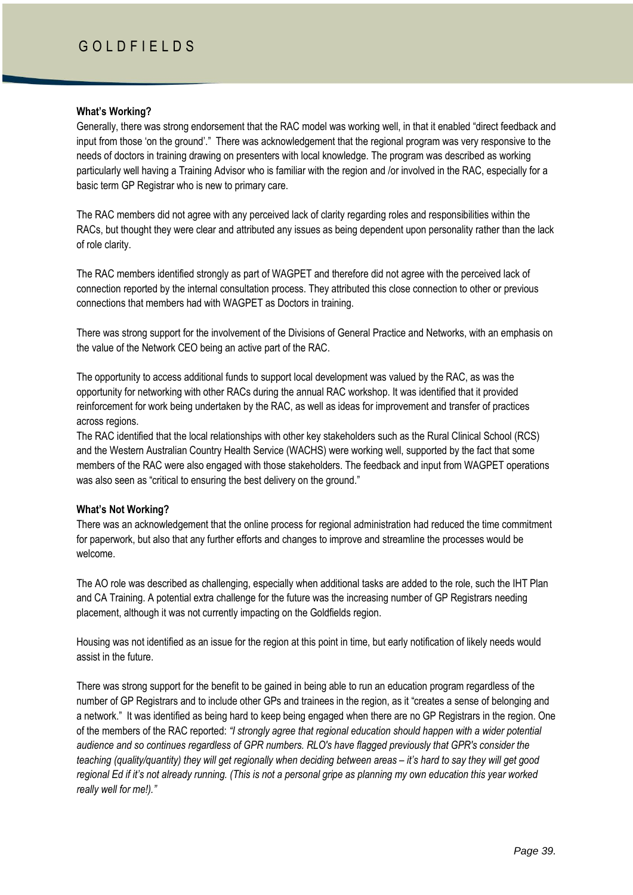# GOLDFIELDS

**What's Working?**

Generally, there was strong endorsement that the RAC model was working well, in that it enabled "direct feedback and input from those 'on the ground'." There was acknowledgement that the regional program was very responsive to the needs of doctors in training drawing on presenters with local knowledge. The program was described as working particularly well having a Training Advisor who is familiar with the region and /or involved in the RAC, especially for a basic term GP Registrar who is new to primary care.

The RAC members did not agree with any perceived lack of clarity regarding roles and responsibilities within the RACs, but thought they were clear and attributed any issues as being dependent upon personality rather than the lack of role clarity.

The RAC members identified strongly as part of WAGPET and therefore did not agree with the perceived lack of connection reported by the internal consultation process. They attributed this close connection to other or previous connections that members had with WAGPET as Doctors in training.

There was strong support for the involvement of the Divisions of General Practice and Networks, with an emphasis on the value of the Network CEO being an active part of the RAC.

The opportunity to access additional funds to support local development was valued by the RAC, as was the opportunity for networking with other RACs during the annual RAC workshop. It was identified that it provided reinforcement for work being undertaken by the RAC, as well as ideas for improvement and transfer of practices across regions.

The RAC identified that the local relationships with other key stakeholders such as the Rural Clinical School (RCS) and the Western Australian Country Health Service (WACHS) were working well, supported by the fact that some members of the RAC were also engaged with those stakeholders. The feedback and input from WAGPET operations was also seen as "critical to ensuring the best delivery on the ground."

**What's Not Working?**

There was an acknowledgement that the online process for regional administration had reduced the time commitment for paperwork, but also that any further efforts and changes to improve and streamline the processes would be welcome.

The AO role was described as challenging, especially when additional tasks are added to the role, such the IHT Plan and CA Training. A potential extra challenge for the future was the increasing number of GP Registrars needing placement, although it was not currently impacting on the Goldfields region.

Housing was not identified as an issue for the region at this point in time, but early notification of likely needs would assist in the future.

There was strong support for the benefit to be gained in being able to run an education program regardless of the number of GP Registrars and to include other GPs and trainees in the region, as it "creates a sense of belonging and a network." It was identified as being hard to keep being engaged when there are no GP Registrars in the region. One of the members of the RAC reported: *"I strongly agree that regional education should happen with a wider potential audience and so continues regardless of GPR numbers. RLO's have flagged previously that GPR's consider the teaching (quality/quantity) they will get regionally when deciding between areas – it's hard to say they will get good regional Ed if it's not already running. (This is not a personal gripe as planning my own education this year worked really well for me!)."*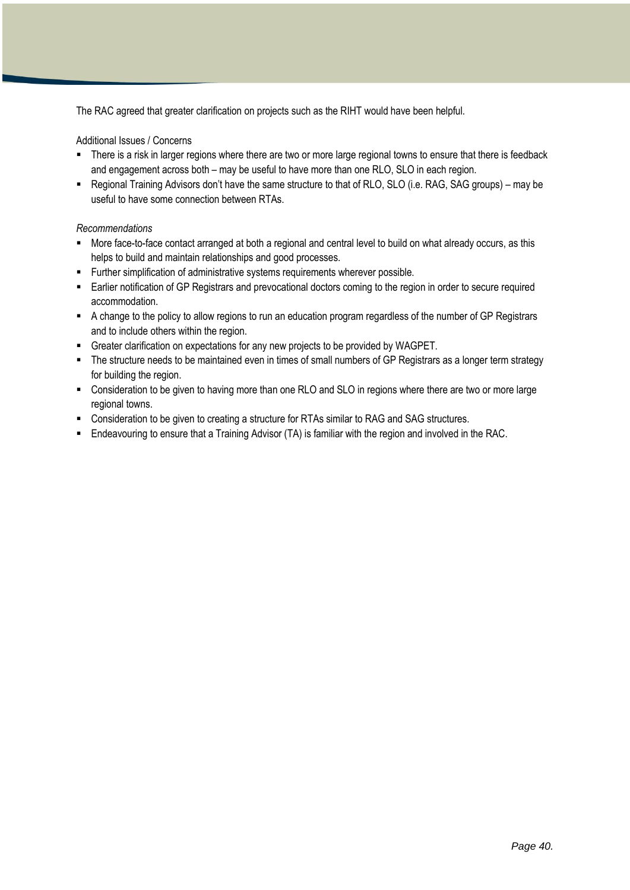The RAC agreed that greater clarification on projects such as the RIHT would have been helpful.

Additional Issues / Concerns

- There is a risk in larger regions where there are two or more large regional towns to ensure that there is feedback and engagement across both – may be useful to have more than one RLO, SLO in each region.
- Regional Training Advisors don't have the same structure to that of RLO, SLO (i.e. RAG, SAG groups) – may be useful to have some connection between RTAs.

*Recommendations*

- More face-to-face contact arranged at both a regional and central level to build on what already occurs, as this helps to build and maintain relationships and good processes.
- Further simplification of administrative systems requirements wherever possible.
- Earlier notification of GP Registrars and prevocational doctors coming to the region in order to secure required accommodation.
- A change to the policy to allow regions to run an education program regardless of the number of GP Registrars and to include others within the region.
- Greater clarification on expectations for any new projects to be provided by WAGPET.
- The structure needs to be maintained even in times of small numbers of GP Registrars as a longer term strategy for building the region.
- Consideration to be given to having more than one RLO and SLO in regions where there are two or more large regional towns.
- Consideration to be given to creating a structure for RTAs similar to RAG and SAG structures.
- Endeavouring to ensure that a Training Advisor (TA) is familiar with the region and involved in the RAC.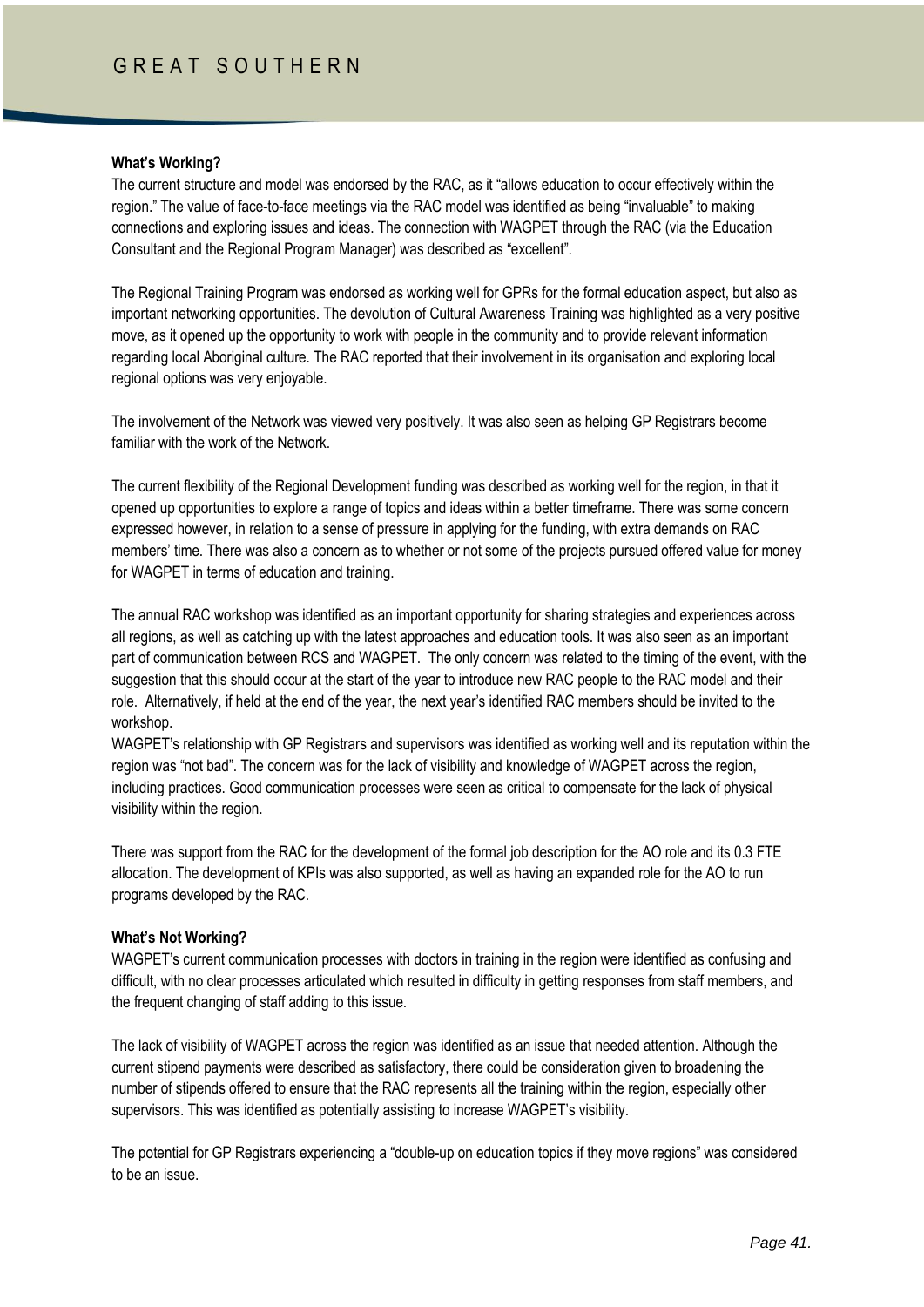# GREAT SOUTHERN

**What's Working?**

The current structure and model was endorsed by the RAC, as it "allows education to occur effectively within the region." The value of face-to-face meetings via the RAC model was identified as being "invaluable" to making connections and exploring issues and ideas. The connection with WAGPET through the RAC (via the Education Consultant and the Regional Program Manager) was described as "excellent".

The Regional Training Program was endorsed as working well for GPRs for the formal education aspect, but also as important networking opportunities. The devolution of Cultural Awareness Training was highlighted as a very positive move, as it opened up the opportunity to work with people in the community and to provide relevant information regarding local Aboriginal culture. The RAC reported that their involvement in its organisation and exploring local regional options was very enjoyable.

The involvement of the Network was viewed very positively. It was also seen as helping GP Registrars become familiar with the work of the Network.

The current flexibility of the Regional Development funding was described as working well for the region, in that it opened up opportunities to explore a range of topics and ideas within a better timeframe. There was some concern expressed however, in relation to a sense of pressure in applying for the funding, with extra demands on RAC members' time. There was also a concern as to whether or not some of the projects pursued offered value for money for WAGPET in terms of education and training.

The annual RAC workshop was identified as an important opportunity for sharing strategies and experiences across all regions, as well as catching up with the latest approaches and education tools. It was also seen as an important part of communication between RCS and WAGPET. The only concern was related to the timing of the event, with the suggestion that this should occur at the start of the year to introduce new RAC people to the RAC model and their role. Alternatively, if held at the end of the year, the next year's identified RAC members should be invited to the workshop.

WAGPET's relationship with GP Registrars and supervisors was identified as working well and its reputation within the region was "not bad". The concern was for the lack of visibility and knowledge of WAGPET across the region, including practices. Good communication processes were seen as critical to compensate for the lack of physical visibility within the region.

There was support from the RAC for the development of the formal job description for the AO role and its 0.3 FTE allocation. The development of KPIs was also supported, as well as having an expanded role for the AO to run programs developed by the RAC.

**What's Not Working?**

WAGPET's current communication processes with doctors in training in the region were identified as confusing and difficult, with no clear processes articulated which resulted in difficulty in getting responses from staff members, and the frequent changing of staff adding to this issue.

The lack of visibility of WAGPET across the region was identified as an issue that needed attention. Although the current stipend payments were described as satisfactory, there could be consideration given to broadening the number of stipends offered to ensure that the RAC represents all the training within the region, especially other supervisors. This was identified as potentially assisting to increase WAGPET's visibility.

The potential for GP Registrars experiencing a "double-up on education topics if they move regions" was considered to be an issue.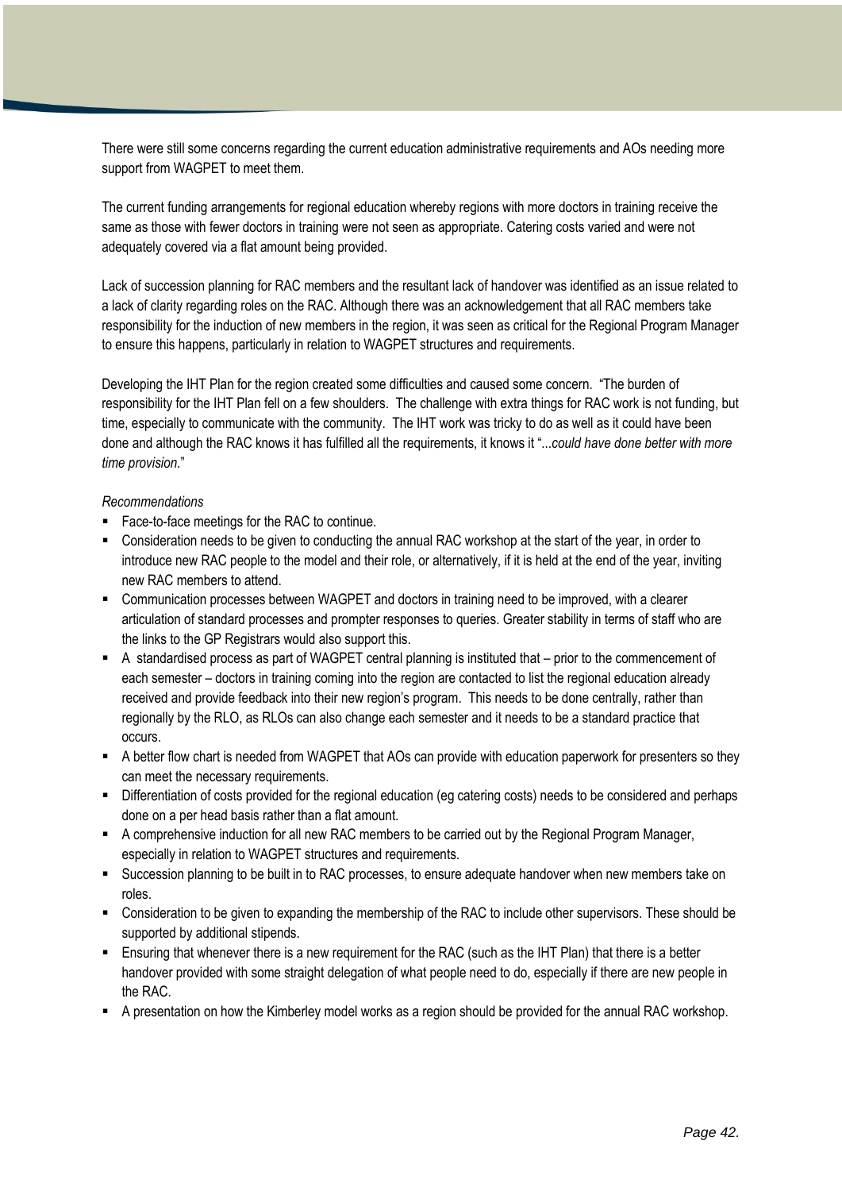There were still some concerns regarding the current education administrative requirements and AOs needing more support from WAGPET to meet them.

The current funding arrangements for regional education whereby regions with more doctors in training receive the same as those with fewer doctors in training were not seen as appropriate. Catering costs varied and were not adequately covered via a flat amount being provided.

Lack of succession planning for RAC members and the resultant lack of handover was identified as an issue related to a lack of clarity regarding roles on the RAC. Although there was an acknowledgement that all RAC members take responsibility for the induction of new members in the region, it was seen as critical for the Regional Program Manager to ensure this happens, particularly in relation to WAGPET structures and requirements.

Developing the IHT Plan for the region created some difficulties and caused some concern. "The burden of responsibility for the IHT Plan fell on a few shoulders. The challenge with extra things for RAC work is not funding, but time, especially to communicate with the community. The IHT work was tricky to do as well as it could have been done and although the RAC knows it has fulfilled all the requirements, it knows it "...*could have done better with more time provision*."

*Recommendations*

- Face-to-face meetings for the RAC to continue.
- Consideration needs to be given to conducting the annual RAC workshop at the start of the year, in order to introduce new RAC people to the model and their role, or alternatively, if it is held at the end of the year, inviting new RAC members to attend.
- Communication processes between WAGPET and doctors in training need to be improved, with a clearer articulation of standard processes and prompter responses to queries. Greater stability in terms of staff who are the links to the GP Registrars would also support this.
- A standardised process as part of WAGPET central planning is instituted that – prior to the commencement of each semester – doctors in training coming into the region are contacted to list the regional education already received and provide feedback into their new region's program. This needs to be done centrally, rather than regionally by the RLO, as RLOs can also change each semester and it needs to be a standard practice that occurs.
- A better flow chart is needed from WAGPET that AOs can provide with education paperwork for presenters so they can meet the necessary requirements.
- Differentiation of costs provided for the regional education (eg catering costs) needs to be considered and perhaps done on a per head basis rather than a flat amount.
- A comprehensive induction for all new RAC members to be carried out by the Regional Program Manager, especially in relation to WAGPET structures and requirements.
- Succession planning to be built in to RAC processes, to ensure adequate handover when new members take on roles.
- Consideration to be given to expanding the membership of the RAC to include other supervisors. These should be supported by additional stipends.
- Ensuring that whenever there is a new requirement for the RAC (such as the IHT Plan) that there is a better handover provided with some straight delegation of what people need to do, especially if there are new people in the RAC.
- A presentation on how the Kimberley model works as a region should be provided for the annual RAC workshop.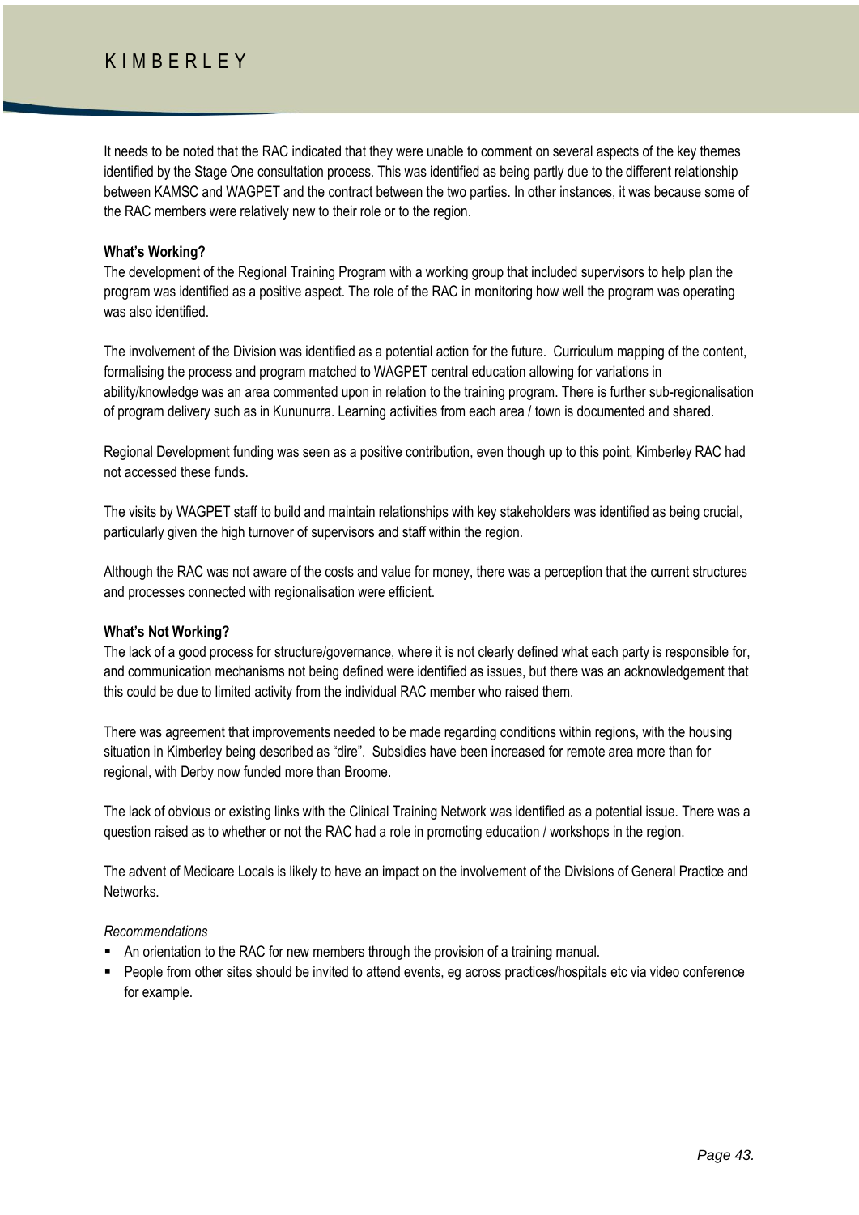It needs to be noted that the RAC indicated that they were unable to comment on several aspects of the key themes identified by the Stage One consultation process. This was identified as being partly due to the different relationship between KAMSC and WAGPET and the contract between the two parties. In other instances, it was because some of the RAC members were relatively new to their role or to the region.

**What's Working?**

The development of the Regional Training Program with a working group that included supervisors to help plan the program was identified as a positive aspect. The role of the RAC in monitoring how well the program was operating was also identified.

The involvement of the Division was identified as a potential action for the future. Curriculum mapping of the content, formalising the process and program matched to WAGPET central education allowing for variations in ability/knowledge was an area commented upon in relation to the training program. There is further sub-regionalisation of program delivery such as in Kununurra. Learning activities from each area / town is documented and shared.

Regional Development funding was seen as a positive contribution, even though up to this point, Kimberley RAC had not accessed these funds.

The visits by WAGPET staff to build and maintain relationships with key stakeholders was identified as being crucial, particularly given the high turnover of supervisors and staff within the region.

Although the RAC was not aware of the costs and value for money, there was a perception that the current structures and processes connected with regionalisation were efficient.

**What's Not Working?**

The lack of a good process for structure/governance, where it is not clearly defined what each party is responsible for, and communication mechanisms not being defined were identified as issues, but there was an acknowledgement that this could be due to limited activity from the individual RAC member who raised them.

There was agreement that improvements needed to be made regarding conditions within regions, with the housing situation in Kimberley being described as "dire". Subsidies have been increased for remote area more than for regional, with Derby now funded more than Broome.

The lack of obvious or existing links with the Clinical Training Network was identified as a potential issue. There was a question raised as to whether or not the RAC had a role in promoting education / workshops in the region.

The advent of Medicare Locals is likely to have an impact on the involvement of the Divisions of General Practice and Networks.

*Recommendations*

- An orientation to the RAC for new members through the provision of a training manual.
- People from other sites should be invited to attend events, eg across practices/hospitals etc via video conference for example.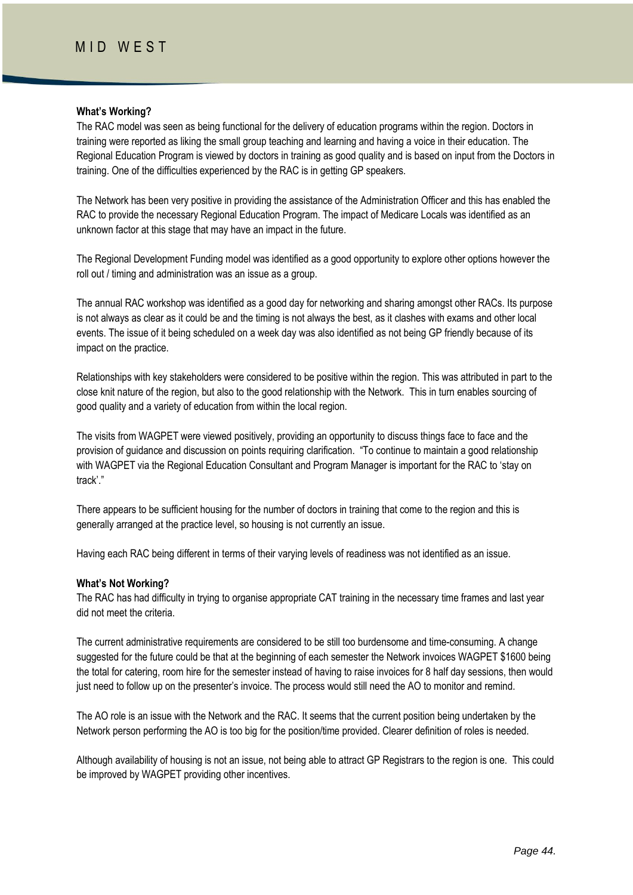# MID WEST

**What's Working?**

The RAC model was seen as being functional for the delivery of education programs within the region. Doctors in training were reported as liking the small group teaching and learning and having a voice in their education. The Regional Education Program is viewed by doctors in training as good quality and is based on input from the Doctors in training. One of the difficulties experienced by the RAC is in getting GP speakers.

The Network has been very positive in providing the assistance of the Administration Officer and this has enabled the RAC to provide the necessary Regional Education Program. The impact of Medicare Locals was identified as an unknown factor at this stage that may have an impact in the future.

The Regional Development Funding model was identified as a good opportunity to explore other options however the roll out / timing and administration was an issue as a group.

The annual RAC workshop was identified as a good day for networking and sharing amongst other RACs. Its purpose is not always as clear as it could be and the timing is not always the best, as it clashes with exams and other local events. The issue of it being scheduled on a week day was also identified as not being GP friendly because of its impact on the practice.

Relationships with key stakeholders were considered to be positive within the region. This was attributed in part to the close knit nature of the region, but also to the good relationship with the Network. This in turn enables sourcing of good quality and a variety of education from within the local region.

The visits from WAGPET were viewed positively, providing an opportunity to discuss things face to face and the provision of guidance and discussion on points requiring clarification. "To continue to maintain a good relationship with WAGPET via the Regional Education Consultant and Program Manager is important for the RAC to 'stay on track'."

There appears to be sufficient housing for the number of doctors in training that come to the region and this is generally arranged at the practice level, so housing is not currently an issue.

Having each RAC being different in terms of their varying levels of readiness was not identified as an issue.

**What's Not Working?**

The RAC has had difficulty in trying to organise appropriate CAT training in the necessary time frames and last year did not meet the criteria.

The current administrative requirements are considered to be still too burdensome and time-consuming. A change suggested for the future could be that at the beginning of each semester the Network invoices WAGPET $1600 being the total for catering, room hire for the semester instead of having to raise invoices for 8 half day sessions, then would just need to follow up on the presenter's invoice. The process would still need the AO to monitor and remind.

The AO role is an issue with the Network and the RAC. It seems that the current position being undertaken by the Network person performing the AO is too big for the position/time provided. Clearer definition of roles is needed.

Although availability of housing is not an issue, not being able to attract GP Registrars to the region is one. This could be improved by WAGPET providing other incentives.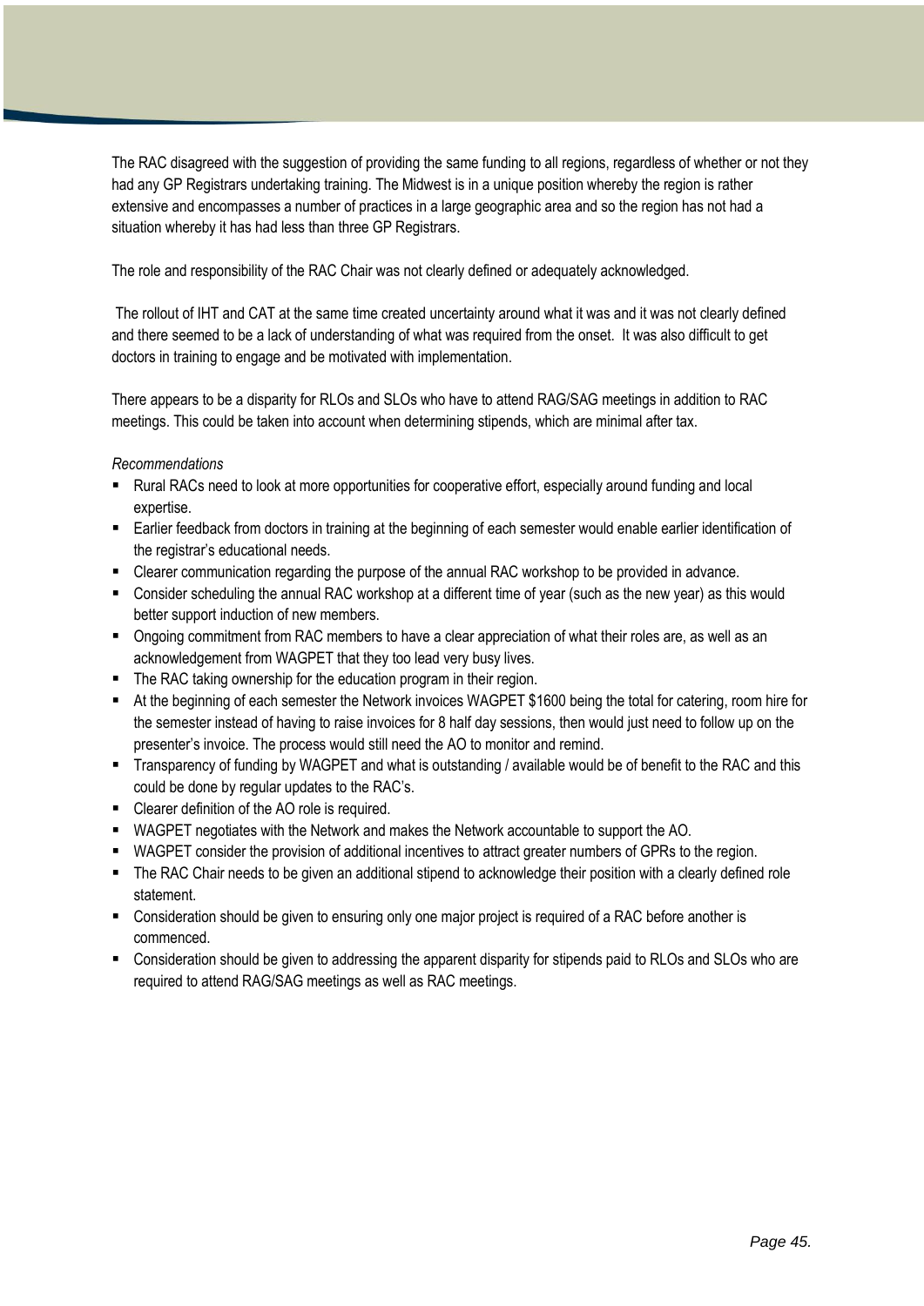The RAC disagreed with the suggestion of providing the same funding to all regions, regardless of whether or not they had any GP Registrars undertaking training. The Midwest is in a unique position whereby the region is rather extensive and encompasses a number of practices in a large geographic area and so the region has not had a situation whereby it has had less than three GP Registrars.

The role and responsibility of the RAC Chair was not clearly defined or adequately acknowledged.

The rollout of IHT and CAT at the same time created uncertainty around what it was and it was not clearly defined and there seemed to be a lack of understanding of what was required from the onset. It was also difficult to get doctors in training to engage and be motivated with implementation.

There appears to be a disparity for RLOs and SLOs who have to attend RAG/SAG meetings in addition to RAC meetings. This could be taken into account when determining stipends, which are minimal after tax.

*Recommendations*

- Rural RACs need to look at more opportunities for cooperative effort, especially around funding and local expertise.
- Earlier feedback from doctors in training at the beginning of each semester would enable earlier identification of the registrar's educational needs.
- Clearer communication regarding the purpose of the annual RAC workshop to be provided in advance.
- Consider scheduling the annual RAC workshop at a different time of year (such as the new year) as this would better support induction of new members.
- Ongoing commitment from RAC members to have a clear appreciation of what their roles are, as well as an acknowledgement from WAGPET that they too lead very busy lives.
- The RAC taking ownership for the education program in their region.
- At the beginning of each semester the Network invoices WAGPET $1600 being the total for catering, room hire for the semester instead of having to raise invoices for 8 half day sessions, then would just need to follow up on the presenter's invoice. The process would still need the AO to monitor and remind.
- Transparency of funding by WAGPET and what is outstanding / available would be of benefit to the RAC and this could be done by regular updates to the RAC's.
- Clearer definition of the AO role is required.
- WAGPET negotiates with the Network and makes the Network accountable to support the AO.
- WAGPET consider the provision of additional incentives to attract greater numbers of GPRs to the region.
- The RAC Chair needs to be given an additional stipend to acknowledge their position with a clearly defined role statement.
- Consideration should be given to ensuring only one major project is required of a RAC before another is commenced.
- Consideration should be given to addressing the apparent disparity for stipends paid to RLOs and SLOs who are required to attend RAG/SAG meetings as well as RAC meetings.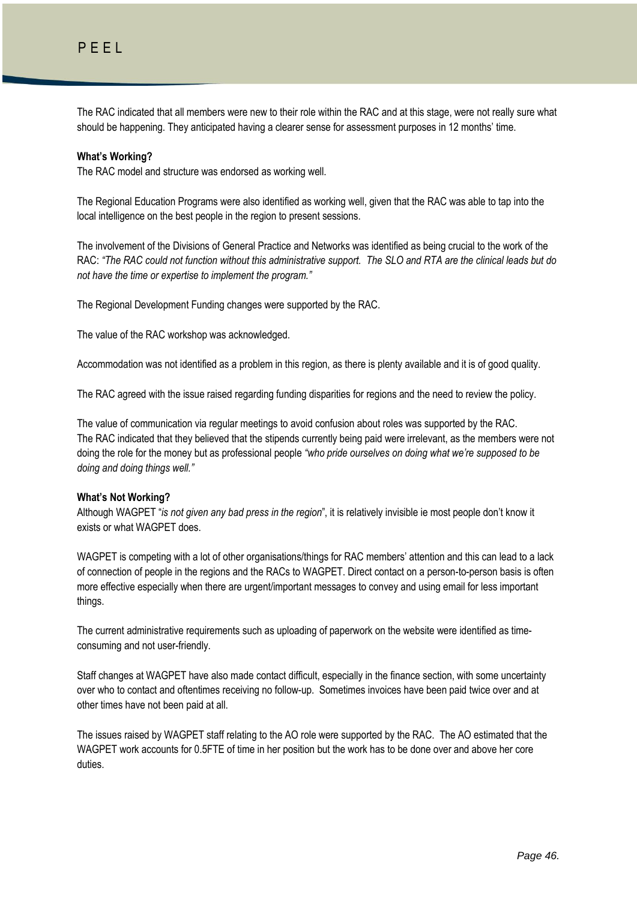The RAC indicated that all members were new to their role within the RAC and at this stage, were not really sure what should be happening. They anticipated having a clearer sense for assessment purposes in 12 months' time.

**What's Working?**

The RAC model and structure was endorsed as working well.

The Regional Education Programs were also identified as working well, given that the RAC was able to tap into the local intelligence on the best people in the region to present sessions.

The involvement of the Divisions of General Practice and Networks was identified as being crucial to the work of the RAC: *"The RAC could not function without this administrative support. The SLO and RTA are the clinical leads but do not have the time or expertise to implement the program."*

The Regional Development Funding changes were supported by the RAC.

The value of the RAC workshop was acknowledged.

Accommodation was not identified as a problem in this region, as there is plenty available and it is of good quality.

The RAC agreed with the issue raised regarding funding disparities for regions and the need to review the policy.

The value of communication via regular meetings to avoid confusion about roles was supported by the RAC.
The RAC indicated that they believed that the stipends currently being paid were irrelevant, as the members were not doing the role for the money but as professional people *"who pride ourselves on doing what we're supposed to be doing and doing things well."*

**What's Not Working?**

Although WAGPET "*is not given any bad press in the region*", it is relatively invisible ie most people don't know it exists or what WAGPET does.

WAGPET is competing with a lot of other organisations/things for RAC members' attention and this can lead to a lack of connection of people in the regions and the RACs to WAGPET. Direct contact on a person-to-person basis is often more effective especially when there are urgent/important messages to convey and using email for less important things.

The current administrative requirements such as uploading of paperwork on the website were identified as time-consuming and not user-friendly.

Staff changes at WAGPET have also made contact difficult, especially in the finance section, with some uncertainty over who to contact and oftentimes receiving no follow-up. Sometimes invoices have been paid twice over and at other times have not been paid at all.

The issues raised by WAGPET staff relating to the AO role were supported by the RAC. The AO estimated that the WAGPET work accounts for 0.5FTE of time in her position but the work has to be done over and above her core duties.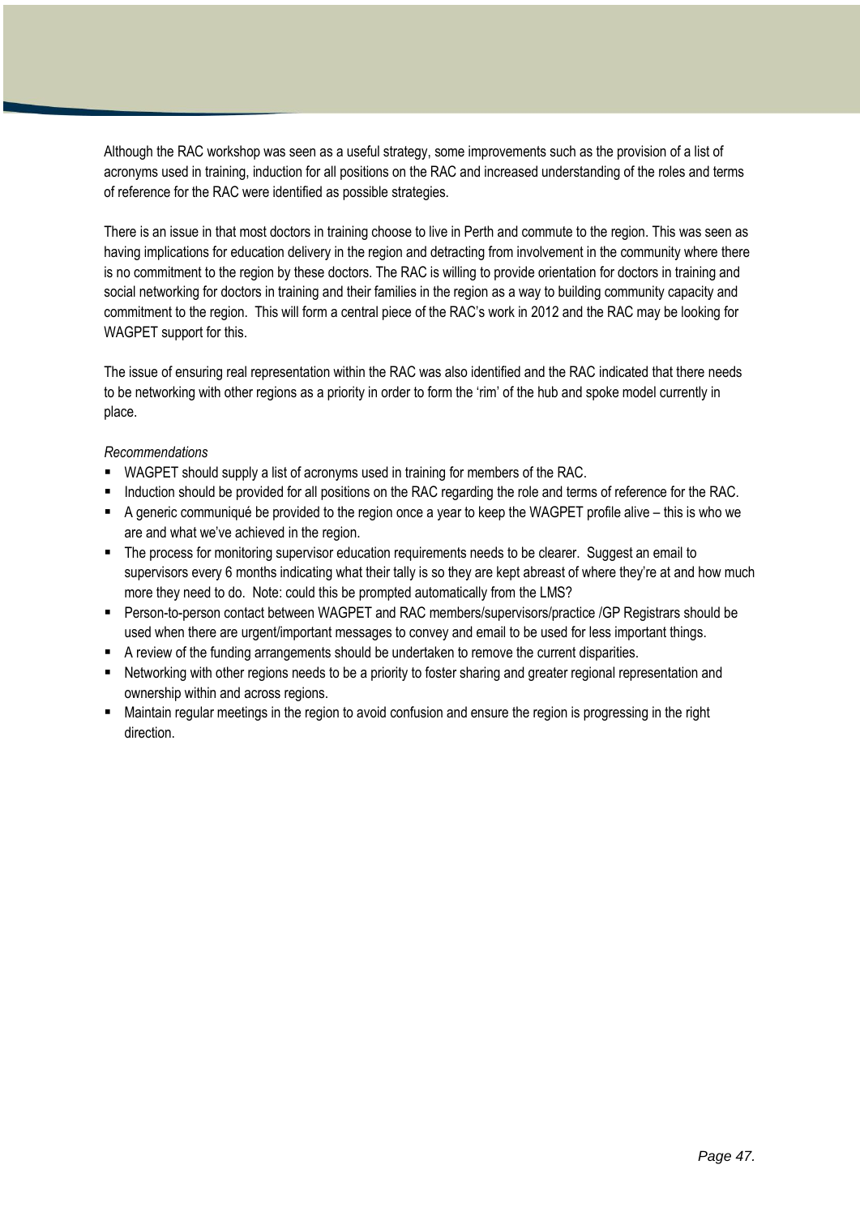Although the RAC workshop was seen as a useful strategy, some improvements such as the provision of a list of acronyms used in training, induction for all positions on the RAC and increased understanding of the roles and terms of reference for the RAC were identified as possible strategies.

There is an issue in that most doctors in training choose to live in Perth and commute to the region. This was seen as having implications for education delivery in the region and detracting from involvement in the community where there is no commitment to the region by these doctors. The RAC is willing to provide orientation for doctors in training and social networking for doctors in training and their families in the region as a way to building community capacity and commitment to the region. This will form a central piece of the RAC's work in 2012 and the RAC may be looking for WAGPET support for this.

The issue of ensuring real representation within the RAC was also identified and the RAC indicated that there needs to be networking with other regions as a priority in order to form the 'rim' of the hub and spoke model currently in place.

*Recommendations*

- WAGPET should supply a list of acronyms used in training for members of the RAC.
- Induction should be provided for all positions on the RAC regarding the role and terms of reference for the RAC.
- A generic communiqué be provided to the region once a year to keep the WAGPET profile alive – this is who we are and what we've achieved in the region.
- The process for monitoring supervisor education requirements needs to be clearer. Suggest an email to supervisors every 6 months indicating what their tally is so they are kept abreast of where they're at and how much more they need to do. Note: could this be prompted automatically from the LMS?
- Person-to-person contact between WAGPET and RAC members/supervisors/practice /GP Registrars should be used when there are urgent/important messages to convey and email to be used for less important things.
- A review of the funding arrangements should be undertaken to remove the current disparities.
- Networking with other regions needs to be a priority to foster sharing and greater regional representation and ownership within and across regions.
- Maintain regular meetings in the region to avoid confusion and ensure the region is progressing in the right direction.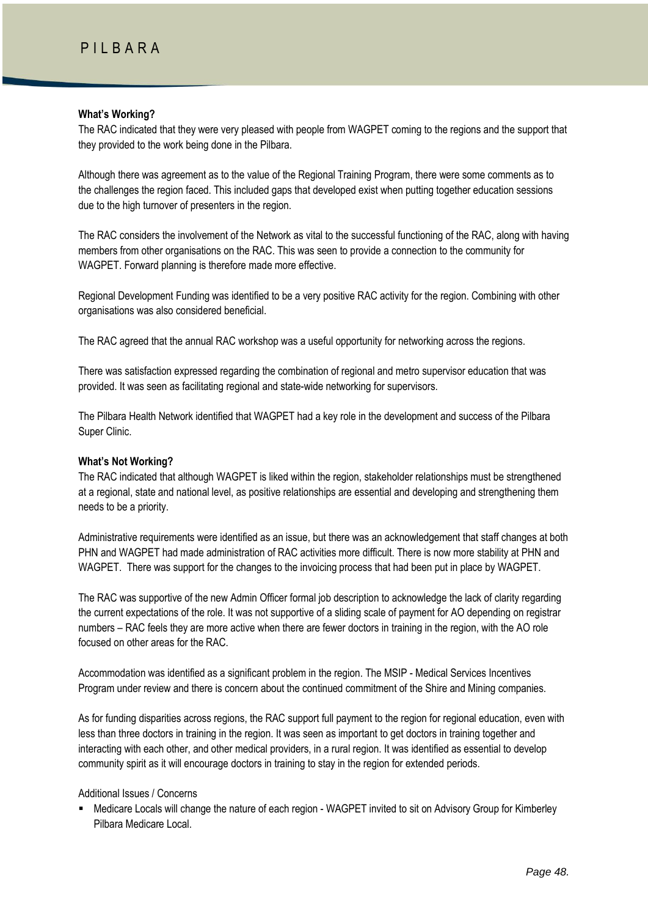# PILBARA

**What's Working?**

The RAC indicated that they were very pleased with people from WAGPET coming to the regions and the support that they provided to the work being done in the Pilbara.

Although there was agreement as to the value of the Regional Training Program, there were some comments as to the challenges the region faced. This included gaps that developed exist when putting together education sessions due to the high turnover of presenters in the region.

The RAC considers the involvement of the Network as vital to the successful functioning of the RAC, along with having members from other organisations on the RAC. This was seen to provide a connection to the community for WAGPET. Forward planning is therefore made more effective.

Regional Development Funding was identified to be a very positive RAC activity for the region. Combining with other organisations was also considered beneficial.

The RAC agreed that the annual RAC workshop was a useful opportunity for networking across the regions.

There was satisfaction expressed regarding the combination of regional and metro supervisor education that was provided. It was seen as facilitating regional and state-wide networking for supervisors.

The Pilbara Health Network identified that WAGPET had a key role in the development and success of the Pilbara Super Clinic.

**What's Not Working?**

The RAC indicated that although WAGPET is liked within the region, stakeholder relationships must be strengthened at a regional, state and national level, as positive relationships are essential and developing and strengthening them needs to be a priority.

Administrative requirements were identified as an issue, but there was an acknowledgement that staff changes at both PHN and WAGPET had made administration of RAC activities more difficult. There is now more stability at PHN and WAGPET. There was support for the changes to the invoicing process that had been put in place by WAGPET.

The RAC was supportive of the new Admin Officer formal job description to acknowledge the lack of clarity regarding the current expectations of the role. It was not supportive of a sliding scale of payment for AO depending on registrar numbers – RAC feels they are more active when there are fewer doctors in training in the region, with the AO role focused on other areas for the RAC.

Accommodation was identified as a significant problem in the region. The MSIP - Medical Services Incentives Program under review and there is concern about the continued commitment of the Shire and Mining companies.

As for funding disparities across regions, the RAC support full payment to the region for regional education, even with less than three doctors in training in the region. It was seen as important to get doctors in training together and interacting with each other, and other medical providers, in a rural region. It was identified as essential to develop community spirit as it will encourage doctors in training to stay in the region for extended periods.

Additional Issues / Concerns

- Medicare Locals will change the nature of each region - WAGPET invited to sit on Advisory Group for Kimberley Pilbara Medicare Local.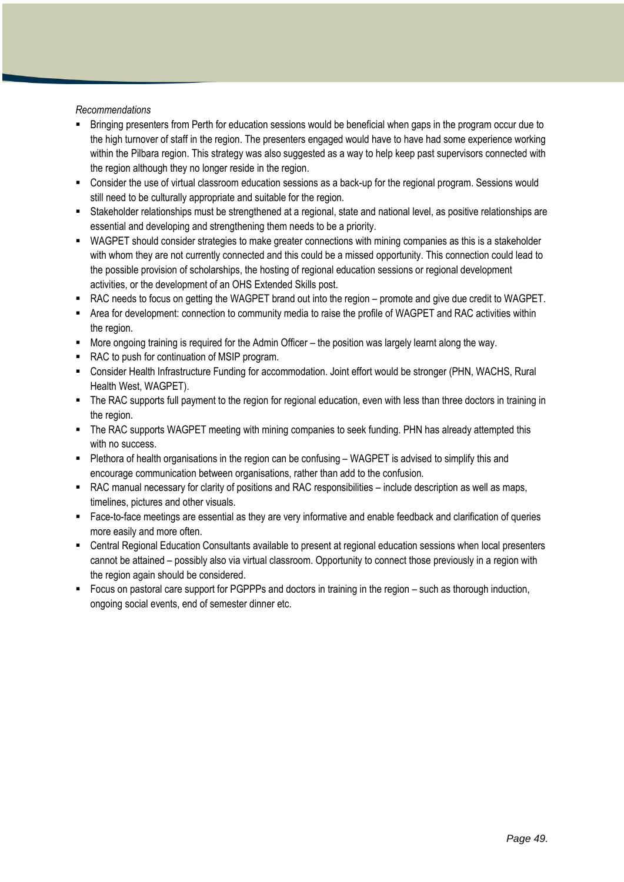*Recommendations*

- Bringing presenters from Perth for education sessions would be beneficial when gaps in the program occur due to the high turnover of staff in the region. The presenters engaged would have to have had some experience working within the Pilbara region. This strategy was also suggested as a way to help keep past supervisors connected with the region although they no longer reside in the region.
- Consider the use of virtual classroom education sessions as a back-up for the regional program. Sessions would still need to be culturally appropriate and suitable for the region.
- Stakeholder relationships must be strengthened at a regional, state and national level, as positive relationships are essential and developing and strengthening them needs to be a priority.
- WAGPET should consider strategies to make greater connections with mining companies as this is a stakeholder with whom they are not currently connected and this could be a missed opportunity. This connection could lead to the possible provision of scholarships, the hosting of regional education sessions or regional development activities, or the development of an OHS Extended Skills post.
- RAC needs to focus on getting the WAGPET brand out into the region – promote and give due credit to WAGPET.
- Area for development: connection to community media to raise the profile of WAGPET and RAC activities within the region.
- More ongoing training is required for the Admin Officer – the position was largely learnt along the way.
- RAC to push for continuation of MSIP program.
- Consider Health Infrastructure Funding for accommodation. Joint effort would be stronger (PHN, WACHS, Rural Health West, WAGPET).
- The RAC supports full payment to the region for regional education, even with less than three doctors in training in the region.
- The RAC supports WAGPET meeting with mining companies to seek funding. PHN has already attempted this with no success.
- Plethora of health organisations in the region can be confusing – WAGPET is advised to simplify this and encourage communication between organisations, rather than add to the confusion.
- RAC manual necessary for clarity of positions and RAC responsibilities – include description as well as maps, timelines, pictures and other visuals.
- Face-to-face meetings are essential as they are very informative and enable feedback and clarification of queries more easily and more often.
- Central Regional Education Consultants available to present at regional education sessions when local presenters cannot be attained – possibly also via virtual classroom. Opportunity to connect those previously in a region with the region again should be considered.
- Focus on pastoral care support for PGPPPs and doctors in training in the region – such as thorough induction, ongoing social events, end of semester dinner etc.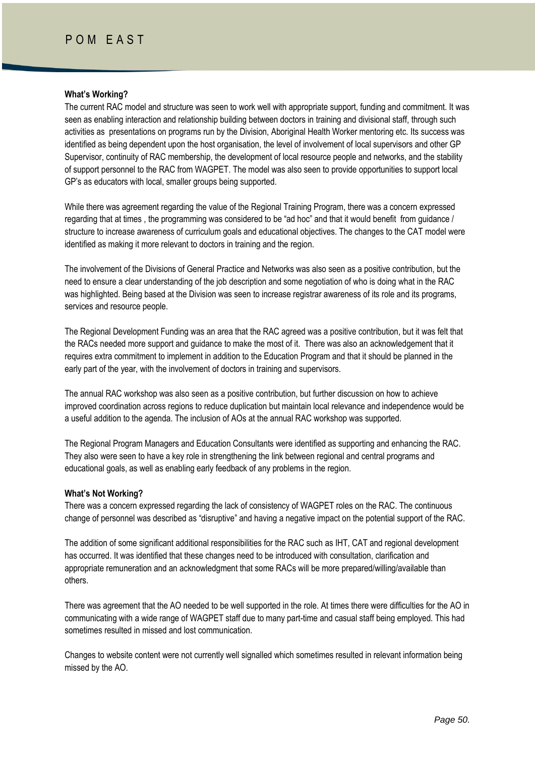## POM EAST

**What's Working?**

The current RAC model and structure was seen to work well with appropriate support, funding and commitment. It was seen as enabling interaction and relationship building between doctors in training and divisional staff, through such activities as presentations on programs run by the Division, Aboriginal Health Worker mentoring etc. Its success was identified as being dependent upon the host organisation, the level of involvement of local supervisors and other GP Supervisor, continuity of RAC membership, the development of local resource people and networks, and the stability of support personnel to the RAC from WAGPET. The model was also seen to provide opportunities to support local GP's as educators with local, smaller groups being supported.

While there was agreement regarding the value of the Regional Training Program, there was a concern expressed regarding that at times , the programming was considered to be "ad hoc" and that it would benefit from guidance / structure to increase awareness of curriculum goals and educational objectives. The changes to the CAT model were identified as making it more relevant to doctors in training and the region.

The involvement of the Divisions of General Practice and Networks was also seen as a positive contribution, but the need to ensure a clear understanding of the job description and some negotiation of who is doing what in the RAC was highlighted. Being based at the Division was seen to increase registrar awareness of its role and its programs, services and resource people.

The Regional Development Funding was an area that the RAC agreed was a positive contribution, but it was felt that the RACs needed more support and guidance to make the most of it. There was also an acknowledgement that it requires extra commitment to implement in addition to the Education Program and that it should be planned in the early part of the year, with the involvement of doctors in training and supervisors.

The annual RAC workshop was also seen as a positive contribution, but further discussion on how to achieve improved coordination across regions to reduce duplication but maintain local relevance and independence would be a useful addition to the agenda. The inclusion of AOs at the annual RAC workshop was supported.

The Regional Program Managers and Education Consultants were identified as supporting and enhancing the RAC. They also were seen to have a key role in strengthening the link between regional and central programs and educational goals, as well as enabling early feedback of any problems in the region.

**What's Not Working?**

There was a concern expressed regarding the lack of consistency of WAGPET roles on the RAC. The continuous change of personnel was described as "disruptive" and having a negative impact on the potential support of the RAC.

The addition of some significant additional responsibilities for the RAC such as IHT, CAT and regional development has occurred. It was identified that these changes need to be introduced with consultation, clarification and appropriate remuneration and an acknowledgment that some RACs will be more prepared/willing/available than others.

There was agreement that the AO needed to be well supported in the role. At times there were difficulties for the AO in communicating with a wide range of WAGPET staff due to many part-time and casual staff being employed. This had sometimes resulted in missed and lost communication.

Changes to website content were not currently well signalled which sometimes resulted in relevant information being missed by the AO.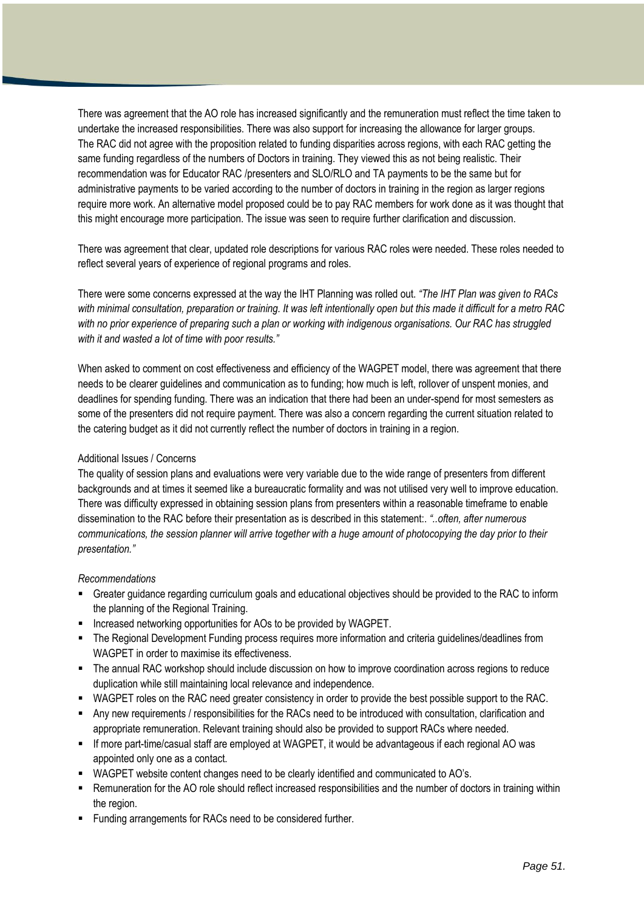There was agreement that the AO role has increased significantly and the remuneration must reflect the time taken to undertake the increased responsibilities. There was also support for increasing the allowance for larger groups. The RAC did not agree with the proposition related to funding disparities across regions, with each RAC getting the same funding regardless of the numbers of Doctors in training. They viewed this as not being realistic. Their recommendation was for Educator RAC /presenters and SLO/RLO and TA payments to be the same but for administrative payments to be varied according to the number of doctors in training in the region as larger regions require more work. An alternative model proposed could be to pay RAC members for work done as it was thought that this might encourage more participation. The issue was seen to require further clarification and discussion.

There was agreement that clear, updated role descriptions for various RAC roles were needed. These roles needed to reflect several years of experience of regional programs and roles.

There were some concerns expressed at the way the IHT Planning was rolled out. *"The IHT Plan was given to RACs with minimal consultation, preparation or training. It was left intentionally open but this made it difficult for a metro RAC with no prior experience of preparing such a plan or working with indigenous organisations. Our RAC has struggled with it and wasted a lot of time with poor results."*

When asked to comment on cost effectiveness and efficiency of the WAGPET model, there was agreement that there needs to be clearer guidelines and communication as to funding; how much is left, rollover of unspent monies, and deadlines for spending funding. There was an indication that there had been an under-spend for most semesters as some of the presenters did not require payment. There was also a concern regarding the current situation related to the catering budget as it did not currently reflect the number of doctors in training in a region.

Additional Issues / Concerns

The quality of session plans and evaluations were very variable due to the wide range of presenters from different backgrounds and at times it seemed like a bureaucratic formality and was not utilised very well to improve education. There was difficulty expressed in obtaining session plans from presenters within a reasonable timeframe to enable dissemination to the RAC before their presentation as is described in this statement:. *"..often, after numerous communications, the session planner will arrive together with a huge amount of photocopying the day prior to their presentation."*

*Recommendations*

- Greater guidance regarding curriculum goals and educational objectives should be provided to the RAC to inform the planning of the Regional Training.
- Increased networking opportunities for AOs to be provided by WAGPET.
- The Regional Development Funding process requires more information and criteria guidelines/deadlines from WAGPET in order to maximise its effectiveness.
- The annual RAC workshop should include discussion on how to improve coordination across regions to reduce duplication while still maintaining local relevance and independence.
- WAGPET roles on the RAC need greater consistency in order to provide the best possible support to the RAC.
- Any new requirements / responsibilities for the RACs need to be introduced with consultation, clarification and appropriate remuneration. Relevant training should also be provided to support RACs where needed.
- If more part-time/casual staff are employed at WAGPET, it would be advantageous if each regional AO was appointed only one as a contact.
- WAGPET website content changes need to be clearly identified and communicated to AO's.
- Remuneration for the AO role should reflect increased responsibilities and the number of doctors in training within the region.
- Funding arrangements for RACs need to be considered further.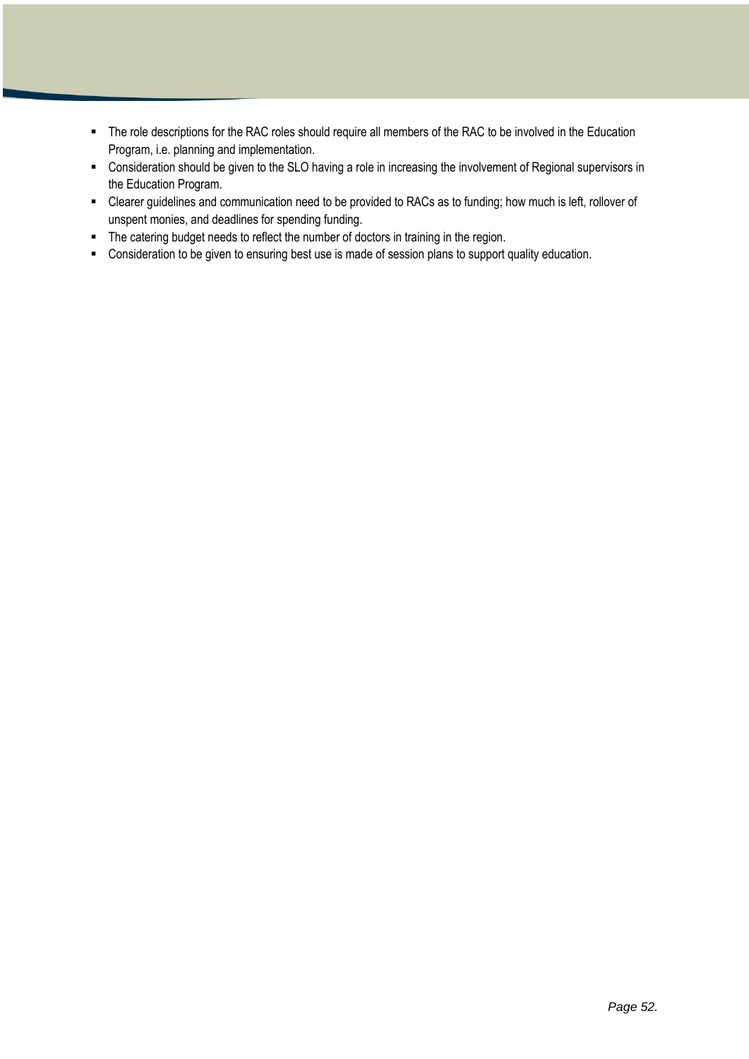- The role descriptions for the RAC roles should require all members of the RAC to be involved in the Education Program, i.e. planning and implementation.
- Consideration should be given to the SLO having a role in increasing the involvement of Regional supervisors in the Education Program.
- Clearer guidelines and communication need to be provided to RACs as to funding; how much is left, rollover of unspent monies, and deadlines for spending funding.
- The catering budget needs to reflect the number of doctors in training in the region.
- Consideration to be given to ensuring best use is made of session plans to support quality education.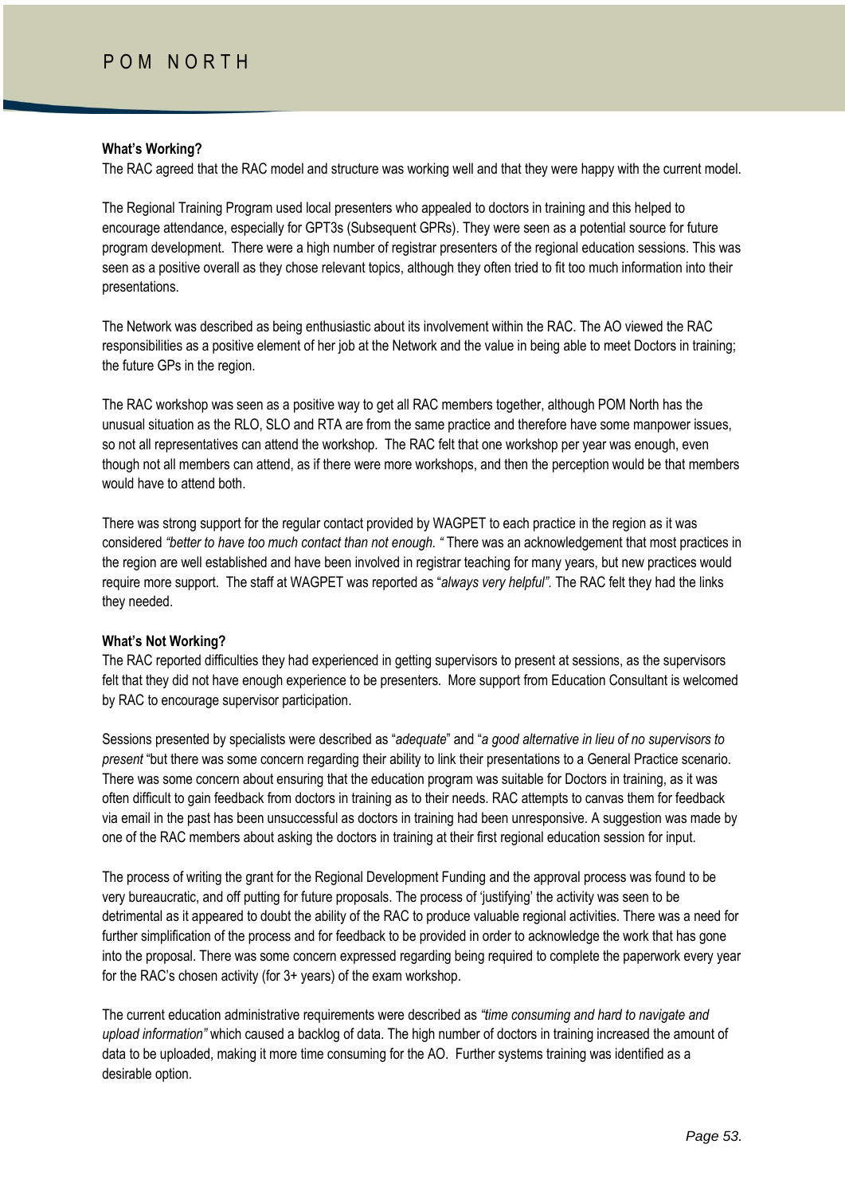# POM NORTH

**What's Working?**

The RAC agreed that the RAC model and structure was working well and that they were happy with the current model.

The Regional Training Program used local presenters who appealed to doctors in training and this helped to encourage attendance, especially for GPT3s (Subsequent GPRs). They were seen as a potential source for future program development. There were a high number of registrar presenters of the regional education sessions. This was seen as a positive overall as they chose relevant topics, although they often tried to fit too much information into their presentations.

The Network was described as being enthusiastic about its involvement within the RAC. The AO viewed the RAC responsibilities as a positive element of her job at the Network and the value in being able to meet Doctors in training; the future GPs in the region.

The RAC workshop was seen as a positive way to get all RAC members together, although POM North has the unusual situation as the RLO, SLO and RTA are from the same practice and therefore have some manpower issues, so not all representatives can attend the workshop. The RAC felt that one workshop per year was enough, even though not all members can attend, as if there were more workshops, and then the perception would be that members would have to attend both.

There was strong support for the regular contact provided by WAGPET to each practice in the region as it was considered *"better to have too much contact than not enough. "* There was an acknowledgement that most practices in the region are well established and have been involved in registrar teaching for many years, but new practices would require more support. The staff at WAGPET was reported as "*always very helpful".* The RAC felt they had the links they needed.

**What's Not Working?**

The RAC reported difficulties they had experienced in getting supervisors to present at sessions, as the supervisors felt that they did not have enough experience to be presenters. More support from Education Consultant is welcomed by RAC to encourage supervisor participation.

Sessions presented by specialists were described as "*adequate*" and "*a good alternative in lieu of no supervisors to present* "but there was some concern regarding their ability to link their presentations to a General Practice scenario. There was some concern about ensuring that the education program was suitable for Doctors in training, as it was often difficult to gain feedback from doctors in training as to their needs. RAC attempts to canvas them for feedback via email in the past has been unsuccessful as doctors in training had been unresponsive. A suggestion was made by one of the RAC members about asking the doctors in training at their first regional education session for input.

The process of writing the grant for the Regional Development Funding and the approval process was found to be very bureaucratic, and off putting for future proposals. The process of 'justifying' the activity was seen to be detrimental as it appeared to doubt the ability of the RAC to produce valuable regional activities. There was a need for further simplification of the process and for feedback to be provided in order to acknowledge the work that has gone into the proposal. There was some concern expressed regarding being required to complete the paperwork every year for the RAC's chosen activity (for 3+ years) of the exam workshop.

The current education administrative requirements were described as *"time consuming and hard to navigate and upload information"* which caused a backlog of data. The high number of doctors in training increased the amount of data to be uploaded, making it more time consuming for the AO. Further systems training was identified as a desirable option.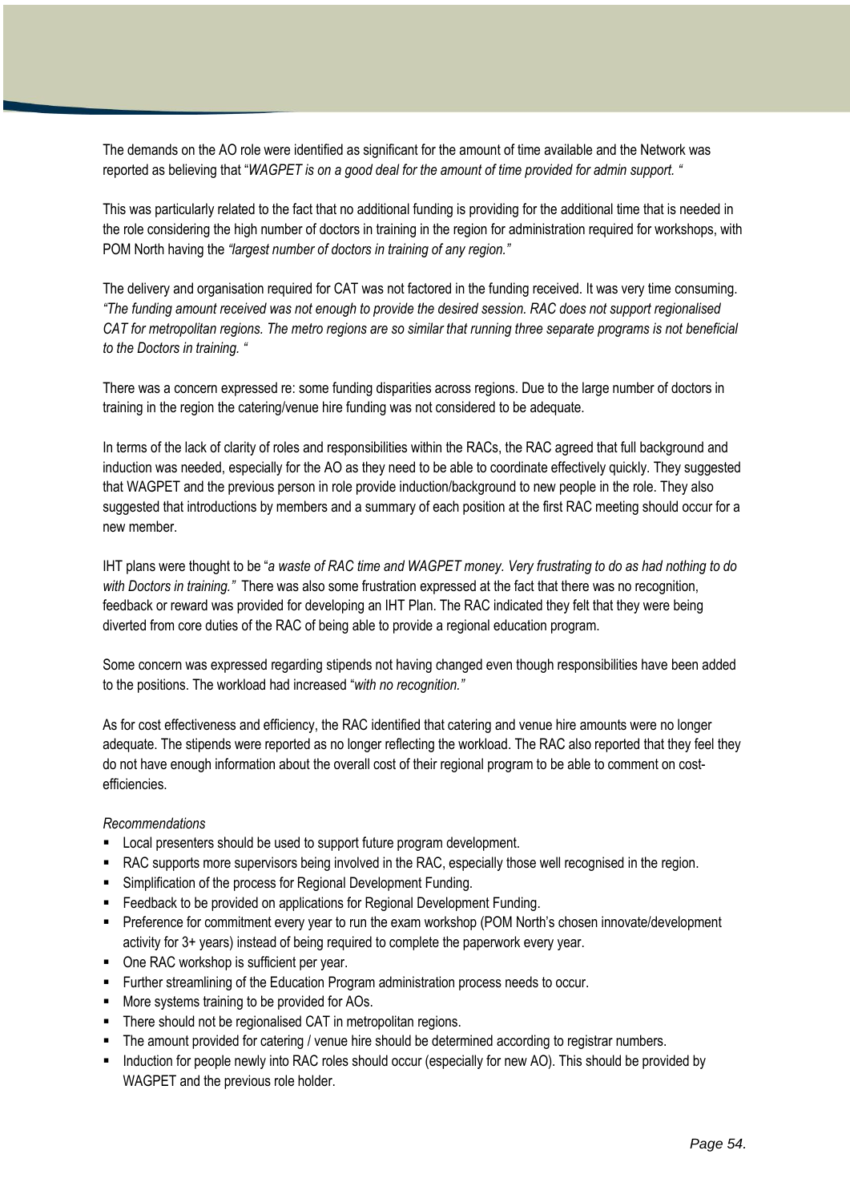The demands on the AO role were identified as significant for the amount of time available and the Network was reported as believing that "*WAGPET is on a good deal for the amount of time provided for admin support. "*

This was particularly related to the fact that no additional funding is providing for the additional time that is needed in the role considering the high number of doctors in training in the region for administration required for workshops, with POM North having the *"largest number of doctors in training of any region."*

The delivery and organisation required for CAT was not factored in the funding received. It was very time consuming. *"The funding amount received was not enough to provide the desired session. RAC does not support regionalised CAT for metropolitan regions. The metro regions are so similar that running three separate programs is not beneficial to the Doctors in training. "*

There was a concern expressed re: some funding disparities across regions. Due to the large number of doctors in training in the region the catering/venue hire funding was not considered to be adequate.

In terms of the lack of clarity of roles and responsibilities within the RACs, the RAC agreed that full background and induction was needed, especially for the AO as they need to be able to coordinate effectively quickly. They suggested that WAGPET and the previous person in role provide induction/background to new people in the role. They also suggested that introductions by members and a summary of each position at the first RAC meeting should occur for a new member.

IHT plans were thought to be "*a waste of RAC time and WAGPET money. Very frustrating to do as had nothing to do with Doctors in training."* There was also some frustration expressed at the fact that there was no recognition, feedback or reward was provided for developing an IHT Plan. The RAC indicated they felt that they were being diverted from core duties of the RAC of being able to provide a regional education program.

Some concern was expressed regarding stipends not having changed even though responsibilities have been added to the positions. The workload had increased "*with no recognition."*

As for cost effectiveness and efficiency, the RAC identified that catering and venue hire amounts were no longer adequate. The stipends were reported as no longer reflecting the workload. The RAC also reported that they feel they do not have enough information about the overall cost of their regional program to be able to comment on cost-efficiencies.

*Recommendations*

- Local presenters should be used to support future program development.
- RAC supports more supervisors being involved in the RAC, especially those well recognised in the region.
- Simplification of the process for Regional Development Funding.
- Feedback to be provided on applications for Regional Development Funding.
- Preference for commitment every year to run the exam workshop (POM North's chosen innovate/development activity for 3+ years) instead of being required to complete the paperwork every year.
- One RAC workshop is sufficient per year.
- Further streamlining of the Education Program administration process needs to occur.
- More systems training to be provided for AOs.
- There should not be regionalised CAT in metropolitan regions.
- The amount provided for catering / venue hire should be determined according to registrar numbers.
- Induction for people newly into RAC roles should occur (especially for new AO). This should be provided by WAGPET and the previous role holder.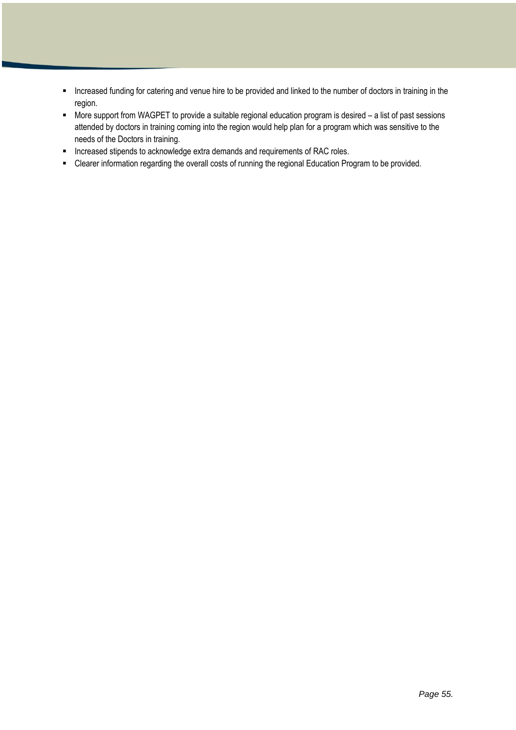- Increased funding for catering and venue hire to be provided and linked to the number of doctors in training in the region.
- More support from WAGPET to provide a suitable regional education program is desired – a list of past sessions attended by doctors in training coming into the region would help plan for a program which was sensitive to the needs of the Doctors in training.
- Increased stipends to acknowledge extra demands and requirements of RAC roles.
- Clearer information regarding the overall costs of running the regional Education Program to be provided.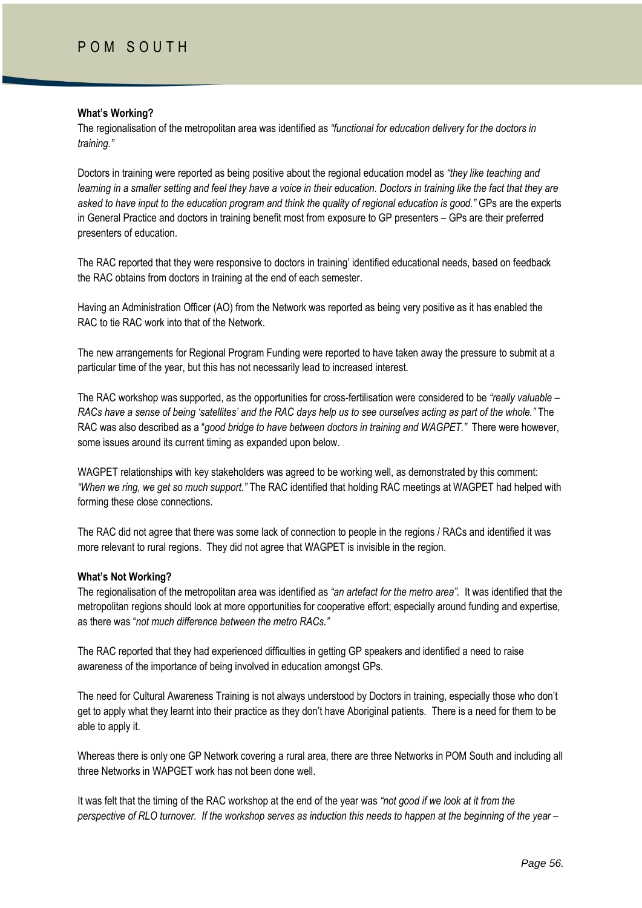# POM SOUTH

**What's Working?**

The regionalisation of the metropolitan area was identified as *"functional for education delivery for the doctors in training."*

Doctors in training were reported as being positive about the regional education model as *"they like teaching and learning in a smaller setting and feel they have a voice in their education. Doctors in training like the fact that they are asked to have input to the education program and think the quality of regional education is good."* GPs are the experts in General Practice and doctors in training benefit most from exposure to GP presenters – GPs are their preferred presenters of education.

The RAC reported that they were responsive to doctors in training' identified educational needs, based on feedback the RAC obtains from doctors in training at the end of each semester.

Having an Administration Officer (AO) from the Network was reported as being very positive as it has enabled the RAC to tie RAC work into that of the Network.

The new arrangements for Regional Program Funding were reported to have taken away the pressure to submit at a particular time of the year, but this has not necessarily lead to increased interest.

The RAC workshop was supported, as the opportunities for cross-fertilisation were considered to be *"really valuable – RACs have a sense of being 'satellites' and the RAC days help us to see ourselves acting as part of the whole."* The RAC was also described as a "*good bridge to have between doctors in training and WAGPET."* There were however, some issues around its current timing as expanded upon below.

WAGPET relationships with key stakeholders was agreed to be working well, as demonstrated by this comment: *"When we ring, we get so much support."* The RAC identified that holding RAC meetings at WAGPET had helped with forming these close connections.

The RAC did not agree that there was some lack of connection to people in the regions / RACs and identified it was more relevant to rural regions. They did not agree that WAGPET is invisible in the region.

**What's Not Working?**

The regionalisation of the metropolitan area was identified as *"an artefact for the metro area"*. It was identified that the metropolitan regions should look at more opportunities for cooperative effort; especially around funding and expertise, as there was "*not much difference between the metro RACs."*

The RAC reported that they had experienced difficulties in getting GP speakers and identified a need to raise awareness of the importance of being involved in education amongst GPs.

The need for Cultural Awareness Training is not always understood by Doctors in training, especially those who don't get to apply what they learnt into their practice as they don't have Aboriginal patients. There is a need for them to be able to apply it.

Whereas there is only one GP Network covering a rural area, there are three Networks in POM South and including all three Networks in WAPGET work has not been done well.

It was felt that the timing of the RAC workshop at the end of the year was *"not good if we look at it from the perspective of RLO turnover. If the workshop serves as induction this needs to happen at the beginning of the year –*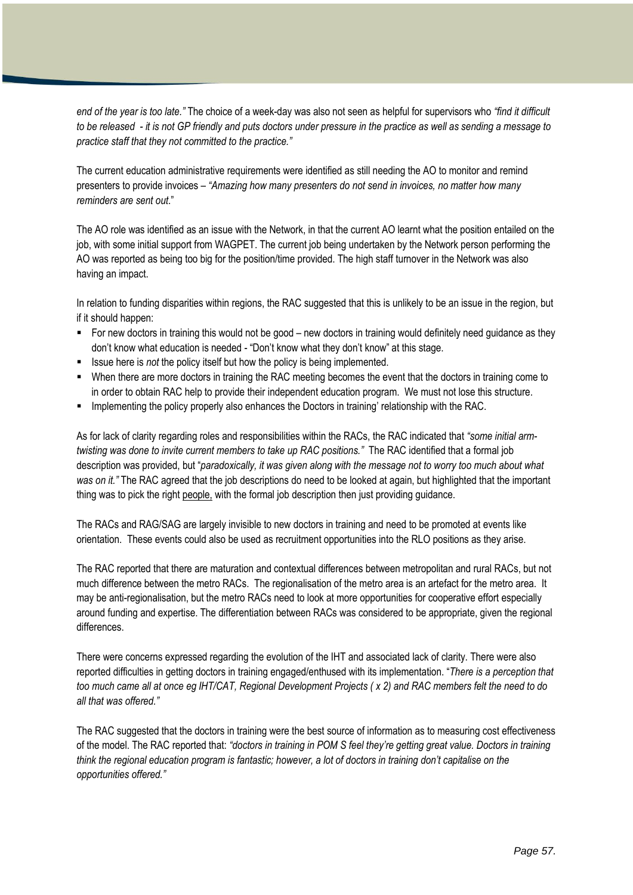*end of the year is too late."* The choice of a week-day was also not seen as helpful for supervisors who *"find it difficult to be released - it is not GP friendly and puts doctors under pressure in the practice as well as sending a message to practice staff that they not committed to the practice."*

The current education administrative requirements were identified as still needing the AO to monitor and remind presenters to provide invoices – *"Amazing how many presenters do not send in invoices, no matter how many reminders are sent out*."

The AO role was identified as an issue with the Network, in that the current AO learnt what the position entailed on the job, with some initial support from WAGPET. The current job being undertaken by the Network person performing the AO was reported as being too big for the position/time provided. The high staff turnover in the Network was also having an impact.

In relation to funding disparities within regions, the RAC suggested that this is unlikely to be an issue in the region, but if it should happen:

- For new doctors in training this would not be good – new doctors in training would definitely need guidance as they don't know what education is needed - "Don't know what they don't know" at this stage.
- Issue here is *not* the policy itself but how the policy is being implemented.
- When there are more doctors in training the RAC meeting becomes the event that the doctors in training come to in order to obtain RAC help to provide their independent education program. We must not lose this structure.
- Implementing the policy properly also enhances the Doctors in training' relationship with the RAC.

As for lack of clarity regarding roles and responsibilities within the RACs, the RAC indicated that *"some initial arm-twisting was done to invite current members to take up RAC positions."* The RAC identified that a formal job description was provided, but "*paradoxically, it was given along with the message not to worry too much about what was on it."* The RAC agreed that the job descriptions do need to be looked at again, but highlighted that the important thing was to pick the right people, with the formal job description then just providing guidance.

The RACs and RAG/SAG are largely invisible to new doctors in training and need to be promoted at events like orientation. These events could also be used as recruitment opportunities into the RLO positions as they arise.

The RAC reported that there are maturation and contextual differences between metropolitan and rural RACs, but not much difference between the metro RACs. The regionalisation of the metro area is an artefact for the metro area. It may be anti-regionalisation, but the metro RACs need to look at more opportunities for cooperative effort especially around funding and expertise. The differentiation between RACs was considered to be appropriate, given the regional differences.

There were concerns expressed regarding the evolution of the IHT and associated lack of clarity. There were also reported difficulties in getting doctors in training engaged/enthused with its implementation. "*There is a perception that too much came all at once eg IHT/CAT, Regional Development Projects ( x 2) and RAC members felt the need to do all that was offered."*

The RAC suggested that the doctors in training were the best source of information as to measuring cost effectiveness of the model. The RAC reported that: *"doctors in training in POM S feel they're getting great value. Doctors in training think the regional education program is fantastic; however, a lot of doctors in training don't capitalise on the opportunities offered."*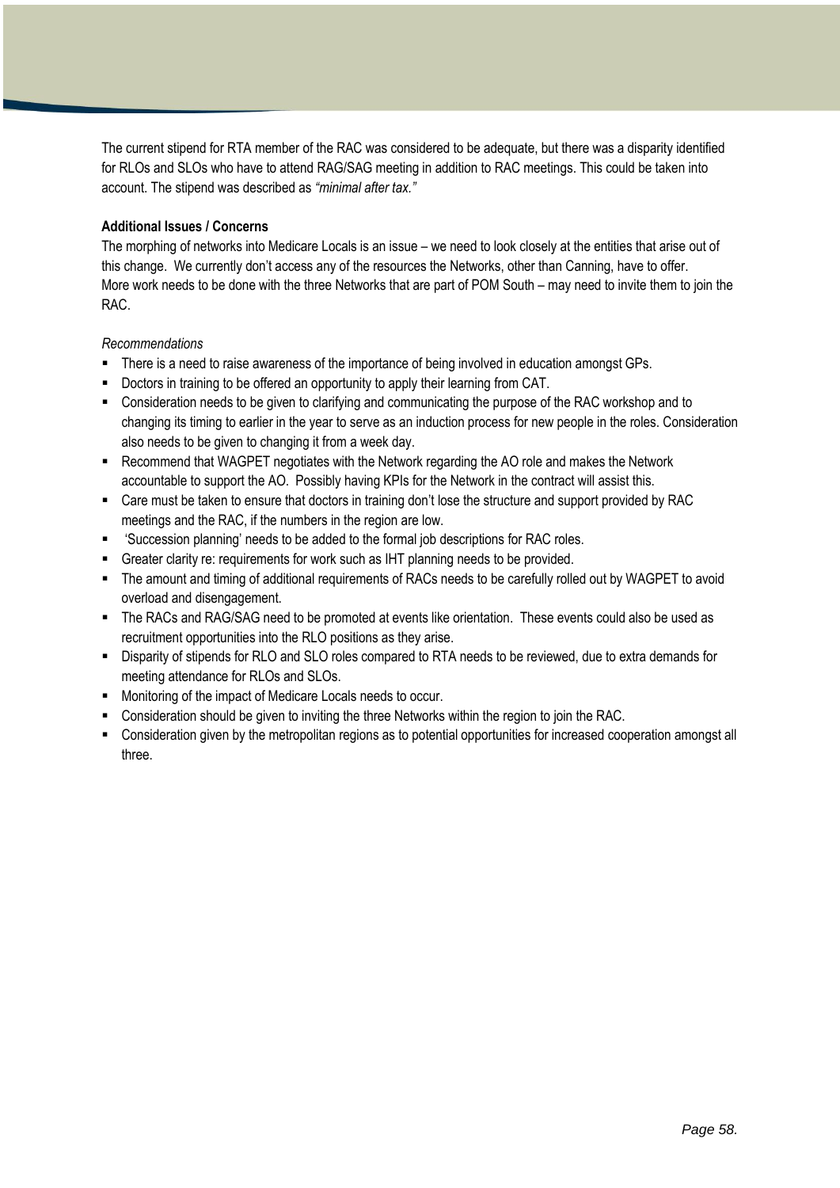The current stipend for RTA member of the RAC was considered to be adequate, but there was a disparity identified for RLOs and SLOs who have to attend RAG/SAG meeting in addition to RAC meetings. This could be taken into account. The stipend was described as *"minimal after tax."*

**Additional Issues / Concerns**

The morphing of networks into Medicare Locals is an issue – we need to look closely at the entities that arise out of this change. We currently don't access any of the resources the Networks, other than Canning, have to offer. More work needs to be done with the three Networks that are part of POM South – may need to invite them to join the RAC.

*Recommendations*

- There is a need to raise awareness of the importance of being involved in education amongst GPs.
- Doctors in training to be offered an opportunity to apply their learning from CAT.
- Consideration needs to be given to clarifying and communicating the purpose of the RAC workshop and to changing its timing to earlier in the year to serve as an induction process for new people in the roles. Consideration also needs to be given to changing it from a week day.
- Recommend that WAGPET negotiates with the Network regarding the AO role and makes the Network accountable to support the AO. Possibly having KPIs for the Network in the contract will assist this.
- Care must be taken to ensure that doctors in training don't lose the structure and support provided by RAC meetings and the RAC, if the numbers in the region are low.
- 'Succession planning' needs to be added to the formal job descriptions for RAC roles.
- Greater clarity re: requirements for work such as IHT planning needs to be provided.
- The amount and timing of additional requirements of RACs needs to be carefully rolled out by WAGPET to avoid overload and disengagement.
- The RACs and RAG/SAG need to be promoted at events like orientation. These events could also be used as recruitment opportunities into the RLO positions as they arise.
- Disparity of stipends for RLO and SLO roles compared to RTA needs to be reviewed, due to extra demands for meeting attendance for RLOs and SLOs.
- Monitoring of the impact of Medicare Locals needs to occur.
- Consideration should be given to inviting the three Networks within the region to join the RAC.
- Consideration given by the metropolitan regions as to potential opportunities for increased cooperation amongst all three.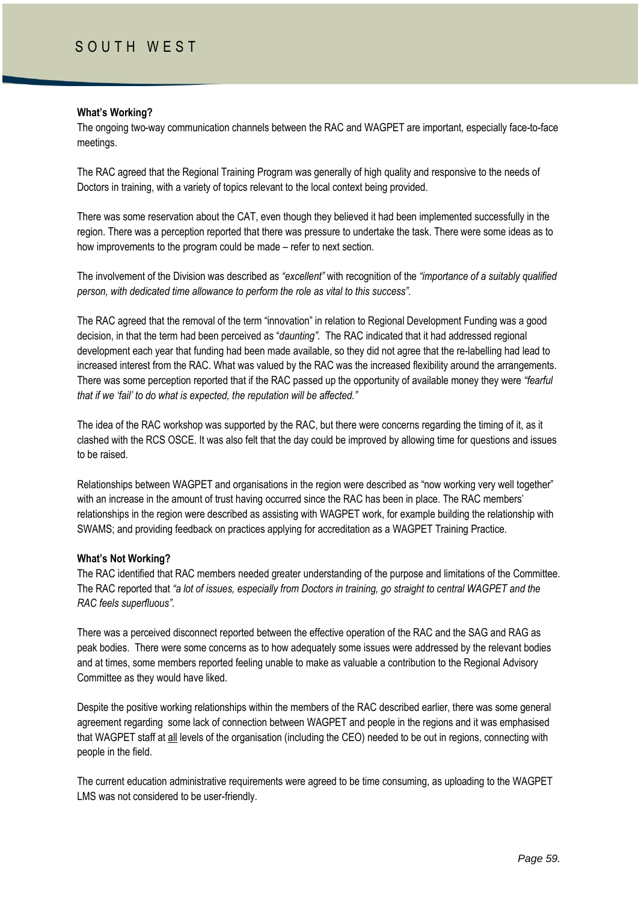# SOUTH WEST

**What's Working?**

The ongoing two-way communication channels between the RAC and WAGPET are important, especially face-to-face meetings.

The RAC agreed that the Regional Training Program was generally of high quality and responsive to the needs of Doctors in training, with a variety of topics relevant to the local context being provided.

There was some reservation about the CAT, even though they believed it had been implemented successfully in the region. There was a perception reported that there was pressure to undertake the task. There were some ideas as to how improvements to the program could be made – refer to next section.

The involvement of the Division was described as *"excellent"* with recognition of the *"importance of a suitably qualified person, with dedicated time allowance to perform the role as vital to this success".*

The RAC agreed that the removal of the term "innovation" in relation to Regional Development Funding was a good decision, in that the term had been perceived as "*daunting".* The RAC indicated that it had addressed regional development each year that funding had been made available, so they did not agree that the re-labelling had lead to increased interest from the RAC. What was valued by the RAC was the increased flexibility around the arrangements. There was some perception reported that if the RAC passed up the opportunity of available money they were *"fearful that if we 'fail' to do what is expected, the reputation will be affected."*

The idea of the RAC workshop was supported by the RAC, but there were concerns regarding the timing of it, as it clashed with the RCS OSCE. It was also felt that the day could be improved by allowing time for questions and issues to be raised.

Relationships between WAGPET and organisations in the region were described as "now working very well together" with an increase in the amount of trust having occurred since the RAC has been in place. The RAC members' relationships in the region were described as assisting with WAGPET work, for example building the relationship with SWAMS; and providing feedback on practices applying for accreditation as a WAGPET Training Practice.

**What's Not Working?**

The RAC identified that RAC members needed greater understanding of the purpose and limitations of the Committee. The RAC reported that *"a lot of issues, especially from Doctors in training, go straight to central WAGPET and the RAC feels superfluous".*

There was a perceived disconnect reported between the effective operation of the RAC and the SAG and RAG as peak bodies. There were some concerns as to how adequately some issues were addressed by the relevant bodies and at times, some members reported feeling unable to make as valuable a contribution to the Regional Advisory Committee as they would have liked.

Despite the positive working relationships within the members of the RAC described earlier, there was some general agreement regarding some lack of connection between WAGPET and people in the regions and it was emphasised that WAGPET staff at <u>all</u> levels of the organisation (including the CEO) needed to be out in regions, connecting with people in the field.

The current education administrative requirements were agreed to be time consuming, as uploading to the WAGPET LMS was not considered to be user-friendly.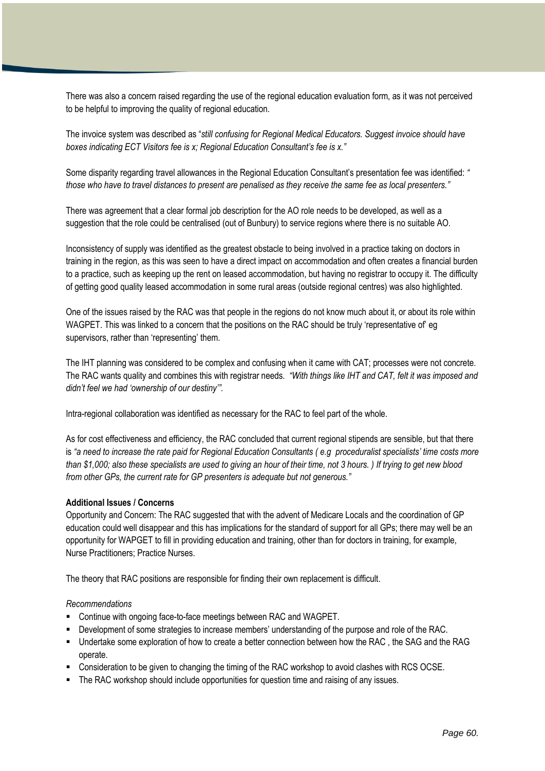There was also a concern raised regarding the use of the regional education evaluation form, as it was not perceived to be helpful to improving the quality of regional education.

The invoice system was described as "*still confusing for Regional Medical Educators. Suggest invoice should have boxes indicating ECT Visitors fee is x; Regional Education Consultant's fee is x."*

Some disparity regarding travel allowances in the Regional Education Consultant's presentation fee was identified: *" those who have to travel distances to present are penalised as they receive the same fee as local presenters."*

There was agreement that a clear formal job description for the AO role needs to be developed, as well as a suggestion that the role could be centralised (out of Bunbury) to service regions where there is no suitable AO.

Inconsistency of supply was identified as the greatest obstacle to being involved in a practice taking on doctors in training in the region, as this was seen to have a direct impact on accommodation and often creates a financial burden to a practice, such as keeping up the rent on leased accommodation, but having no registrar to occupy it. The difficulty of getting good quality leased accommodation in some rural areas (outside regional centres) was also highlighted.

One of the issues raised by the RAC was that people in the regions do not know much about it, or about its role within WAGPET. This was linked to a concern that the positions on the RAC should be truly 'representative of' eg supervisors, rather than 'representing' them.

The IHT planning was considered to be complex and confusing when it came with CAT; processes were not concrete. The RAC wants quality and combines this with registrar needs. *"With things like IHT and CAT, felt it was imposed and didn't feel we had 'ownership of our destiny'".*

Intra-regional collaboration was identified as necessary for the RAC to feel part of the whole.

As for cost effectiveness and efficiency, the RAC concluded that current regional stipends are sensible, but that there is *"a need to increase the rate paid for Regional Education Consultants ( e.g proceduralist specialists' time costs more than $1,000; also these specialists are used to giving an hour of their time, not 3 hours. ) If trying to get new blood from other GPs, the current rate for GP presenters is adequate but not generous."*

**Additional Issues / Concerns**

Opportunity and Concern: The RAC suggested that with the advent of Medicare Locals and the coordination of GP education could well disappear and this has implications for the standard of support for all GPs; there may well be an opportunity for WAPGET to fill in providing education and training, other than for doctors in training, for example, Nurse Practitioners; Practice Nurses.

The theory that RAC positions are responsible for finding their own replacement is difficult.

*Recommendations*

- Continue with ongoing face-to-face meetings between RAC and WAGPET.
- Development of some strategies to increase members' understanding of the purpose and role of the RAC.
- Undertake some exploration of how to create a better connection between how the RAC , the SAG and the RAG operate.
- Consideration to be given to changing the timing of the RAC workshop to avoid clashes with RCS OCSE.
- The RAC workshop should include opportunities for question time and raising of any issues.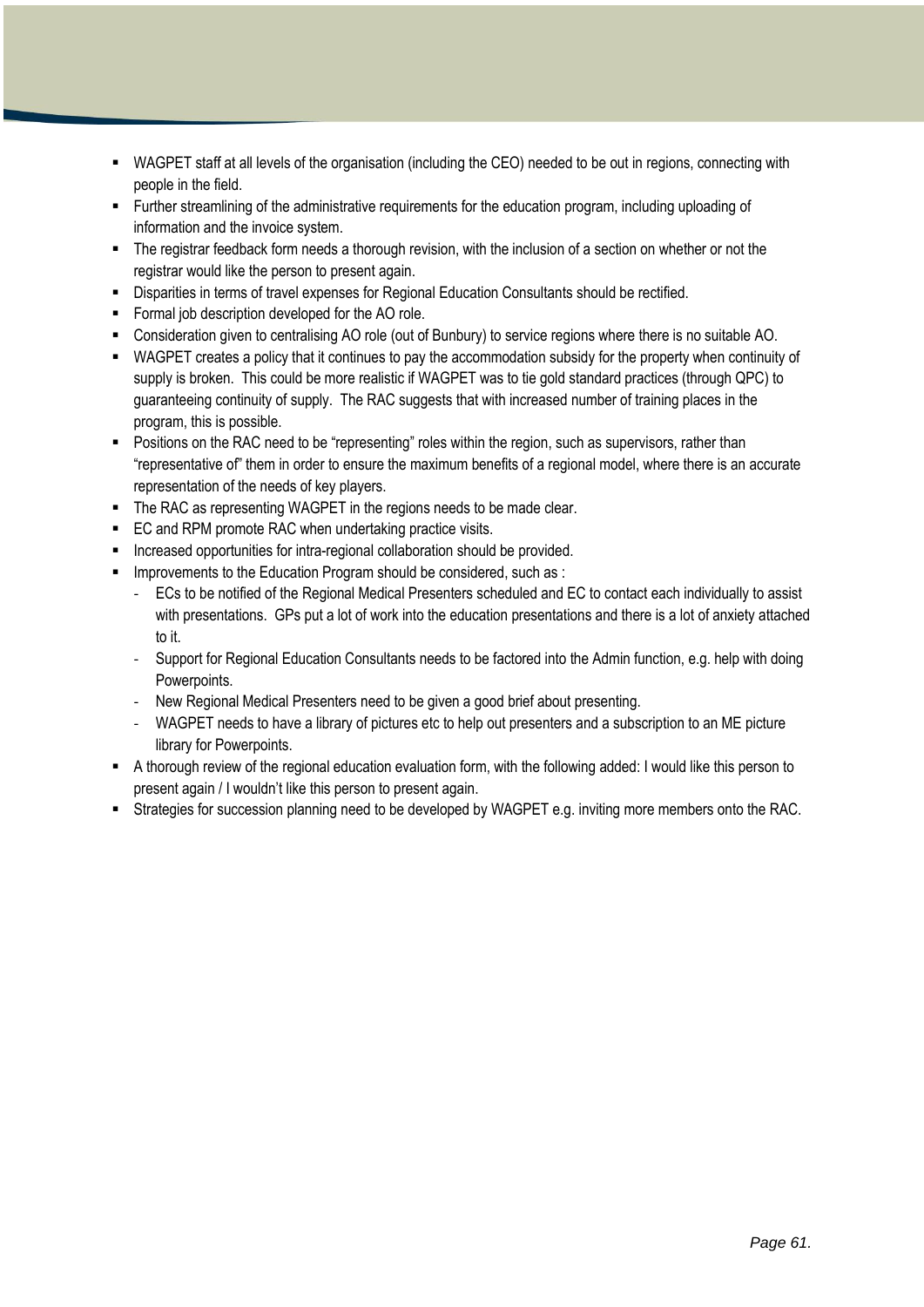- WAGPET staff at all levels of the organisation (including the CEO) needed to be out in regions, connecting with people in the field.
- Further streamlining of the administrative requirements for the education program, including uploading of information and the invoice system.
- The registrar feedback form needs a thorough revision, with the inclusion of a section on whether or not the registrar would like the person to present again.
- Disparities in terms of travel expenses for Regional Education Consultants should be rectified.
- Formal job description developed for the AO role.
- Consideration given to centralising AO role (out of Bunbury) to service regions where there is no suitable AO.
- WAGPET creates a policy that it continues to pay the accommodation subsidy for the property when continuity of supply is broken. This could be more realistic if WAGPET was to tie gold standard practices (through QPC) to guaranteeing continuity of supply. The RAC suggests that with increased number of training places in the program, this is possible.
- Positions on the RAC need to be "representing" roles within the region, such as supervisors, rather than "representative of" them in order to ensure the maximum benefits of a regional model, where there is an accurate representation of the needs of key players.
- The RAC as representing WAGPET in the regions needs to be made clear.
- EC and RPM promote RAC when undertaking practice visits.
- Increased opportunities for intra-regional collaboration should be provided.
- Improvements to the Education Program should be considered, such as :
  - ECs to be notified of the Regional Medical Presenters scheduled and EC to contact each individually to assist with presentations. GPs put a lot of work into the education presentations and there is a lot of anxiety attached to it.
  - Support for Regional Education Consultants needs to be factored into the Admin function, e.g. help with doing Powerpoints.
  - New Regional Medical Presenters need to be given a good brief about presenting.
  - WAGPET needs to have a library of pictures etc to help out presenters and a subscription to an ME picture library for Powerpoints.
- A thorough review of the regional education evaluation form, with the following added: I would like this person to present again / I wouldn't like this person to present again.
- Strategies for succession planning need to be developed by WAGPET e.g. inviting more members onto the RAC.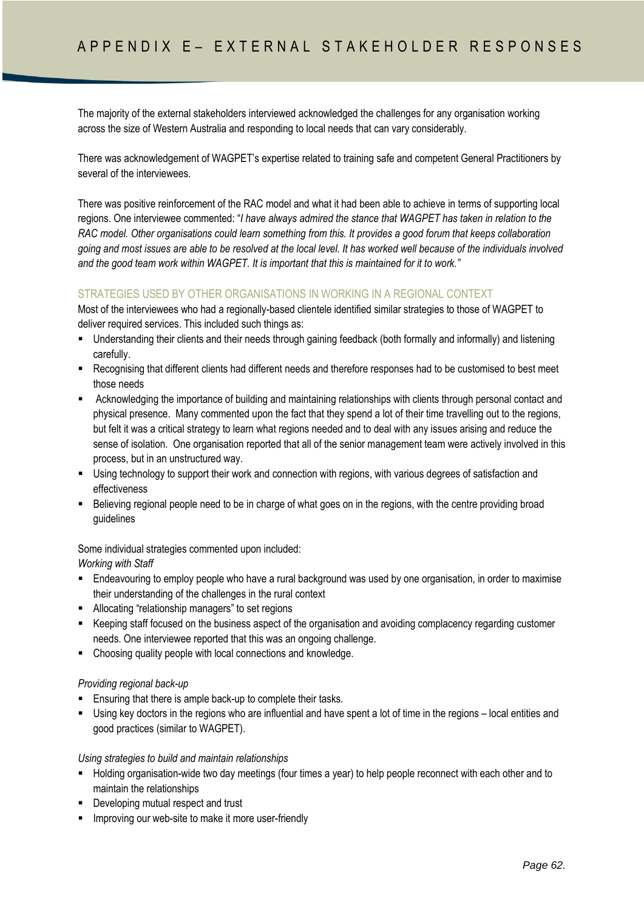# APPENDIX E– EXTERNAL STAKEHOLDER RESPONSES

The majority of the external stakeholders interviewed acknowledged the challenges for any organisation working across the size of Western Australia and responding to local needs that can vary considerably.

There was acknowledgement of WAGPET's expertise related to training safe and competent General Practitioners by several of the interviewees.

There was positive reinforcement of the RAC model and what it had been able to achieve in terms of supporting local regions. One interviewee commented: "*I have always admired the stance that WAGPET has taken in relation to the RAC model. Other organisations could learn something from this. It provides a good forum that keeps collaboration going and most issues are able to be resolved at the local level. It has worked well because of the individuals involved and the good team work within WAGPET. It is important that this is maintained for it to work."*

## STRATEGIES USED BY OTHER ORGANISATIONS IN WORKING IN A REGIONAL CONTEXT

Most of the interviewees who had a regionally-based clientele identified similar strategies to those of WAGPET to deliver required services. This included such things as:

- Understanding their clients and their needs through gaining feedback (both formally and informally) and listening carefully.
- Recognising that different clients had different needs and therefore responses had to be customised to best meet those needs
- Acknowledging the importance of building and maintaining relationships with clients through personal contact and physical presence. Many commented upon the fact that they spend a lot of their time travelling out to the regions, but felt it was a critical strategy to learn what regions needed and to deal with any issues arising and reduce the sense of isolation. One organisation reported that all of the senior management team were actively involved in this process, but in an unstructured way.
- Using technology to support their work and connection with regions, with various degrees of satisfaction and effectiveness
- Believing regional people need to be in charge of what goes on in the regions, with the centre providing broad guidelines

Some individual strategies commented upon included:

*Working with Staff*

- Endeavouring to employ people who have a rural background was used by one organisation, in order to maximise their understanding of the challenges in the rural context
- Allocating "relationship managers" to set regions
- Keeping staff focused on the business aspect of the organisation and avoiding complacency regarding customer needs. One interviewee reported that this was an ongoing challenge.
- Choosing quality people with local connections and knowledge.

*Providing regional back-up*

- Ensuring that there is ample back-up to complete their tasks.
- Using key doctors in the regions who are influential and have spent a lot of time in the regions – local entities and good practices (similar to WAGPET).

*Using strategies to build and maintain relationships*

- Holding organisation-wide two day meetings (four times a year) to help people reconnect with each other and to maintain the relationships
- Developing mutual respect and trust
- Improving our web-site to make it more user-friendly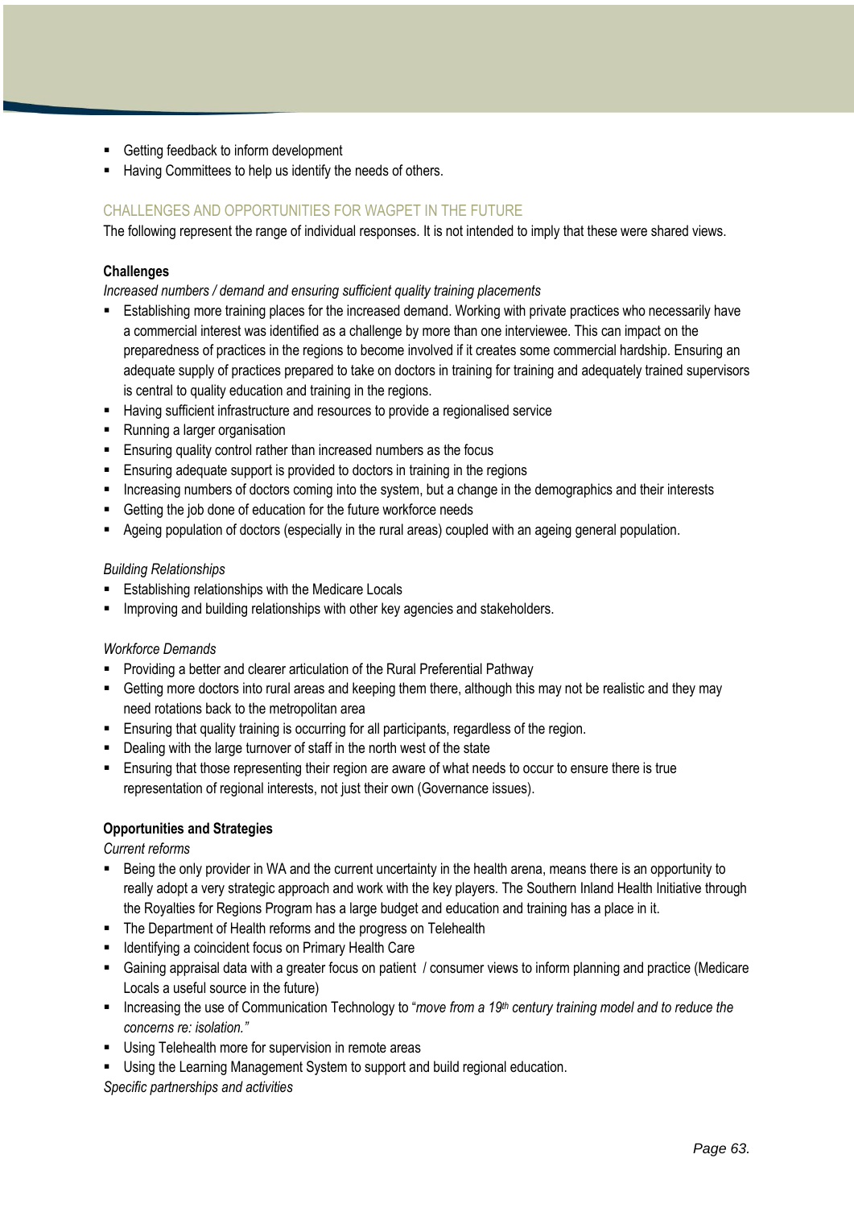- Getting feedback to inform development
- Having Committees to help us identify the needs of others.

## CHALLENGES AND OPPORTUNITIES FOR WAGPET IN THE FUTURE

The following represent the range of individual responses. It is not intended to imply that these were shared views.

### Challenges

*Increased numbers / demand and ensuring sufficient quality training placements*

- Establishing more training places for the increased demand. Working with private practices who necessarily have a commercial interest was identified as a challenge by more than one interviewee. This can impact on the preparedness of practices in the regions to become involved if it creates some commercial hardship. Ensuring an adequate supply of practices prepared to take on doctors in training for training and adequately trained supervisors is central to quality education and training in the regions.
- Having sufficient infrastructure and resources to provide a regionalised service
- Running a larger organisation
- Ensuring quality control rather than increased numbers as the focus
- Ensuring adequate support is provided to doctors in training in the regions
- Increasing numbers of doctors coming into the system, but a change in the demographics and their interests
- Getting the job done of education for the future workforce needs
- Ageing population of doctors (especially in the rural areas) coupled with an ageing general population.

*Building Relationships*

- Establishing relationships with the Medicare Locals
- Improving and building relationships with other key agencies and stakeholders.

*Workforce Demands*

- Providing a better and clearer articulation of the Rural Preferential Pathway
- Getting more doctors into rural areas and keeping them there, although this may not be realistic and they may need rotations back to the metropolitan area
- Ensuring that quality training is occurring for all participants, regardless of the region.
- Dealing with the large turnover of staff in the north west of the state
- Ensuring that those representing their region are aware of what needs to occur to ensure there is true representation of regional interests, not just their own (Governance issues).

### Opportunities and Strategies

*Current reforms*

- Being the only provider in WA and the current uncertainty in the health arena, means there is an opportunity to really adopt a very strategic approach and work with the key players. The Southern Inland Health Initiative through the Royalties for Regions Program has a large budget and education and training has a place in it.
- The Department of Health reforms and the progress on Telehealth
- Identifying a coincident focus on Primary Health Care
- Gaining appraisal data with a greater focus on patient / consumer views to inform planning and practice (Medicare Locals a useful source in the future)
- Increasing the use of Communication Technology to "*move from a 19th century training model and to reduce the concerns re: isolation.*"
- Using Telehealth more for supervision in remote areas
- Using the Learning Management System to support and build regional education.

*Specific partnerships and activities*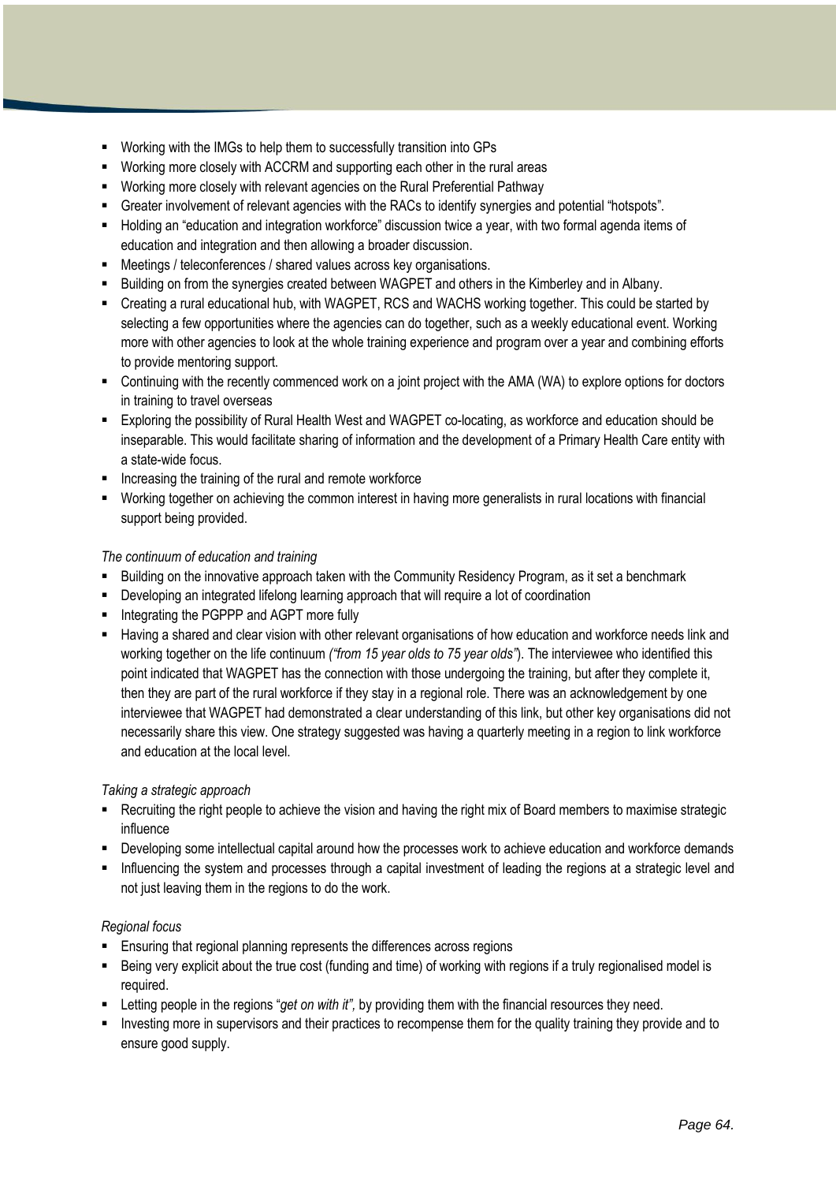- Working with the IMGs to help them to successfully transition into GPs
- Working more closely with ACCRM and supporting each other in the rural areas
- Working more closely with relevant agencies on the Rural Preferential Pathway
- Greater involvement of relevant agencies with the RACs to identify synergies and potential "hotspots".
- Holding an "education and integration workforce" discussion twice a year, with two formal agenda items of education and integration and then allowing a broader discussion.
- Meetings / teleconferences / shared values across key organisations.
- Building on from the synergies created between WAGPET and others in the Kimberley and in Albany.
- Creating a rural educational hub, with WAGPET, RCS and WACHS working together. This could be started by selecting a few opportunities where the agencies can do together, such as a weekly educational event. Working more with other agencies to look at the whole training experience and program over a year and combining efforts to provide mentoring support.
- Continuing with the recently commenced work on a joint project with the AMA (WA) to explore options for doctors in training to travel overseas
- Exploring the possibility of Rural Health West and WAGPET co-locating, as workforce and education should be inseparable. This would facilitate sharing of information and the development of a Primary Health Care entity with a state-wide focus.
- Increasing the training of the rural and remote workforce
- Working together on achieving the common interest in having more generalists in rural locations with financial support being provided.

*The continuum of education and training*

- Building on the innovative approach taken with the Community Residency Program, as it set a benchmark
- Developing an integrated lifelong learning approach that will require a lot of coordination
- Integrating the PGPPP and AGPT more fully
- Having a shared and clear vision with other relevant organisations of how education and workforce needs link and working together on the life continuum *("from 15 year olds to 75 year olds"*). The interviewee who identified this point indicated that WAGPET has the connection with those undergoing the training, but after they complete it, then they are part of the rural workforce if they stay in a regional role. There was an acknowledgement by one interviewee that WAGPET had demonstrated a clear understanding of this link, but other key organisations did not necessarily share this view. One strategy suggested was having a quarterly meeting in a region to link workforce and education at the local level.

*Taking a strategic approach*

- Recruiting the right people to achieve the vision and having the right mix of Board members to maximise strategic influence
- Developing some intellectual capital around how the processes work to achieve education and workforce demands
- Influencing the system and processes through a capital investment of leading the regions at a strategic level and not just leaving them in the regions to do the work.

*Regional focus*

- Ensuring that regional planning represents the differences across regions
- Being very explicit about the true cost (funding and time) of working with regions if a truly regionalised model is required.
- Letting people in the regions "*get on with it",* by providing them with the financial resources they need.
- Investing more in supervisors and their practices to recompense them for the quality training they provide and to ensure good supply.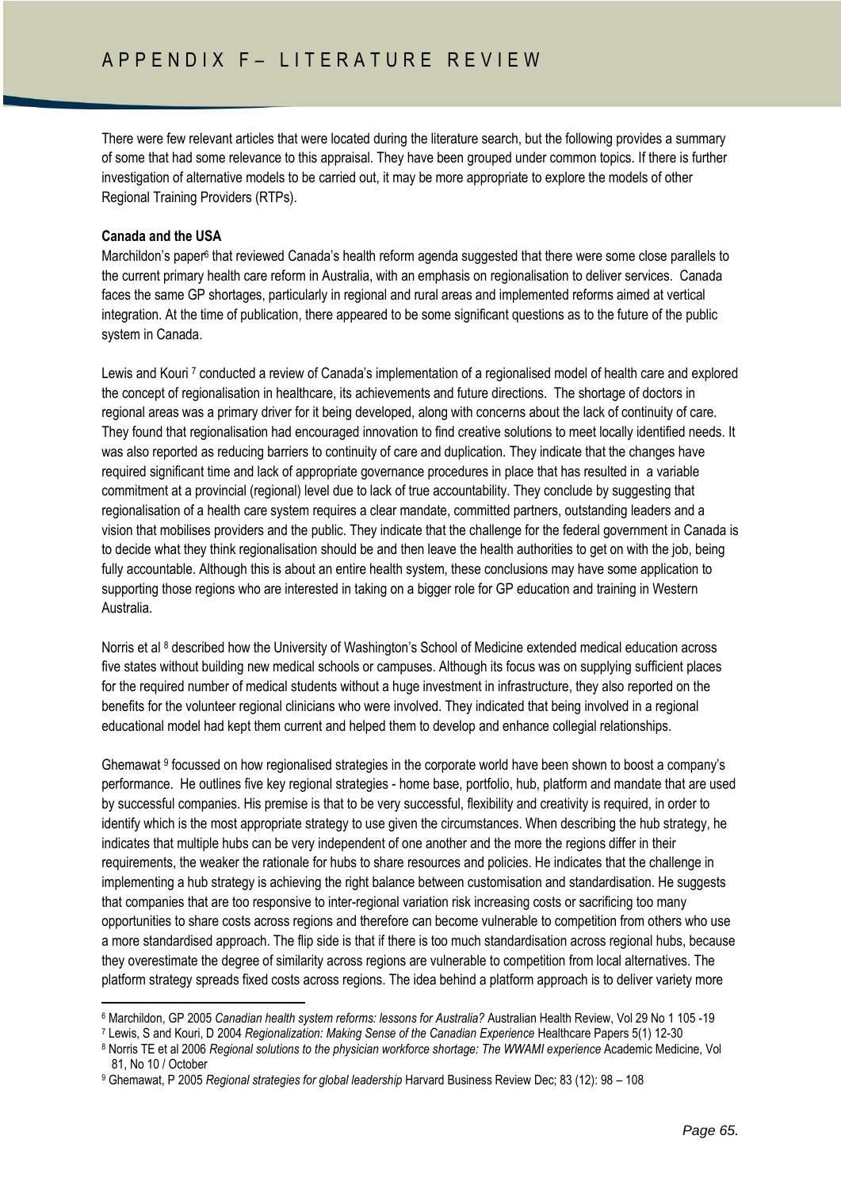# APPENDIX F– LITERATURE REVIEW

There were few relevant articles that were located during the literature search, but the following provides a summary of some that had some relevance to this appraisal. They have been grouped under common topics. If there is further investigation of alternative models to be carried out, it may be more appropriate to explore the models of other Regional Training Providers (RTPs).

**Canada and the USA**

Marchildon's paper[6] that reviewed Canada's health reform agenda suggested that there were some close parallels to the current primary health care reform in Australia, with an emphasis on regionalisation to deliver services. Canada faces the same GP shortages, particularly in regional and rural areas and implemented reforms aimed at vertical integration. At the time of publication, there appeared to be some significant questions as to the future of the public system in Canada.

Lewis and Kouri [7] conducted a review of Canada's implementation of a regionalised model of health care and explored the concept of regionalisation in healthcare, its achievements and future directions. The shortage of doctors in regional areas was a primary driver for it being developed, along with concerns about the lack of continuity of care. They found that regionalisation had encouraged innovation to find creative solutions to meet locally identified needs. It was also reported as reducing barriers to continuity of care and duplication. They indicate that the changes have required significant time and lack of appropriate governance procedures in place that has resulted in a variable commitment at a provincial (regional) level due to lack of true accountability. They conclude by suggesting that regionalisation of a health care system requires a clear mandate, committed partners, outstanding leaders and a vision that mobilises providers and the public. They indicate that the challenge for the federal government in Canada is to decide what they think regionalisation should be and then leave the health authorities to get on with the job, being fully accountable. Although this is about an entire health system, these conclusions may have some application to supporting those regions who are interested in taking on a bigger role for GP education and training in Western Australia.

Norris et al [8] described how the University of Washington's School of Medicine extended medical education across five states without building new medical schools or campuses. Although its focus was on supplying sufficient places for the required number of medical students without a huge investment in infrastructure, they also reported on the benefits for the volunteer regional clinicians who were involved. They indicated that being involved in a regional educational model had kept them current and helped them to develop and enhance collegial relationships.

Ghemawat [9] focussed on how regionalised strategies in the corporate world have been shown to boost a company's performance. He outlines five key regional strategies - home base, portfolio, hub, platform and mandate that are used by successful companies. His premise is that to be very successful, flexibility and creativity is required, in order to identify which is the most appropriate strategy to use given the circumstances. When describing the hub strategy, he indicates that multiple hubs can be very independent of one another and the more the regions differ in their requirements, the weaker the rationale for hubs to share resources and policies. He indicates that the challenge in implementing a hub strategy is achieving the right balance between customisation and standardisation. He suggests that companies that are too responsive to inter-regional variation risk increasing costs or sacrificing too many opportunities to share costs across regions and therefore can become vulnerable to competition from others who use a more standardised approach. The flip side is that if there is too much standardisation across regional hubs, because they overestimate the degree of similarity across regions are vulnerable to competition from local alternatives. The platform strategy spreads fixed costs across regions. The idea behind a platform approach is to deliver variety more

---

[6] Marchildon, GP 2005 *Canadian health system reforms: lessons for Australia?* Australian Health Review, Vol 29 No 1 105 -19

[7] Lewis, S and Kouri, D 2004 *Regionalization: Making Sense of the Canadian Experience* Healthcare Papers 5(1) 12-30

[8] Norris TE et al 2006 *Regional solutions to the physician workforce shortage: The WWAMI experience* Academic Medicine, Vol 81, No 10 / October

[9] Ghemawat, P 2005 *Regional strategies for global leadership* Harvard Business Review Dec; 83 (12): 98 – 108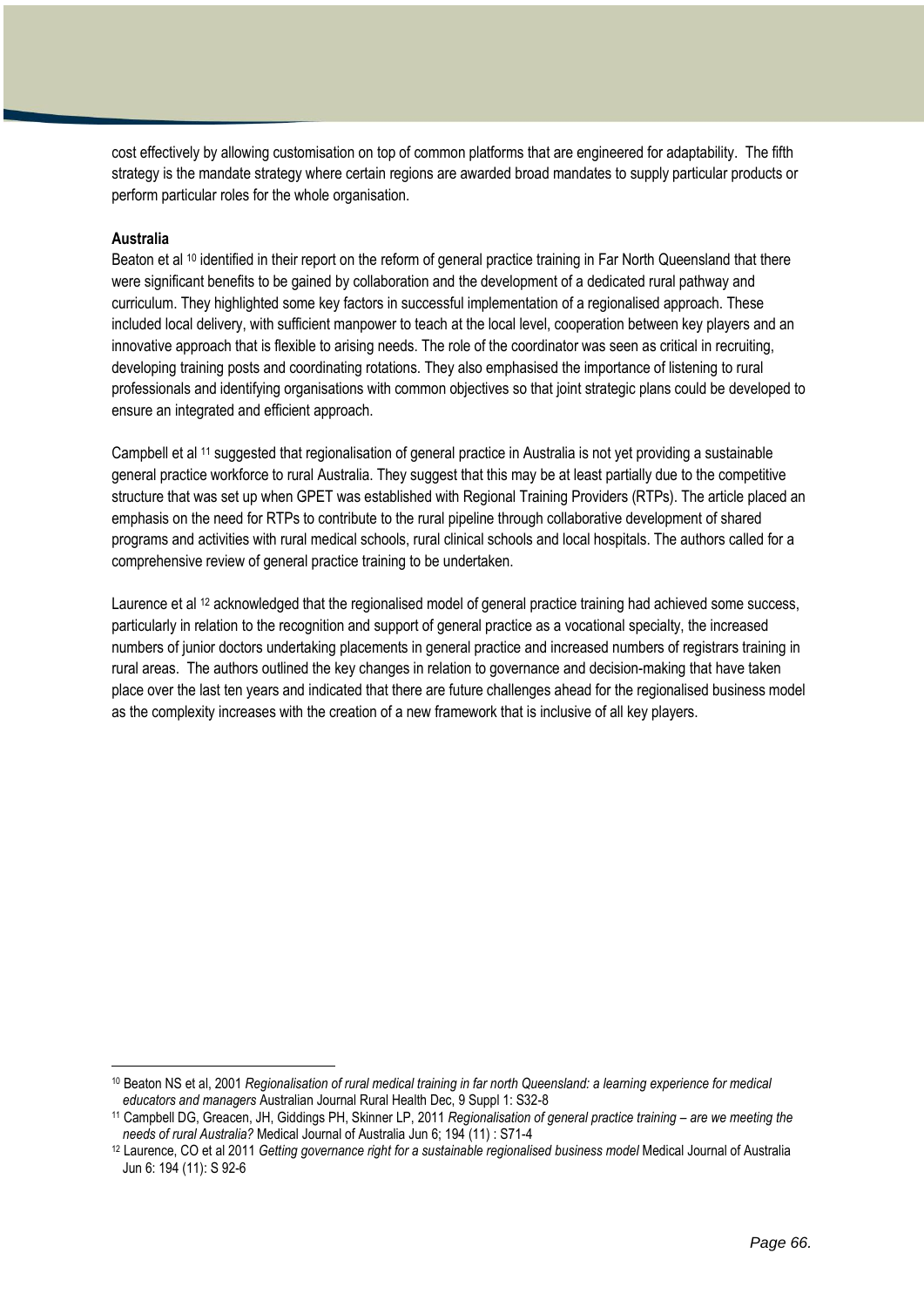cost effectively by allowing customisation on top of common platforms that are engineered for adaptability. The fifth strategy is the mandate strategy where certain regions are awarded broad mandates to supply particular products or perform particular roles for the whole organisation.

**Australia**

Beaton et al [10] identified in their report on the reform of general practice training in Far North Queensland that there were significant benefits to be gained by collaboration and the development of a dedicated rural pathway and curriculum. They highlighted some key factors in successful implementation of a regionalised approach. These included local delivery, with sufficient manpower to teach at the local level, cooperation between key players and an innovative approach that is flexible to arising needs. The role of the coordinator was seen as critical in recruiting, developing training posts and coordinating rotations. They also emphasised the importance of listening to rural professionals and identifying organisations with common objectives so that joint strategic plans could be developed to ensure an integrated and efficient approach.

Campbell et al [11] suggested that regionalisation of general practice in Australia is not yet providing a sustainable general practice workforce to rural Australia. They suggest that this may be at least partially due to the competitive structure that was set up when GPET was established with Regional Training Providers (RTPs). The article placed an emphasis on the need for RTPs to contribute to the rural pipeline through collaborative development of shared programs and activities with rural medical schools, rural clinical schools and local hospitals. The authors called for a comprehensive review of general practice training to be undertaken.

Laurence et al [12] acknowledged that the regionalised model of general practice training had achieved some success, particularly in relation to the recognition and support of general practice as a vocational specialty, the increased numbers of junior doctors undertaking placements in general practice and increased numbers of registrars training in rural areas. The authors outlined the key changes in relation to governance and decision-making that have taken place over the last ten years and indicated that there are future challenges ahead for the regionalised business model as the complexity increases with the creation of a new framework that is inclusive of all key players.

---

[10] Beaton NS et al, 2001 *Regionalisation of rural medical training in far north Queensland: a learning experience for medical educators and managers* Australian Journal Rural Health Dec, 9 Suppl 1: S32-8

[11] Campbell DG, Greacen, JH, Giddings PH, Skinner LP, 2011 *Regionalisation of general practice training – are we meeting the needs of rural Australia?* Medical Journal of Australia Jun 6; 194 (11) : S71-4

[12] Laurence, CO et al 2011 *Getting governance right for a sustainable regionalised business model* Medical Journal of Australia Jun 6: 194 (11): S 92-6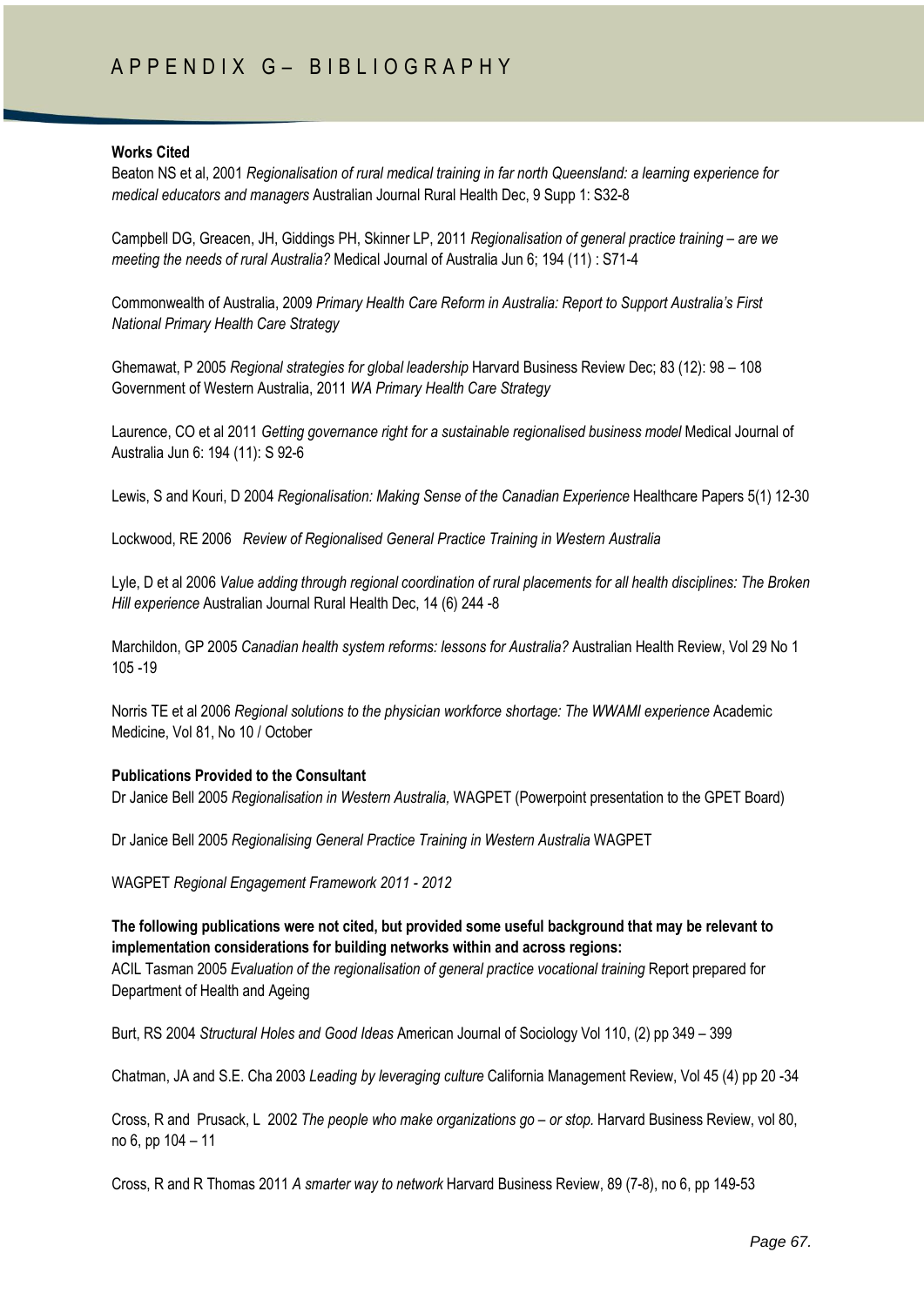# APPENDIX G– BIBLIOGRAPHY

**Works Cited**

Beaton NS et al, 2001 *Regionalisation of rural medical training in far north Queensland: a learning experience for medical educators and managers* Australian Journal Rural Health Dec, 9 Supp 1: S32-8

Campbell DG, Greacen, JH, Giddings PH, Skinner LP, 2011 *Regionalisation of general practice training – are we meeting the needs of rural Australia?* Medical Journal of Australia Jun 6; 194 (11) : S71-4

Commonwealth of Australia, 2009 *Primary Health Care Reform in Australia: Report to Support Australia's First National Primary Health Care Strategy*

Ghemawat, P 2005 *Regional strategies for global leadership* Harvard Business Review Dec; 83 (12): 98 – 108
Government of Western Australia, 2011 *WA Primary Health Care Strategy*

Laurence, CO et al 2011 *Getting governance right for a sustainable regionalised business model* Medical Journal of Australia Jun 6: 194 (11): S 92-6

Lewis, S and Kouri, D 2004 *Regionalisation: Making Sense of the Canadian Experience* Healthcare Papers 5(1) 12-30

Lockwood, RE 2006 *Review of Regionalised General Practice Training in Western Australia*

Lyle, D et al 2006 *Value adding through regional coordination of rural placements for all health disciplines: The Broken Hill experience* Australian Journal Rural Health Dec, 14 (6) 244 -8

Marchildon, GP 2005 *Canadian health system reforms: lessons for Australia?* Australian Health Review, Vol 29 No 1 105 -19

Norris TE et al 2006 *Regional solutions to the physician workforce shortage: The WWAMI experience* Academic Medicine, Vol 81, No 10 / October

**Publications Provided to the Consultant**

Dr Janice Bell 2005 *Regionalisation in Western Australia,* WAGPET (Powerpoint presentation to the GPET Board)

Dr Janice Bell 2005 *Regionalising General Practice Training in Western Australia* WAGPET

WAGPET *Regional Engagement Framework 2011 - 2012*

**The following publications were not cited, but provided some useful background that may be relevant to implementation considerations for building networks within and across regions:**

ACIL Tasman 2005 *Evaluation of the regionalisation of general practice vocational training* Report prepared for Department of Health and Ageing

Burt, RS 2004 *Structural Holes and Good Ideas* American Journal of Sociology Vol 110, (2) pp 349 – 399

Chatman, JA and S.E. Cha 2003 *Leading by leveraging culture* California Management Review, Vol 45 (4) pp 20 -34

Cross, R and Prusack, L 2002 *The people who make organizations go – or stop.* Harvard Business Review, vol 80, no 6, pp 104 – 11

Cross, R and R Thomas 2011 *A smarter way to network* Harvard Business Review, 89 (7-8), no 6, pp 149-53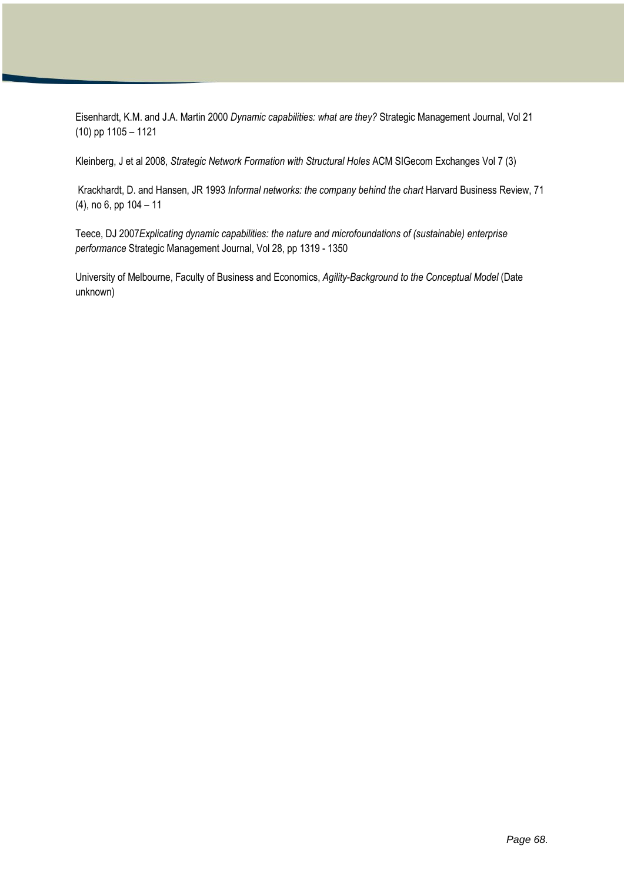Eisenhardt, K.M. and J.A. Martin 2000 *Dynamic capabilities: what are they?* Strategic Management Journal, Vol 21 (10) pp 1105 – 1121

Kleinberg, J et al 2008, *Strategic Network Formation with Structural Holes* ACM SIGecom Exchanges Vol 7 (3)

Krackhardt, D. and Hansen, JR 1993 *Informal networks: the company behind the chart* Harvard Business Review, 71 (4), no 6, pp 104 – 11

Teece, DJ 2007*Explicating dynamic capabilities: the nature and microfoundations of (sustainable) enterprise performance* Strategic Management Journal, Vol 28, pp 1319 - 1350

University of Melbourne, Faculty of Business and Economics, *Agility-Background to the Conceptual Model* (Date unknown)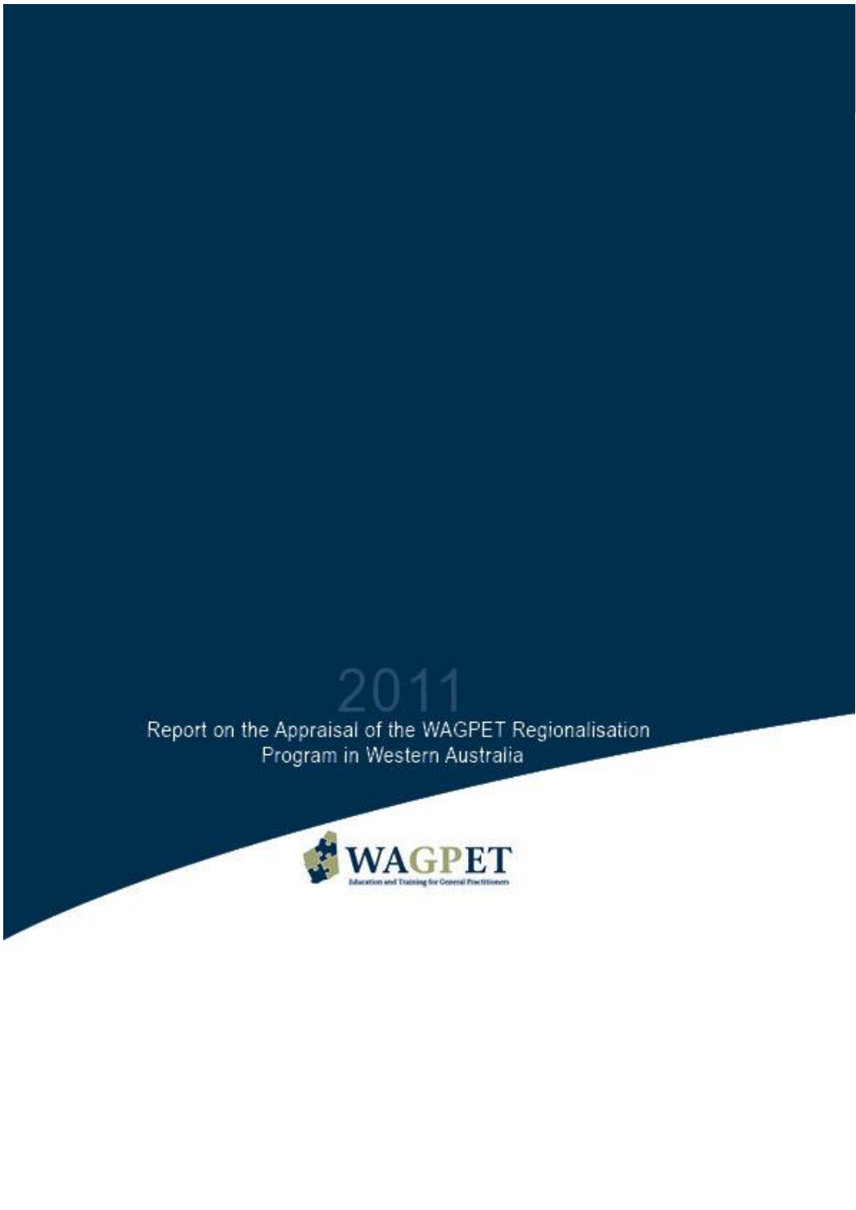2011

Report on the Appraisal of the WAGPET Regionalisation Program in Western Australia

WAGPET

Education and Training for General Practitioners